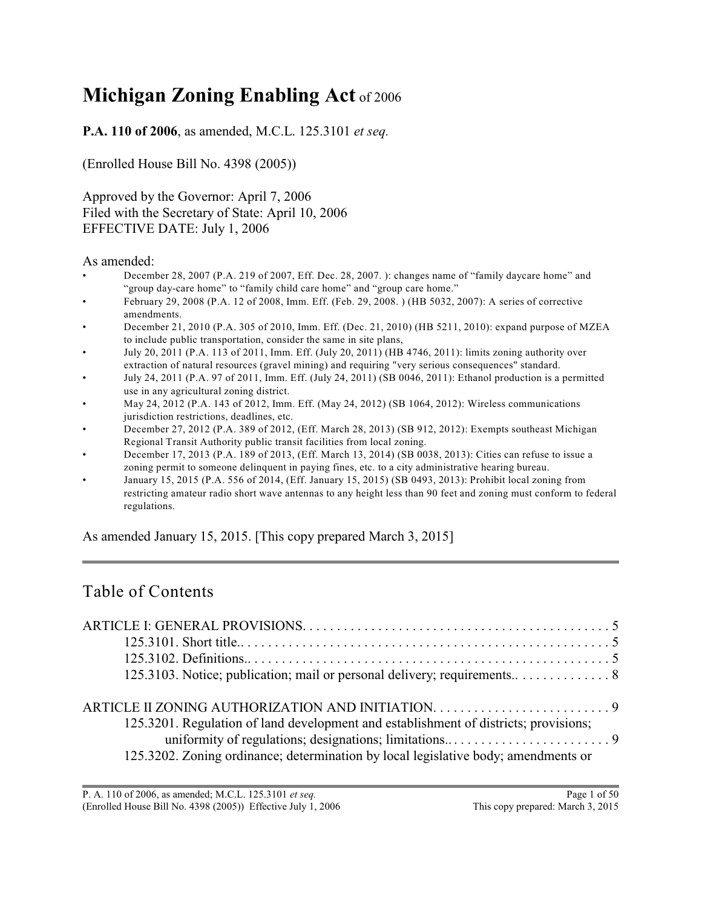# **Michigan Zoning Enabling Act** of 2006

**P.A. 110 of 2006**, as amended, M.C.L. 125.3101 *et seq*.

(Enrolled House Bill No. 4398 (2005))

Approved by the Governor: April 7, 2006
Filed with the Secretary of State: April 10, 2006
EFFECTIVE DATE: July 1, 2006

As amended:

- December 28, 2007 (P.A. 219 of 2007, Eff. Dec. 28, 2007. ): changes name of "family daycare home" and "group day-care home" to "family child care home" and "group care home."
- February 29, 2008 (P.A. 12 of 2008, Imm. Eff. (Feb. 29, 2008. ) (HB 5032, 2007): A series of corrective amendments.
- December 21, 2010 (P.A. 305 of 2010, Imm. Eff. (Dec. 21, 2010) (HB 5211, 2010): expand purpose of MZEA to include public transportation, consider the same in site plans,
- July 20, 2011 (P.A. 113 of 2011, Imm. Eff. (July 20, 2011) (HB 4746, 2011): limits zoning authority over extraction of natural resources (gravel mining) and requiring "very serious consequences" standard.
- July 24, 2011 (P.A. 97 of 2011, Imm. Eff. (July 24, 2011) (SB 0046, 2011): Ethanol production is a permitted use in any agricultural zoning district.
- May 24, 2012 (P.A. 143 of 2012, Imm. Eff. (May 24, 2012) (SB 1064, 2012): Wireless communications jurisdiction restrictions, deadlines, etc.
- December 27, 2012 (P.A. 389 of 2012, (Eff. March 28, 2013) (SB 912, 2012): Exempts southeast Michigan Regional Transit Authority public transit facilities from local zoning.
- December 17, 2013 (P.A. 189 of 2013, (Eff. March 13, 2014) (SB 0038, 2013): Cities can refuse to issue a zoning permit to someone delinquent in paying fines, etc. to a city administrative hearing bureau.
- January 15, 2015 (P.A. 556 of 2014, (Eff. January 15, 2015) (SB 0493, 2013): Prohibit local zoning from restricting amateur radio short wave antennas to any height less than 90 feet and zoning must conform to federal regulations.

As amended January 15, 2015. [This copy prepared March 3, 2015]

---

## Table of Contents

ARTICLE I: GENERAL PROVISIONS. . . . . . . . . . 5
- 125.3101. Short title.. . . . . . . . . . . 5
- 125.3102. Definitions.. . . . . . . . . . . 5
- 125.3103. Notice; publication; mail or personal delivery; requirements.. . . . . . . . . . . 8

ARTICLE II ZONING AUTHORIZATION AND INITIATION. . . . . . . . . . 9
- 125.3201. Regulation of land development and establishment of districts; provisions; uniformity of regulations; designations; limitations.. . . . . . . . . . . 9
- 125.3202. Zoning ordinance; determination by local legislative body; amendments or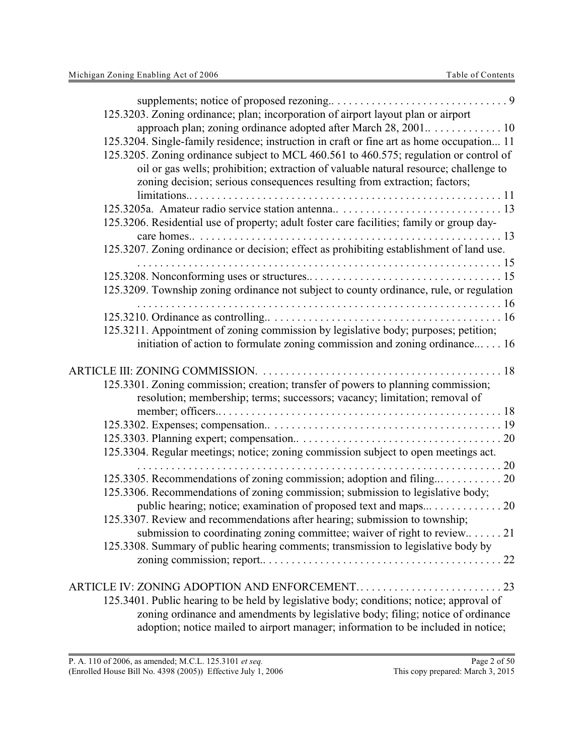supplements; notice of proposed rezoning.. . . . . . . . . . . . . . . . . . . . . . . . . . . . . . . 9

125.3203. Zoning ordinance; plan; incorporation of airport layout plan or airport approach plan; zoning ordinance adopted after March 28, 2001.. . . . . . . . . . . . . 10

125.3204. Single-family residence; instruction in craft or fine art as home occupation... 11

125.3205. Zoning ordinance subject to MCL 460.561 to 460.575; regulation or control of oil or gas wells; prohibition; extraction of valuable natural resource; challenge to zoning decision; serious consequences resulting from extraction; factors; limitations.. . . . . . . . . . . . . . . . . . . . . . . . . . . . . . . . . . . . . . . . . . . . . . . . . . . . . 11

125.3205a. Amateur radio service station antenna.. . . . . . . . . . . . . . . . . . . . . . . . . . . . . 13

125.3206. Residential use of property; adult foster care facilities; family or group day-care homes.. . . . . . . . . . . . . . . . . . . . . . . . . . . . . . . . . . . . . . . . . . . . . . . . . . . . . 13

125.3207. Zoning ordinance or decision; effect as prohibiting establishment of land use. . . . . . . . . . . . . . . . . . . . . . . . . . . . . . . . . . . . . . . . . . . . . . . . . . . . . . . . . . . . . . . . . 15

125.3208. Nonconforming uses or structures.. . . . . . . . . . . . . . . . . . . . . . . . . . . . . . . . . . 15

125.3209. Township zoning ordinance not subject to county ordinance, rule, or regulation . . . . . . . . . . . . . . . . . . . . . . . . . . . . . . . . . . . . . . . . . . . . . . . . . . . . . . . . . . . . . . . . . 16

125.3210. Ordinance as controlling.. . . . . . . . . . . . . . . . . . . . . . . . . . . . . . . . . . . . . . . . . 16

125.3211. Appointment of zoning commission by legislative body; purposes; petition; initiation of action to formulate zoning commission and zoning ordinance... . . . 16

ARTICLE III: ZONING COMMISSION. . . . . . . . . . . . . . . . . . . . . . . . . . . . . . . . . . . . . . . . . . 18

125.3301. Zoning commission; creation; transfer of powers to planning commission; resolution; membership; terms; successors; vacancy; limitation; removal of member; officers.. . . . . . . . . . . . . . . . . . . . . . . . . . . . . . . . . . . . . . . . . . . . . . . . . . 18

125.3302. Expenses; compensation.. . . . . . . . . . . . . . . . . . . . . . . . . . . . . . . . . . . . . . . . . 19

125.3303. Planning expert; compensation.. . . . . . . . . . . . . . . . . . . . . . . . . . . . . . . . . . . . 20

125.3304. Regular meetings; notice; zoning commission subject to open meetings act. . . . . . . . . . . . . . . . . . . . . . . . . . . . . . . . . . . . . . . . . . . . . . . . . . . . . . . . . . . . . . . . . 20

125.3305. Recommendations of zoning commission; adoption and filing... . . . . . . . . . . 20

125.3306. Recommendations of zoning commission; submission to legislative body; public hearing; notice; examination of proposed text and maps... . . . . . . . . . . . . 20

125.3307. Review and recommendations after hearing; submission to township; submission to coordinating zoning committee; waiver of right to review.. . . . . . 21

125.3308. Summary of public hearing comments; transmission to legislative body by zoning commission; report.. . . . . . . . . . . . . . . . . . . . . . . . . . . . . . . . . . . . . . . . . 22

ARTICLE IV: ZONING ADOPTION AND ENFORCEMENT. . . . . . . . . . . . . . . . . . . . . . . . . . 23

125.3401. Public hearing to be held by legislative body; conditions; notice; approval of zoning ordinance and amendments by legislative body; filing; notice of ordinance adoption; notice mailed to airport manager; information to be included in notice;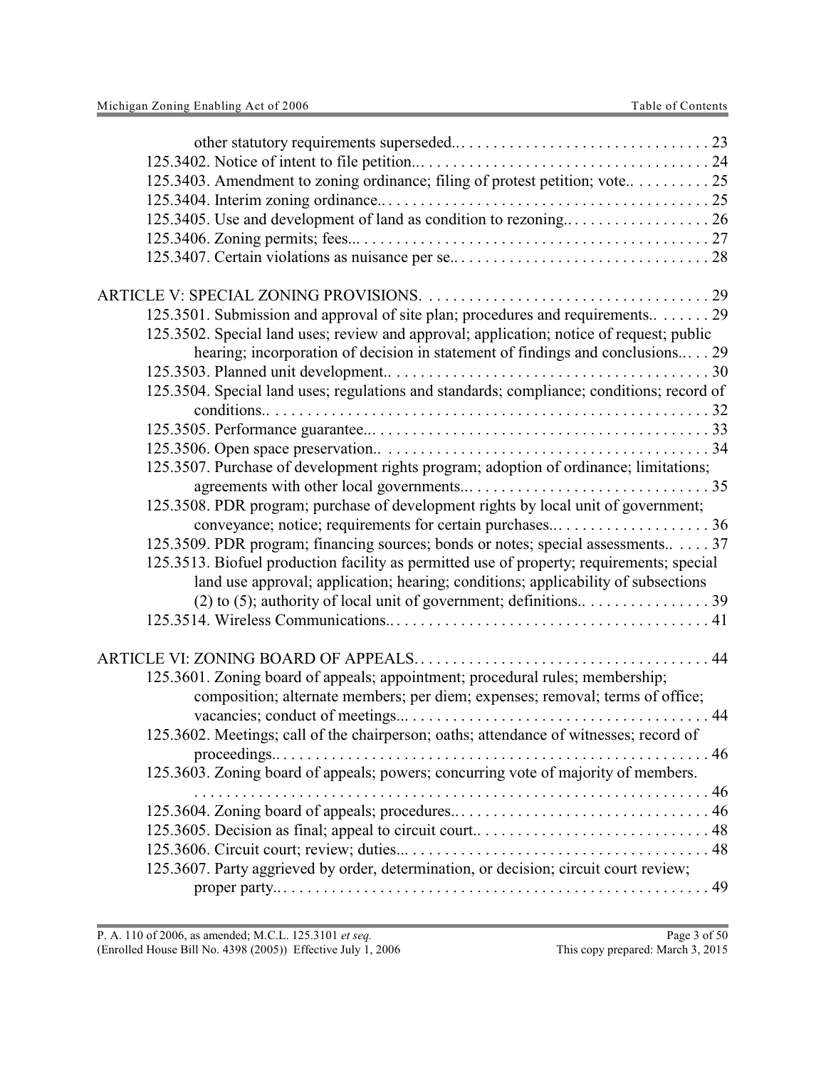other statutory requirements superseded.. . . . . . . . . . . . . . . . . . . . . . . . . . . . . . . 23

125.3402. Notice of intent to file petition... . . . . . . . . . . . . . . . . . . . . . . . . . . . . . . . . . . 24

125.3403. Amendment to zoning ordinance; filing of protest petition; vote.. . . . . . . . . . 25

125.3404. Interim zoning ordinance.. . . . . . . . . . . . . . . . . . . . . . . . . . . . . . . . . . . . . . . 25

125.3405. Use and development of land as condition to rezoning.. . . . . . . . . . . . . . . . . 26

125.3406. Zoning permits; fees... . . . . . . . . . . . . . . . . . . . . . . . . . . . . . . . . . . . . . . . . . 27

125.3407. Certain violations as nuisance per se.. . . . . . . . . . . . . . . . . . . . . . . . . . . . . . . 28

ARTICLE V: SPECIAL ZONING PROVISIONS. . . . . . . . . . . . . . . . . . . . . . . . . . . . . . . . . . . 29

125.3501. Submission and approval of site plan; procedures and requirements.. . . . . . . 29

125.3502. Special land uses; review and approval; application; notice of request; public hearing; incorporation of decision in statement of findings and conclusions.. . . . 29

125.3503. Planned unit development.. . . . . . . . . . . . . . . . . . . . . . . . . . . . . . . . . . . . . . . 30

125.3504. Special land uses; regulations and standards; compliance; conditions; record of conditions.. . . . . . . . . . . . . . . . . . . . . . . . . . . . . . . . . . . . . . . . . . . . . . . . . . . . 32

125.3505. Performance guarantee... . . . . . . . . . . . . . . . . . . . . . . . . . . . . . . . . . . . . . . . . 33

125.3506. Open space preservation.. . . . . . . . . . . . . . . . . . . . . . . . . . . . . . . . . . . . . . . . 34

125.3507. Purchase of development rights program; adoption of ordinance; limitations; agreements with other local governments... . . . . . . . . . . . . . . . . . . . . . . . . . . . . 35

125.3508. PDR program; purchase of development rights by local unit of government; conveyance; notice; requirements for certain purchases... . . . . . . . . . . . . . . . . . . . 36

125.3509. PDR program; financing sources; bonds or notes; special assessments.. . . . . 37

125.3513. Biofuel production facility as permitted use of property; requirements; special land use approval; application; hearing; conditions; applicability of subsections (2) to (5); authority of local unit of government; definitions.. . . . . . . . . . . . . . . . 39

125.3514. Wireless Communications.. . . . . . . . . . . . . . . . . . . . . . . . . . . . . . . . . . . . . . . 41

ARTICLE VI: ZONING BOARD OF APPEALS. . . . . . . . . . . . . . . . . . . . . . . . . . . . . . . . . . . 44

125.3601. Zoning board of appeals; appointment; procedural rules; membership; composition; alternate members; per diem; expenses; removal; terms of office; vacancies; conduct of meetings... . . . . . . . . . . . . . . . . . . . . . . . . . . . . . . . . . . . . 44

125.3602. Meetings; call of the chairperson; oaths; attendance of witnesses; record of proceedings.. . . . . . . . . . . . . . . . . . . . . . . . . . . . . . . . . . . . . . . . . . . . . . . . . . . 46

125.3603. Zoning board of appeals; powers; concurring vote of majority of members. . . . . . . . . . . . . . . . . . . . . . . . . . . . . . . . . . . . . . . . . . . . . . . . . . . . . . . . . . . . . . 46

125.3604. Zoning board of appeals; procedures... . . . . . . . . . . . . . . . . . . . . . . . . . . . . . . 46

125.3605. Decision as final; appeal to circuit court.. . . . . . . . . . . . . . . . . . . . . . . . . . . . 48

125.3606. Circuit court; review; duties... . . . . . . . . . . . . . . . . . . . . . . . . . . . . . . . . . . . . 48

125.3607. Party aggrieved by order, determination, or decision; circuit court review; proper party.. . . . . . . . . . . . . . . . . . . . . . . . . . . . . . . . . . . . . . . . . . . . . . . . . . . . 49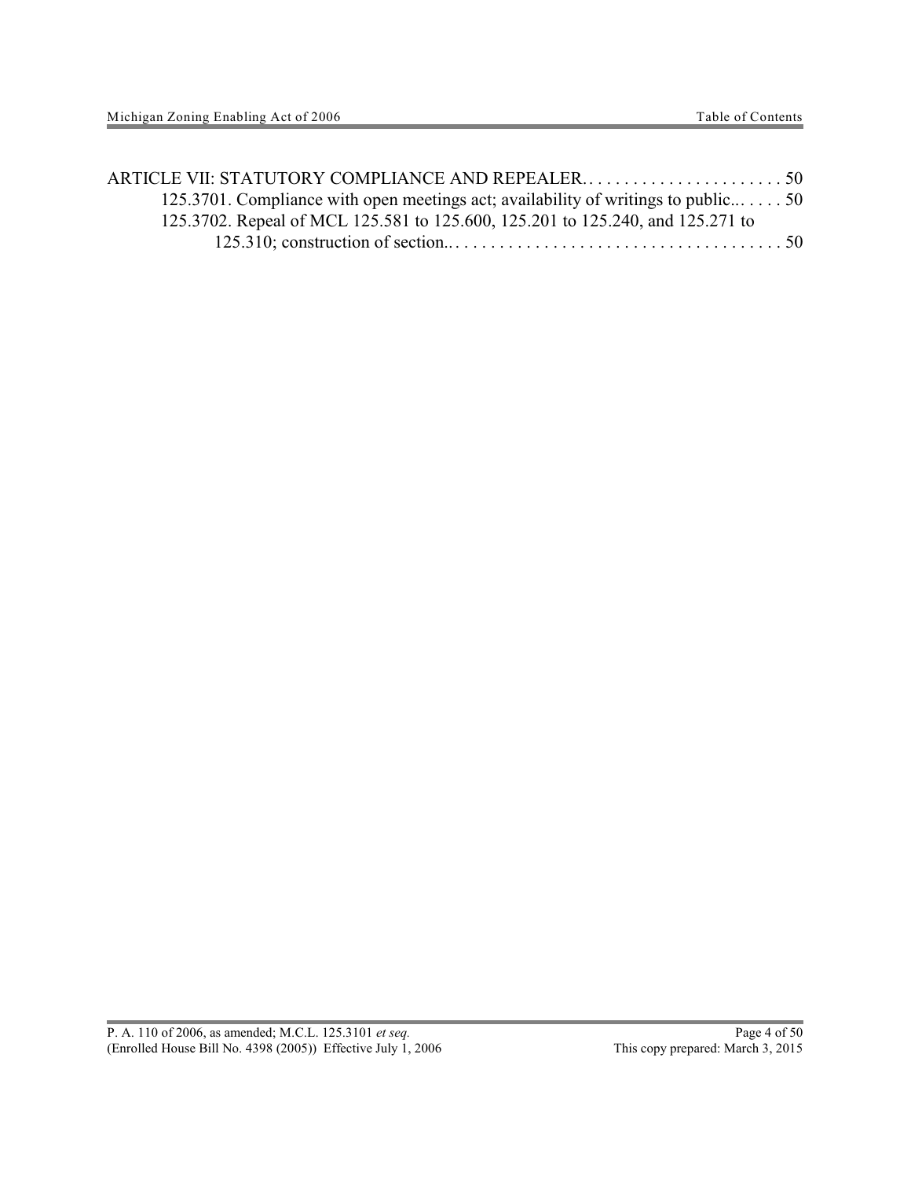ARTICLE VII: STATUTORY COMPLIANCE AND REPEALER. . . . . . . . . . . . . . . . . . . . . . . 50

125.3701. Compliance with open meetings act; availability of writings to public... . . . . 50

125.3702. Repeal of MCL 125.581 to 125.600, 125.201 to 125.240, and 125.271 to 125.310; construction of section.. . . . . . . . . . . . . . . . . . . . . . . . . . . . . . . . . . . . . . 50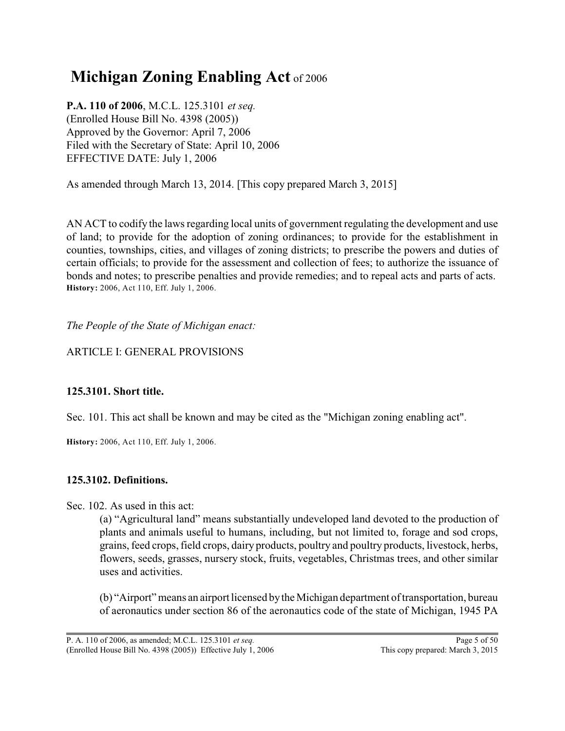# **Michigan Zoning Enabling Act** of 2006

**P.A. 110 of 2006**, M.C.L. 125.3101 *et seq.*
(Enrolled House Bill No. 4398 (2005))
Approved by the Governor: April 7, 2006
Filed with the Secretary of State: April 10, 2006
EFFECTIVE DATE: July 1, 2006

As amended through March 13, 2014. [This copy prepared March 3, 2015]

AN ACT to codify the laws regarding local units of government regulating the development and use of land; to provide for the adoption of zoning ordinances; to provide for the establishment in counties, townships, cities, and villages of zoning districts; to prescribe the powers and duties of certain officials; to provide for the assessment and collection of fees; to authorize the issuance of bonds and notes; to prescribe penalties and provide remedies; and to repeal acts and parts of acts.
**History:** 2006, Act 110, Eff. July 1, 2006.

*The People of the State of Michigan enact:*

ARTICLE I: GENERAL PROVISIONS

### **125.3101. Short title.**

Sec. 101. This act shall be known and may be cited as the "Michigan zoning enabling act".

**History:** 2006, Act 110, Eff. July 1, 2006.

### **125.3102. Definitions.**

Sec. 102. As used in this act:

(a) "Agricultural land" means substantially undeveloped land devoted to the production of plants and animals useful to humans, including, but not limited to, forage and sod crops, grains, feed crops, field crops, dairy products, poultry and poultry products, livestock, herbs, flowers, seeds, grasses, nursery stock, fruits, vegetables, Christmas trees, and other similar uses and activities.

(b) "Airport" means an airport licensed by the Michigan department of transportation, bureau of aeronautics under section 86 of the aeronautics code of the state of Michigan, 1945 PA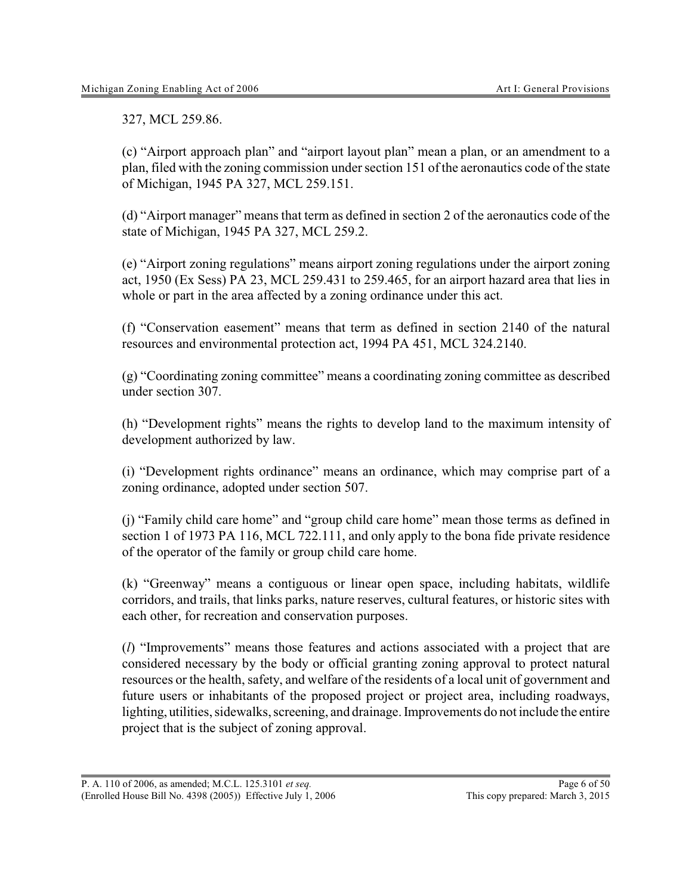327, MCL 259.86.

(c) "Airport approach plan" and "airport layout plan" mean a plan, or an amendment to a plan, filed with the zoning commission under section 151 of the aeronautics code of the state of Michigan, 1945 PA 327, MCL 259.151.

(d) "Airport manager" means that term as defined in section 2 of the aeronautics code of the state of Michigan, 1945 PA 327, MCL 259.2.

(e) "Airport zoning regulations" means airport zoning regulations under the airport zoning act, 1950 (Ex Sess) PA 23, MCL 259.431 to 259.465, for an airport hazard area that lies in whole or part in the area affected by a zoning ordinance under this act.

(f) "Conservation easement" means that term as defined in section 2140 of the natural resources and environmental protection act, 1994 PA 451, MCL 324.2140.

(g) "Coordinating zoning committee" means a coordinating zoning committee as described under section 307.

(h) "Development rights" means the rights to develop land to the maximum intensity of development authorized by law.

(i) "Development rights ordinance" means an ordinance, which may comprise part of a zoning ordinance, adopted under section 507.

(j) "Family child care home" and "group child care home" mean those terms as defined in section 1 of 1973 PA 116, MCL 722.111, and only apply to the bona fide private residence of the operator of the family or group child care home.

(k) "Greenway" means a contiguous or linear open space, including habitats, wildlife corridors, and trails, that links parks, nature reserves, cultural features, or historic sites with each other, for recreation and conservation purposes.

(*l*) "Improvements" means those features and actions associated with a project that are considered necessary by the body or official granting zoning approval to protect natural resources or the health, safety, and welfare of the residents of a local unit of government and future users or inhabitants of the proposed project or project area, including roadways, lighting, utilities, sidewalks, screening, and drainage. Improvements do not include the entire project that is the subject of zoning approval.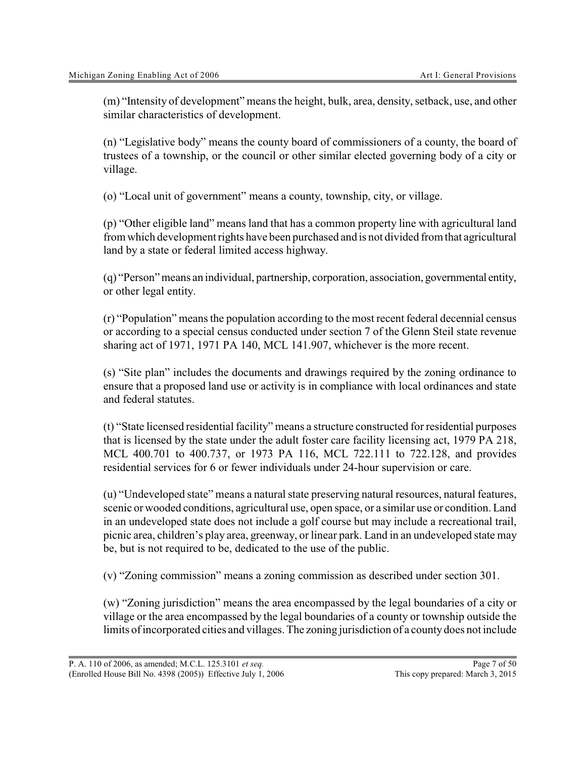(m) "Intensity of development" means the height, bulk, area, density, setback, use, and other similar characteristics of development.

(n) "Legislative body" means the county board of commissioners of a county, the board of trustees of a township, or the council or other similar elected governing body of a city or village.

(o) "Local unit of government" means a county, township, city, or village.

(p) "Other eligible land" means land that has a common property line with agricultural land from which development rights have been purchased and is not divided from that agricultural land by a state or federal limited access highway.

(q) "Person" means an individual, partnership, corporation, association, governmental entity, or other legal entity.

(r) "Population" means the population according to the most recent federal decennial census or according to a special census conducted under section 7 of the Glenn Steil state revenue sharing act of 1971, 1971 PA 140, MCL 141.907, whichever is the more recent.

(s) "Site plan" includes the documents and drawings required by the zoning ordinance to ensure that a proposed land use or activity is in compliance with local ordinances and state and federal statutes.

(t) "State licensed residential facility" means a structure constructed for residential purposes that is licensed by the state under the adult foster care facility licensing act, 1979 PA 218, MCL 400.701 to 400.737, or 1973 PA 116, MCL 722.111 to 722.128, and provides residential services for 6 or fewer individuals under 24-hour supervision or care.

(u) "Undeveloped state" means a natural state preserving natural resources, natural features, scenic or wooded conditions, agricultural use, open space, or a similar use or condition. Land in an undeveloped state does not include a golf course but may include a recreational trail, picnic area, children's play area, greenway, or linear park. Land in an undeveloped state may be, but is not required to be, dedicated to the use of the public.

(v) "Zoning commission" means a zoning commission as described under section 301.

(w) "Zoning jurisdiction" means the area encompassed by the legal boundaries of a city or village or the area encompassed by the legal boundaries of a county or township outside the limits of incorporated cities and villages. The zoning jurisdiction of a county does not include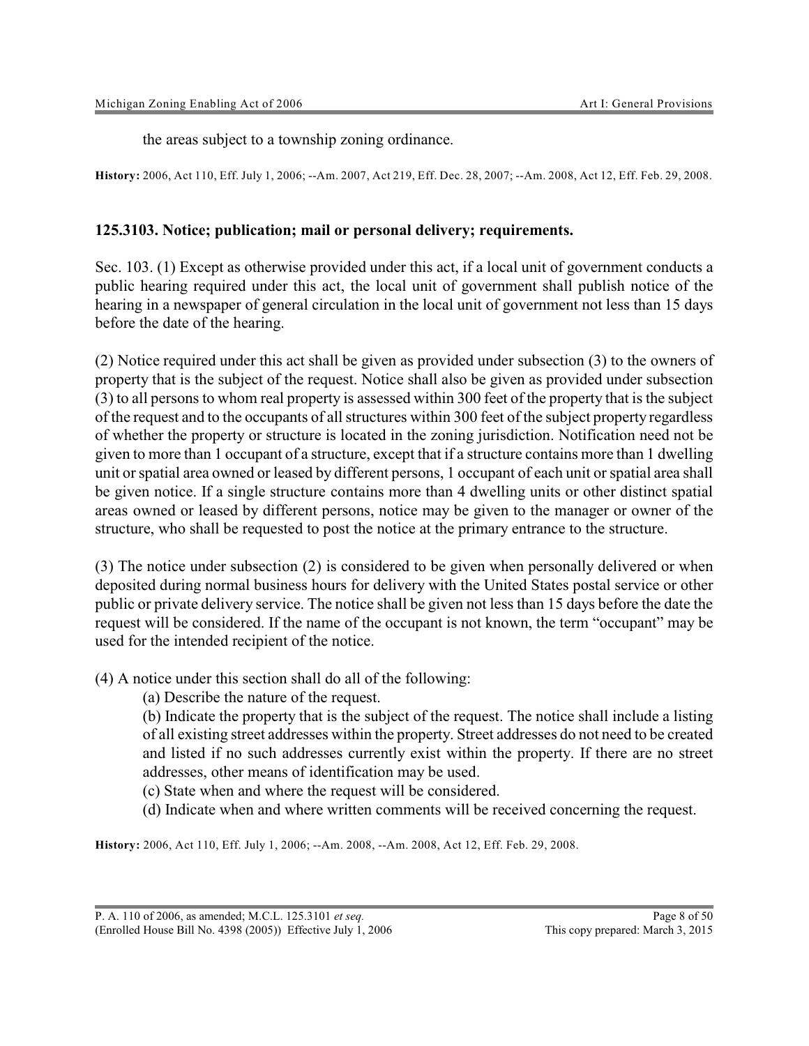the areas subject to a township zoning ordinance.

**History:** 2006, Act 110, Eff. July 1, 2006; --Am. 2007, Act 219, Eff. Dec. 28, 2007; --Am. 2008, Act 12, Eff. Feb. 29, 2008.

### 125.3103. Notice; publication; mail or personal delivery; requirements.

Sec. 103. (1) Except as otherwise provided under this act, if a local unit of government conducts a public hearing required under this act, the local unit of government shall publish notice of the hearing in a newspaper of general circulation in the local unit of government not less than 15 days before the date of the hearing.

(2) Notice required under this act shall be given as provided under subsection (3) to the owners of property that is the subject of the request. Notice shall also be given as provided under subsection (3) to all persons to whom real property is assessed within 300 feet of the property that is the subject of the request and to the occupants of all structures within 300 feet of the subject property regardless of whether the property or structure is located in the zoning jurisdiction. Notification need not be given to more than 1 occupant of a structure, except that if a structure contains more than 1 dwelling unit or spatial area owned or leased by different persons, 1 occupant of each unit or spatial area shall be given notice. If a single structure contains more than 4 dwelling units or other distinct spatial areas owned or leased by different persons, notice may be given to the manager or owner of the structure, who shall be requested to post the notice at the primary entrance to the structure.

(3) The notice under subsection (2) is considered to be given when personally delivered or when deposited during normal business hours for delivery with the United States postal service or other public or private delivery service. The notice shall be given not less than 15 days before the date the request will be considered. If the name of the occupant is not known, the term "occupant" may be used for the intended recipient of the notice.

(4) A notice under this section shall do all of the following:

(a) Describe the nature of the request.

(b) Indicate the property that is the subject of the request. The notice shall include a listing of all existing street addresses within the property. Street addresses do not need to be created and listed if no such addresses currently exist within the property. If there are no street addresses, other means of identification may be used.

(c) State when and where the request will be considered.

(d) Indicate when and where written comments will be received concerning the request.

**History:** 2006, Act 110, Eff. July 1, 2006; --Am. 2008, --Am. 2008, Act 12, Eff. Feb. 29, 2008.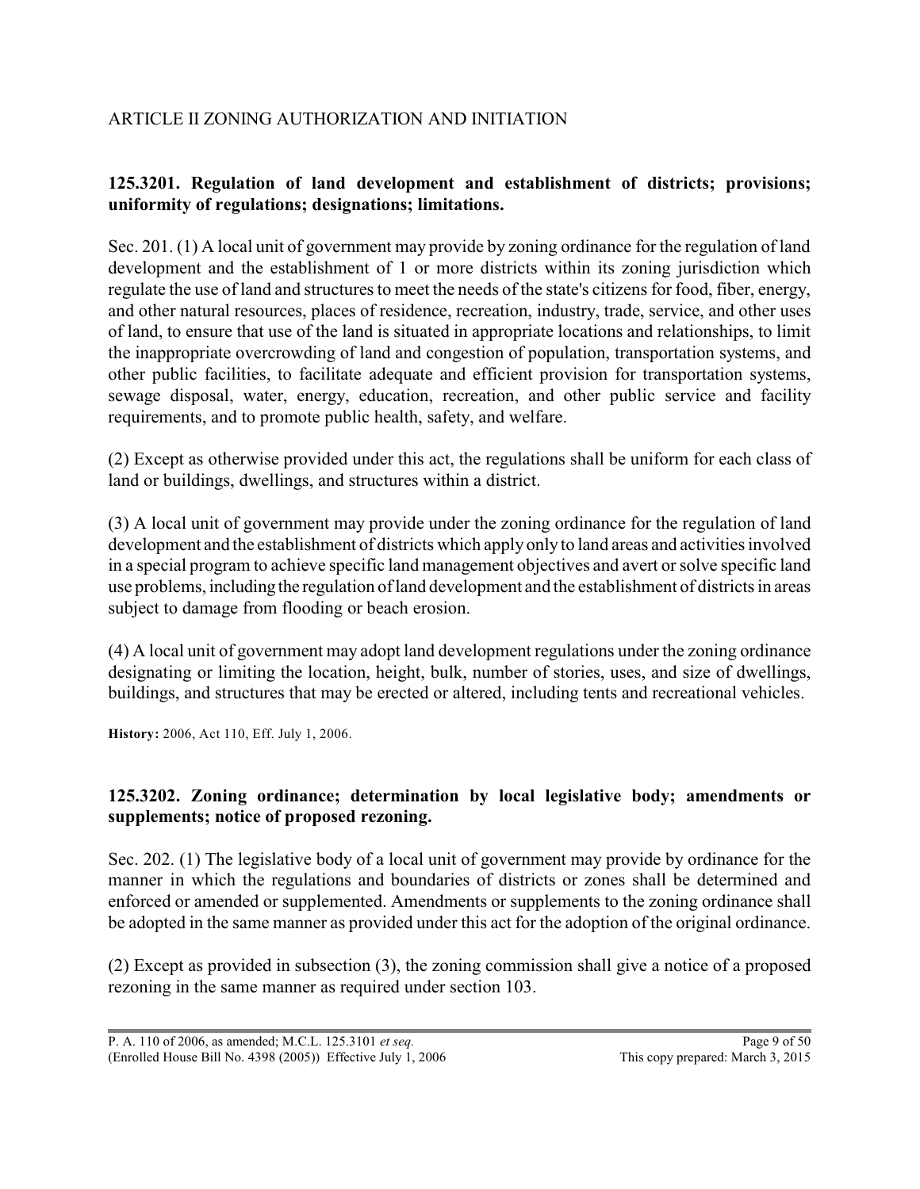## ARTICLE II ZONING AUTHORIZATION AND INITIATION

### 125.3201. Regulation of land development and establishment of districts; provisions; uniformity of regulations; designations; limitations.

Sec. 201. (1) A local unit of government may provide by zoning ordinance for the regulation of land development and the establishment of 1 or more districts within its zoning jurisdiction which regulate the use of land and structures to meet the needs of the state's citizens for food, fiber, energy, and other natural resources, places of residence, recreation, industry, trade, service, and other uses of land, to ensure that use of the land is situated in appropriate locations and relationships, to limit the inappropriate overcrowding of land and congestion of population, transportation systems, and other public facilities, to facilitate adequate and efficient provision for transportation systems, sewage disposal, water, energy, education, recreation, and other public service and facility requirements, and to promote public health, safety, and welfare.

(2) Except as otherwise provided under this act, the regulations shall be uniform for each class of land or buildings, dwellings, and structures within a district.

(3) A local unit of government may provide under the zoning ordinance for the regulation of land development and the establishment of districts which apply only to land areas and activities involved in a special program to achieve specific land management objectives and avert or solve specific land use problems, including the regulation of land development and the establishment of districts in areas subject to damage from flooding or beach erosion.

(4) A local unit of government may adopt land development regulations under the zoning ordinance designating or limiting the location, height, bulk, number of stories, uses, and size of dwellings, buildings, and structures that may be erected or altered, including tents and recreational vehicles.

**History:** 2006, Act 110, Eff. July 1, 2006.

### 125.3202. Zoning ordinance; determination by local legislative body; amendments or supplements; notice of proposed rezoning.

Sec. 202. (1) The legislative body of a local unit of government may provide by ordinance for the manner in which the regulations and boundaries of districts or zones shall be determined and enforced or amended or supplemented. Amendments or supplements to the zoning ordinance shall be adopted in the same manner as provided under this act for the adoption of the original ordinance.

(2) Except as provided in subsection (3), the zoning commission shall give a notice of a proposed rezoning in the same manner as required under section 103.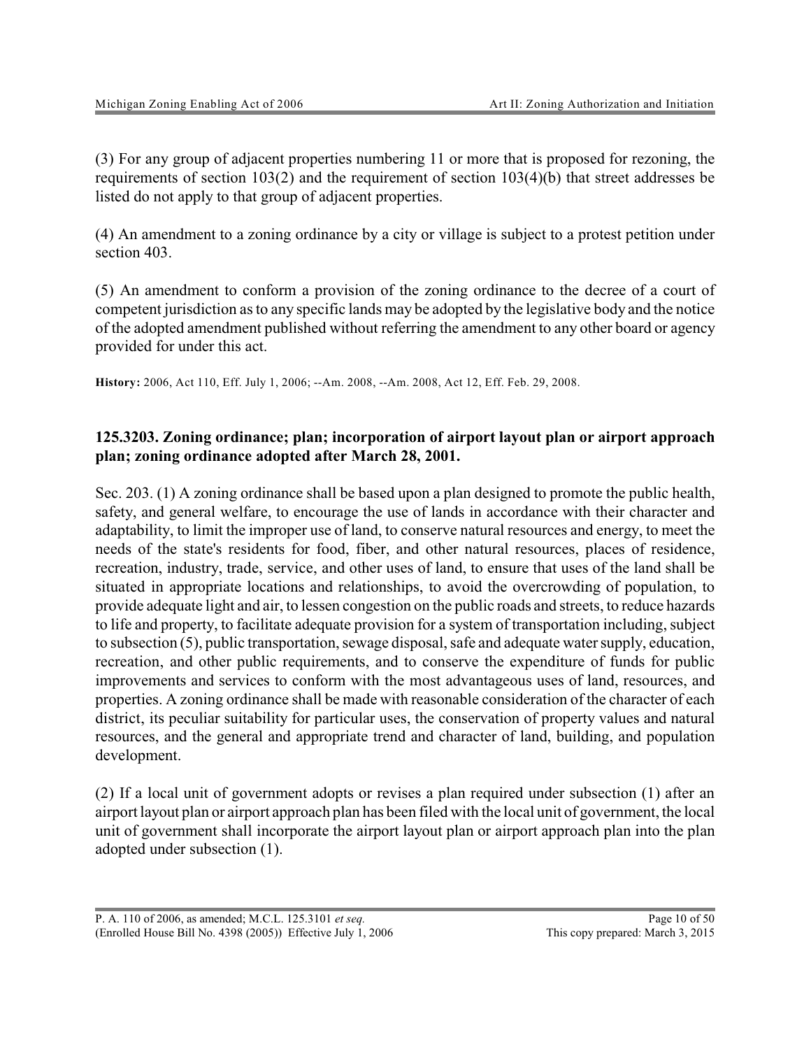(3) For any group of adjacent properties numbering 11 or more that is proposed for rezoning, the requirements of section 103(2) and the requirement of section 103(4)(b) that street addresses be listed do not apply to that group of adjacent properties.

(4) An amendment to a zoning ordinance by a city or village is subject to a protest petition under section 403.

(5) An amendment to conform a provision of the zoning ordinance to the decree of a court of competent jurisdiction as to any specific lands may be adopted by the legislative body and the notice of the adopted amendment published without referring the amendment to any other board or agency provided for under this act.

**History:** 2006, Act 110, Eff. July 1, 2006; --Am. 2008, --Am. 2008, Act 12, Eff. Feb. 29, 2008.

### 125.3203. Zoning ordinance; plan; incorporation of airport layout plan or airport approach plan; zoning ordinance adopted after March 28, 2001.

Sec. 203. (1) A zoning ordinance shall be based upon a plan designed to promote the public health, safety, and general welfare, to encourage the use of lands in accordance with their character and adaptability, to limit the improper use of land, to conserve natural resources and energy, to meet the needs of the state's residents for food, fiber, and other natural resources, places of residence, recreation, industry, trade, service, and other uses of land, to ensure that uses of the land shall be situated in appropriate locations and relationships, to avoid the overcrowding of population, to provide adequate light and air, to lessen congestion on the public roads and streets, to reduce hazards to life and property, to facilitate adequate provision for a system of transportation including, subject to subsection (5), public transportation, sewage disposal, safe and adequate water supply, education, recreation, and other public requirements, and to conserve the expenditure of funds for public improvements and services to conform with the most advantageous uses of land, resources, and properties. A zoning ordinance shall be made with reasonable consideration of the character of each district, its peculiar suitability for particular uses, the conservation of property values and natural resources, and the general and appropriate trend and character of land, building, and population development.

(2) If a local unit of government adopts or revises a plan required under subsection (1) after an airport layout plan or airport approach plan has been filed with the local unit of government, the local unit of government shall incorporate the airport layout plan or airport approach plan into the plan adopted under subsection (1).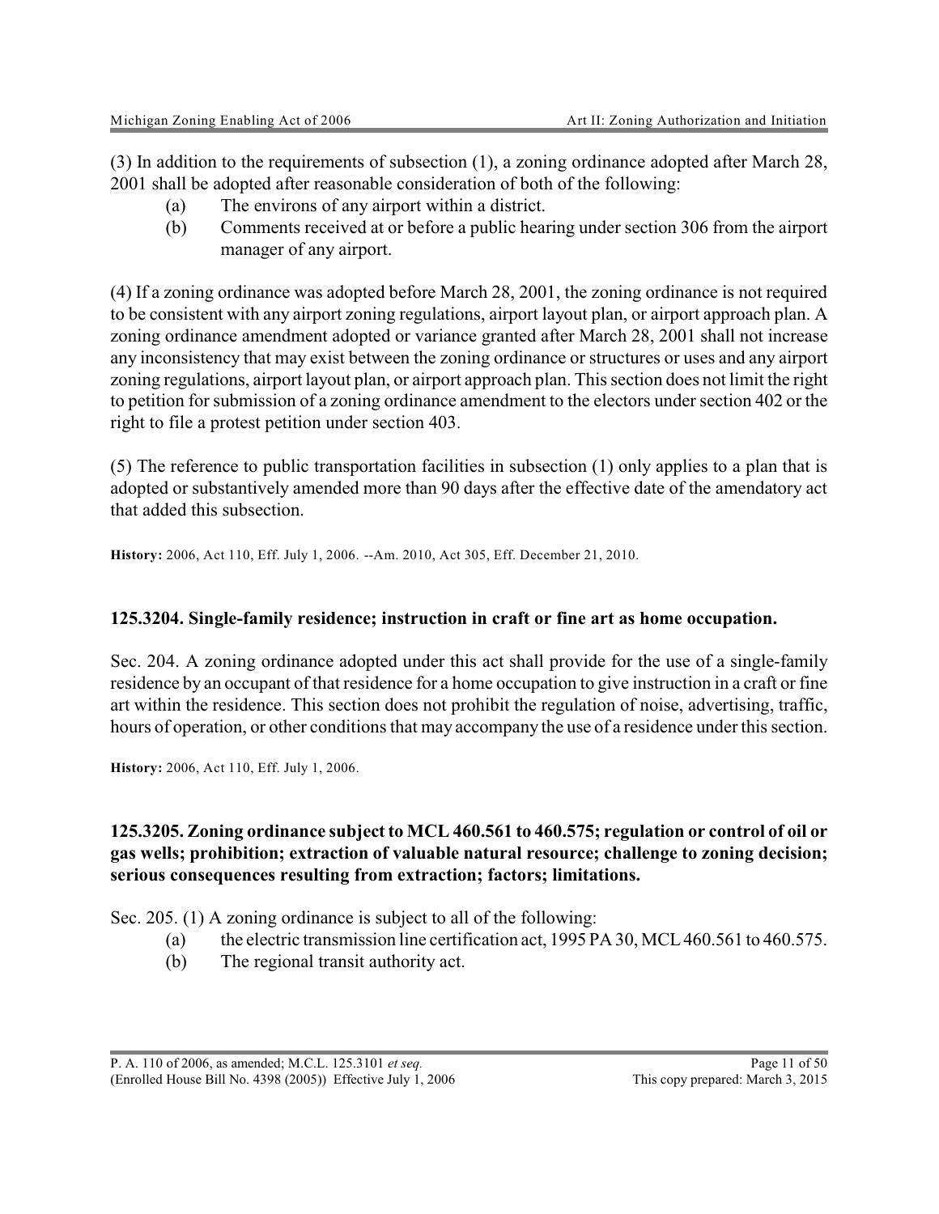(3) In addition to the requirements of subsection (1), a zoning ordinance adopted after March 28, 2001 shall be adopted after reasonable consideration of both of the following:

- (a) The environs of any airport within a district.
- (b) Comments received at or before a public hearing under section 306 from the airport manager of any airport.

(4) If a zoning ordinance was adopted before March 28, 2001, the zoning ordinance is not required to be consistent with any airport zoning regulations, airport layout plan, or airport approach plan. A zoning ordinance amendment adopted or variance granted after March 28, 2001 shall not increase any inconsistency that may exist between the zoning ordinance or structures or uses and any airport zoning regulations, airport layout plan, or airport approach plan. This section does not limit the right to petition for submission of a zoning ordinance amendment to the electors under section 402 or the right to file a protest petition under section 403.

(5) The reference to public transportation facilities in subsection (1) only applies to a plan that is adopted or substantively amended more than 90 days after the effective date of the amendatory act that added this subsection.

**History:** 2006, Act 110, Eff. July 1, 2006. --Am. 2010, Act 305, Eff. December 21, 2010.

### 125.3204. Single-family residence; instruction in craft or fine art as home occupation.

Sec. 204. A zoning ordinance adopted under this act shall provide for the use of a single-family residence by an occupant of that residence for a home occupation to give instruction in a craft or fine art within the residence. This section does not prohibit the regulation of noise, advertising, traffic, hours of operation, or other conditions that may accompany the use of a residence under this section.

**History:** 2006, Act 110, Eff. July 1, 2006.

### 125.3205. Zoning ordinance subject to MCL 460.561 to 460.575; regulation or control of oil or gas wells; prohibition; extraction of valuable natural resource; challenge to zoning decision; serious consequences resulting from extraction; factors; limitations.

Sec. 205. (1) A zoning ordinance is subject to all of the following:

- (a) the electric transmission line certification act, 1995 PA 30, MCL 460.561 to 460.575.
- (b) The regional transit authority act.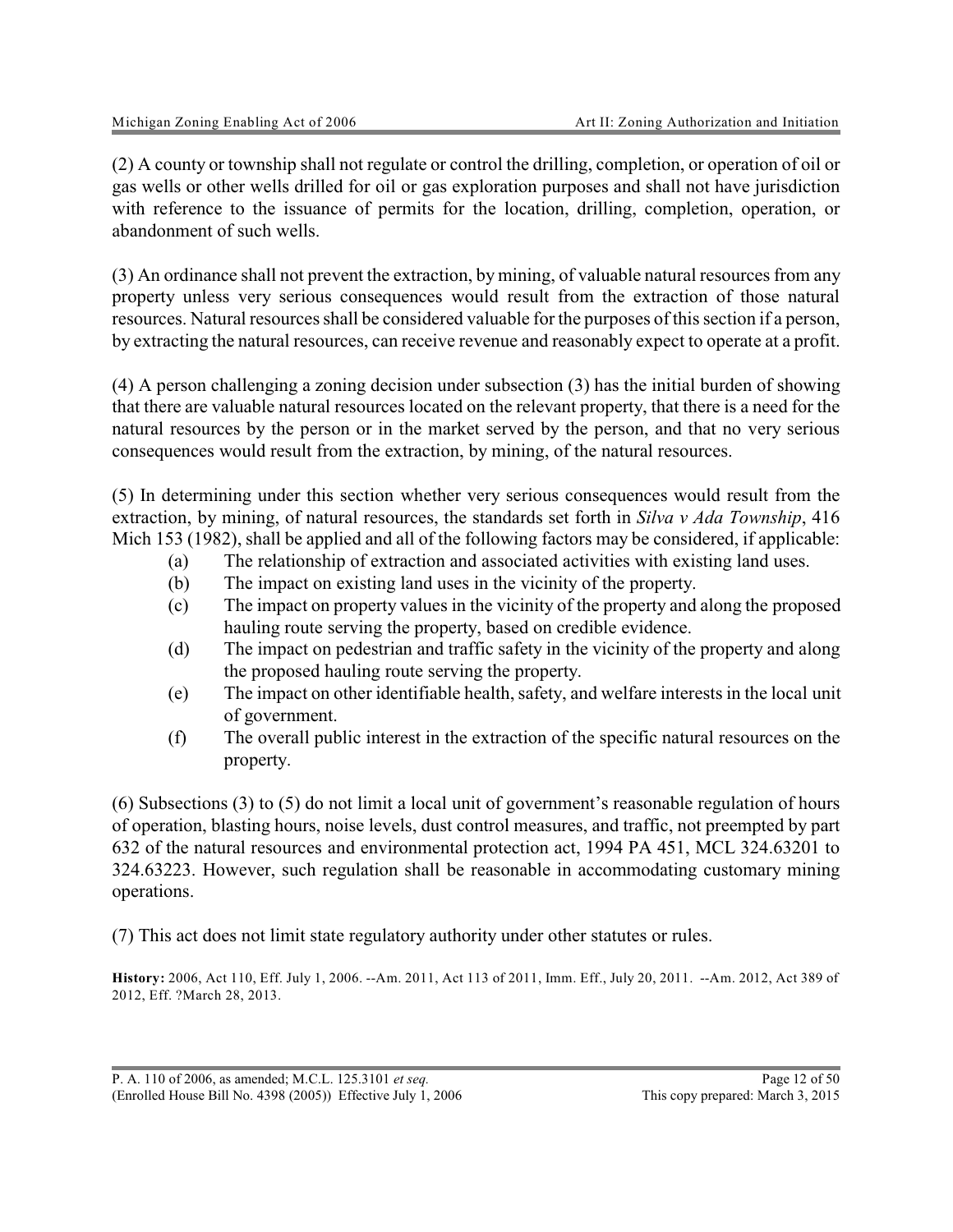(2) A county or township shall not regulate or control the drilling, completion, or operation of oil or gas wells or other wells drilled for oil or gas exploration purposes and shall not have jurisdiction with reference to the issuance of permits for the location, drilling, completion, operation, or abandonment of such wells.

(3) An ordinance shall not prevent the extraction, by mining, of valuable natural resources from any property unless very serious consequences would result from the extraction of those natural resources. Natural resources shall be considered valuable for the purposes of this section if a person, by extracting the natural resources, can receive revenue and reasonably expect to operate at a profit.

(4) A person challenging a zoning decision under subsection (3) has the initial burden of showing that there are valuable natural resources located on the relevant property, that there is a need for the natural resources by the person or in the market served by the person, and that no very serious consequences would result from the extraction, by mining, of the natural resources.

(5) In determining under this section whether very serious consequences would result from the extraction, by mining, of natural resources, the standards set forth in *Silva v Ada Township*, 416 Mich 153 (1982), shall be applied and all of the following factors may be considered, if applicable:

- (a) The relationship of extraction and associated activities with existing land uses.
- (b) The impact on existing land uses in the vicinity of the property.
- (c) The impact on property values in the vicinity of the property and along the proposed hauling route serving the property, based on credible evidence.
- (d) The impact on pedestrian and traffic safety in the vicinity of the property and along the proposed hauling route serving the property.
- (e) The impact on other identifiable health, safety, and welfare interests in the local unit of government.
- (f) The overall public interest in the extraction of the specific natural resources on the property.

(6) Subsections (3) to (5) do not limit a local unit of government's reasonable regulation of hours of operation, blasting hours, noise levels, dust control measures, and traffic, not preempted by part 632 of the natural resources and environmental protection act, 1994 PA 451, MCL 324.63201 to 324.63223. However, such regulation shall be reasonable in accommodating customary mining operations.

(7) This act does not limit state regulatory authority under other statutes or rules.

**History:** 2006, Act 110, Eff. July 1, 2006. --Am. 2011, Act 113 of 2011, Imm. Eff., July 20, 2011. --Am. 2012, Act 389 of 2012, Eff. ?March 28, 2013.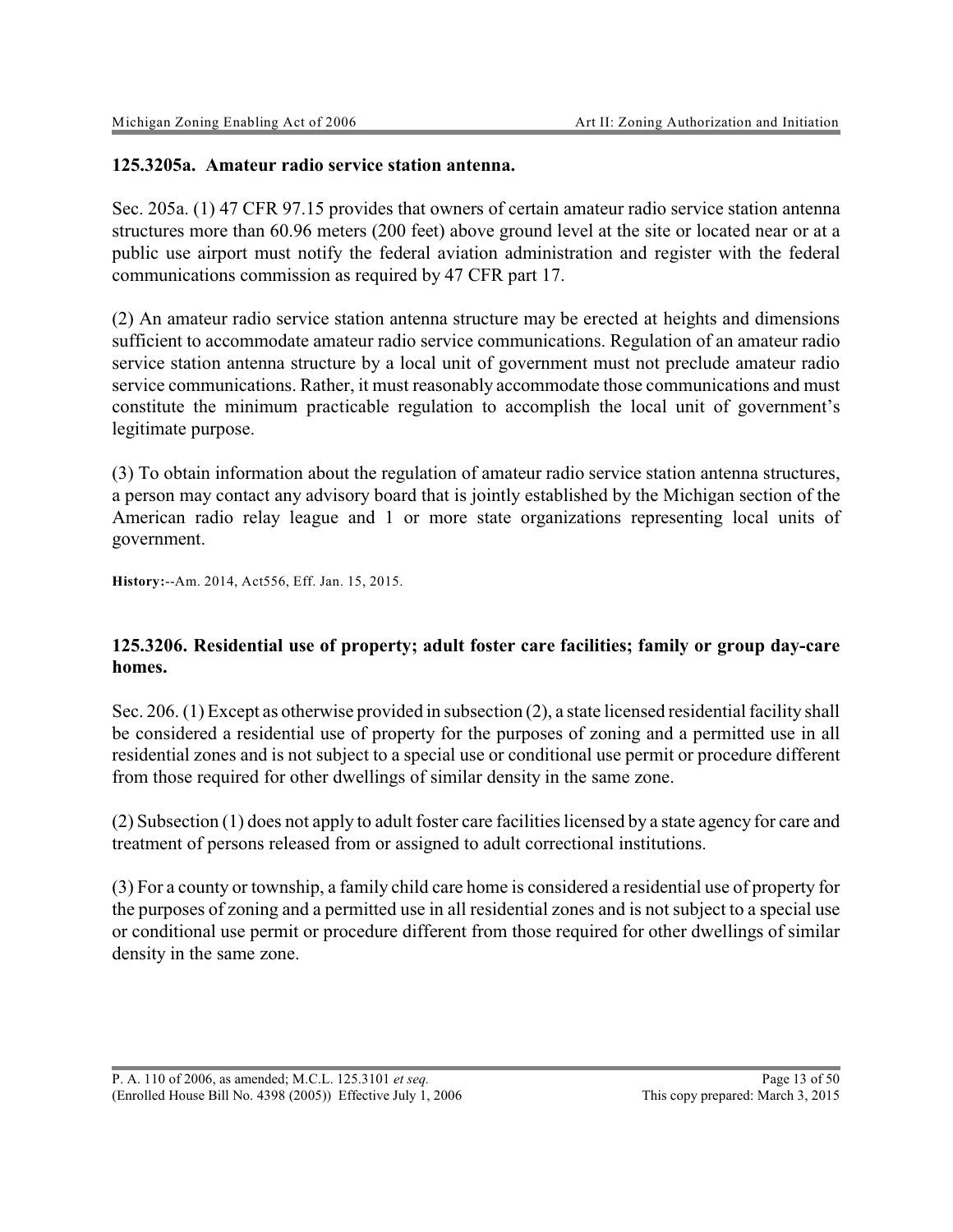### 125.3205a. Amateur radio service station antenna.

Sec. 205a. (1) 47 CFR 97.15 provides that owners of certain amateur radio service station antenna structures more than 60.96 meters (200 feet) above ground level at the site or located near or at a public use airport must notify the federal aviation administration and register with the federal communications commission as required by 47 CFR part 17.

(2) An amateur radio service station antenna structure may be erected at heights and dimensions sufficient to accommodate amateur radio service communications. Regulation of an amateur radio service station antenna structure by a local unit of government must not preclude amateur radio service communications. Rather, it must reasonably accommodate those communications and must constitute the minimum practicable regulation to accomplish the local unit of government's legitimate purpose.

(3) To obtain information about the regulation of amateur radio service station antenna structures, a person may contact any advisory board that is jointly established by the Michigan section of the American radio relay league and 1 or more state organizations representing local units of government.

**History:**--Am. 2014, Act556, Eff. Jan. 15, 2015.

### 125.3206. Residential use of property; adult foster care facilities; family or group day-care homes.

Sec. 206. (1) Except as otherwise provided in subsection (2), a state licensed residential facility shall be considered a residential use of property for the purposes of zoning and a permitted use in all residential zones and is not subject to a special use or conditional use permit or procedure different from those required for other dwellings of similar density in the same zone.

(2) Subsection (1) does not apply to adult foster care facilities licensed by a state agency for care and treatment of persons released from or assigned to adult correctional institutions.

(3) For a county or township, a family child care home is considered a residential use of property for the purposes of zoning and a permitted use in all residential zones and is not subject to a special use or conditional use permit or procedure different from those required for other dwellings of similar density in the same zone.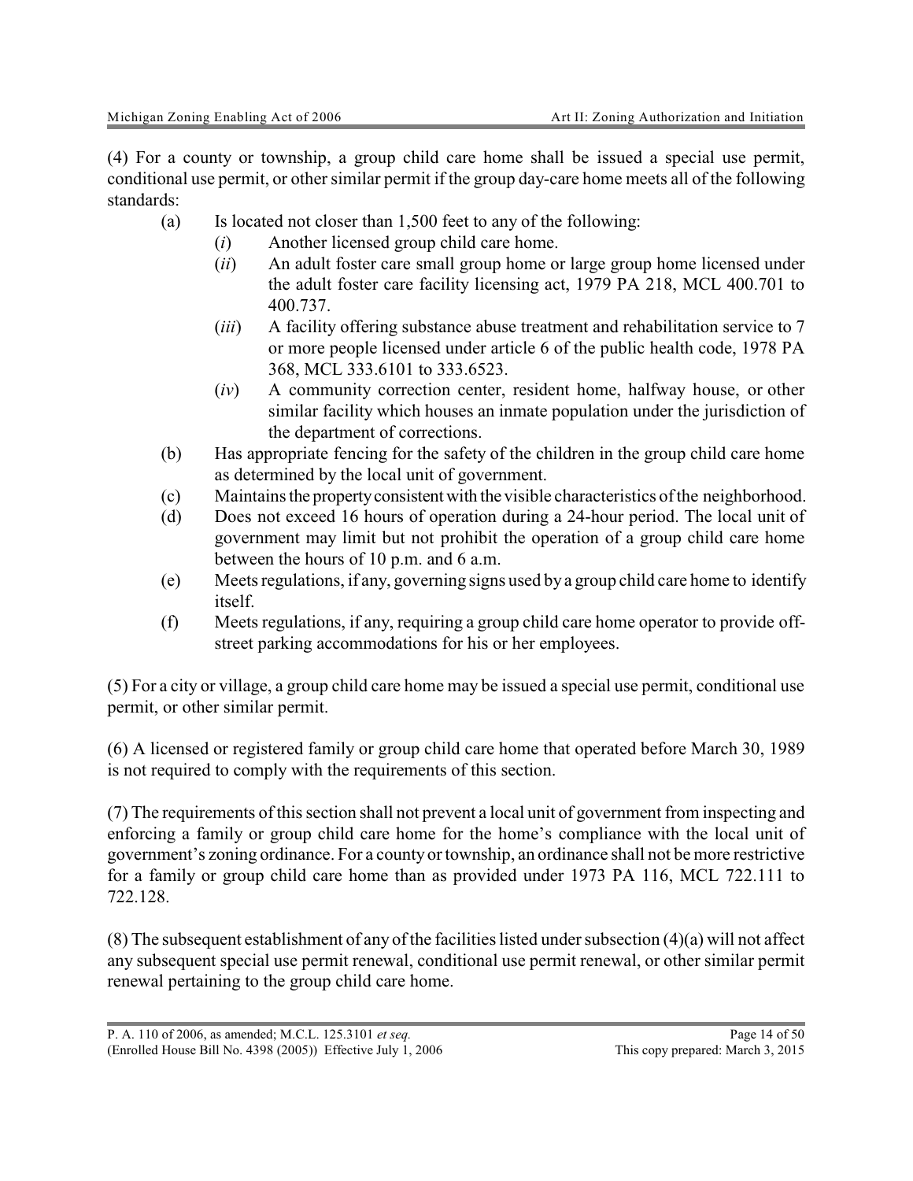(4) For a county or township, a group child care home shall be issued a special use permit, conditional use permit, or other similar permit if the group day-care home meets all of the following standards:

- (a) Is located not closer than 1,500 feet to any of the following:
  - (*i*) Another licensed group child care home.
  - (*ii*) An adult foster care small group home or large group home licensed under the adult foster care facility licensing act, 1979 PA 218, MCL 400.701 to 400.737.
  - (*iii*) A facility offering substance abuse treatment and rehabilitation service to 7 or more people licensed under article 6 of the public health code, 1978 PA 368, MCL 333.6101 to 333.6523.
  - (*iv*) A community correction center, resident home, halfway house, or other similar facility which houses an inmate population under the jurisdiction of the department of corrections.
- (b) Has appropriate fencing for the safety of the children in the group child care home as determined by the local unit of government.
- (c) Maintains the property consistent with the visible characteristics of the neighborhood.
- (d) Does not exceed 16 hours of operation during a 24-hour period. The local unit of government may limit but not prohibit the operation of a group child care home between the hours of 10 p.m. and 6 a.m.
- (e) Meets regulations, if any, governing signs used by a group child care home to identify itself.
- (f) Meets regulations, if any, requiring a group child care home operator to provide off-street parking accommodations for his or her employees.

(5) For a city or village, a group child care home may be issued a special use permit, conditional use permit, or other similar permit.

(6) A licensed or registered family or group child care home that operated before March 30, 1989 is not required to comply with the requirements of this section.

(7) The requirements of this section shall not prevent a local unit of government from inspecting and enforcing a family or group child care home for the home's compliance with the local unit of government's zoning ordinance. For a county or township, an ordinance shall not be more restrictive for a family or group child care home than as provided under 1973 PA 116, MCL 722.111 to 722.128.

(8) The subsequent establishment of any of the facilities listed under subsection (4)(a) will not affect any subsequent special use permit renewal, conditional use permit renewal, or other similar permit renewal pertaining to the group child care home.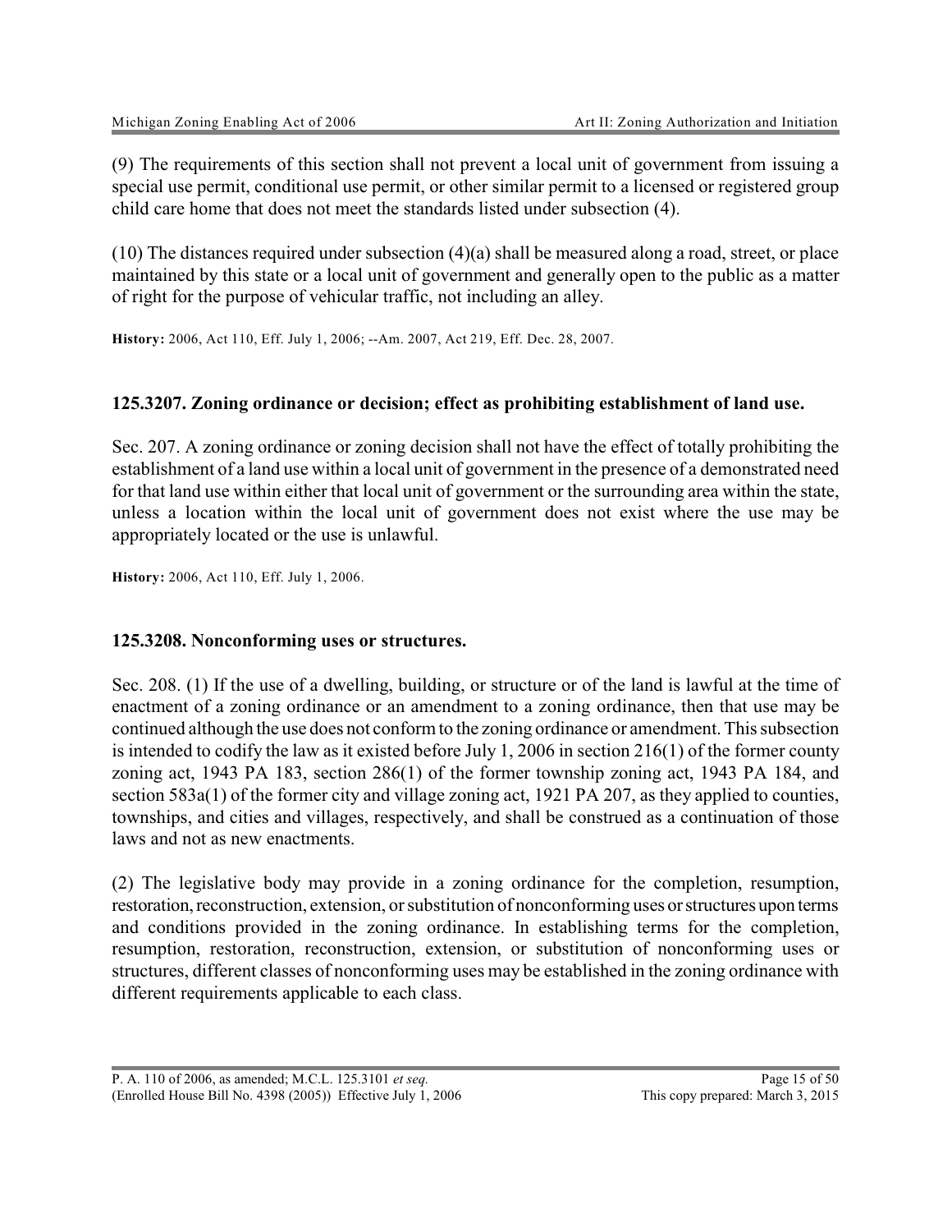(9) The requirements of this section shall not prevent a local unit of government from issuing a special use permit, conditional use permit, or other similar permit to a licensed or registered group child care home that does not meet the standards listed under subsection (4).

(10) The distances required under subsection (4)(a) shall be measured along a road, street, or place maintained by this state or a local unit of government and generally open to the public as a matter of right for the purpose of vehicular traffic, not including an alley.

**History:** 2006, Act 110, Eff. July 1, 2006; --Am. 2007, Act 219, Eff. Dec. 28, 2007.

### 125.3207. Zoning ordinance or decision; effect as prohibiting establishment of land use.

Sec. 207. A zoning ordinance or zoning decision shall not have the effect of totally prohibiting the establishment of a land use within a local unit of government in the presence of a demonstrated need for that land use within either that local unit of government or the surrounding area within the state, unless a location within the local unit of government does not exist where the use may be appropriately located or the use is unlawful.

**History:** 2006, Act 110, Eff. July 1, 2006.

### 125.3208. Nonconforming uses or structures.

Sec. 208. (1) If the use of a dwelling, building, or structure or of the land is lawful at the time of enactment of a zoning ordinance or an amendment to a zoning ordinance, then that use may be continued although the use does not conform to the zoning ordinance or amendment. This subsection is intended to codify the law as it existed before July 1, 2006 in section 216(1) of the former county zoning act, 1943 PA 183, section 286(1) of the former township zoning act, 1943 PA 184, and section 583a(1) of the former city and village zoning act, 1921 PA 207, as they applied to counties, townships, and cities and villages, respectively, and shall be construed as a continuation of those laws and not as new enactments.

(2) The legislative body may provide in a zoning ordinance for the completion, resumption, restoration, reconstruction, extension, or substitution of nonconforming uses or structures upon terms and conditions provided in the zoning ordinance. In establishing terms for the completion, resumption, restoration, reconstruction, extension, or substitution of nonconforming uses or structures, different classes of nonconforming uses may be established in the zoning ordinance with different requirements applicable to each class.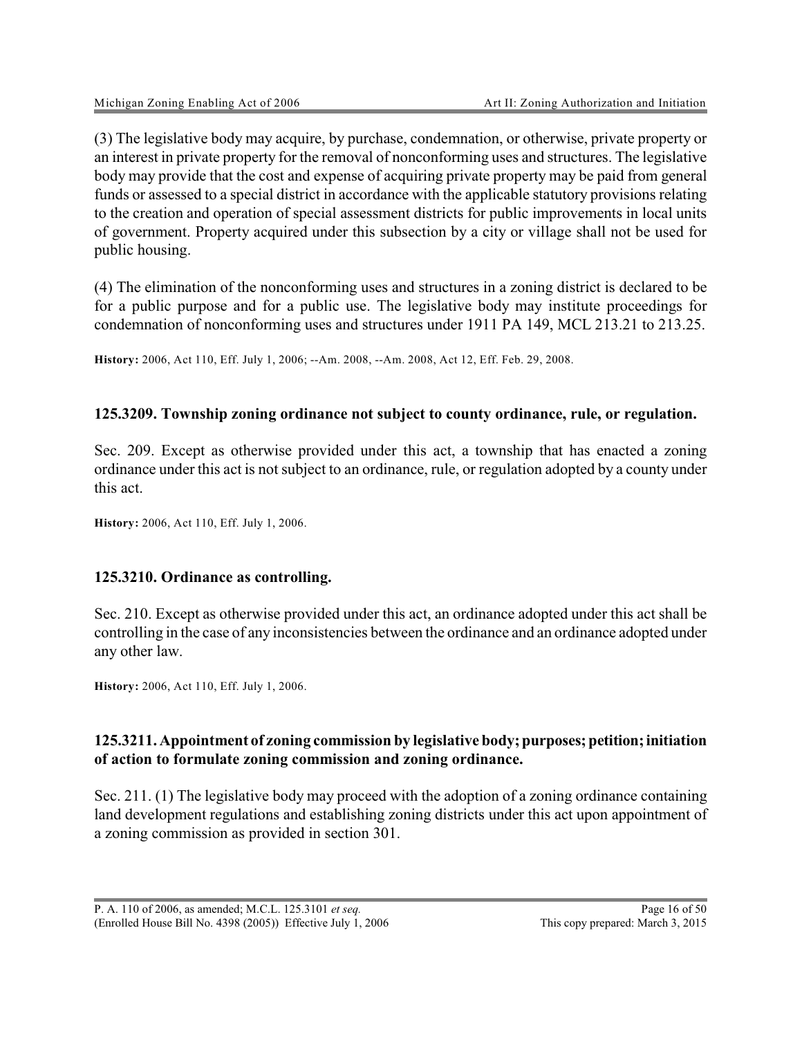(3) The legislative body may acquire, by purchase, condemnation, or otherwise, private property or an interest in private property for the removal of nonconforming uses and structures. The legislative body may provide that the cost and expense of acquiring private property may be paid from general funds or assessed to a special district in accordance with the applicable statutory provisions relating to the creation and operation of special assessment districts for public improvements in local units of government. Property acquired under this subsection by a city or village shall not be used for public housing.

(4) The elimination of the nonconforming uses and structures in a zoning district is declared to be for a public purpose and for a public use. The legislative body may institute proceedings for condemnation of nonconforming uses and structures under 1911 PA 149, MCL 213.21 to 213.25.

**History:** 2006, Act 110, Eff. July 1, 2006; --Am. 2008, --Am. 2008, Act 12, Eff. Feb. 29, 2008.

### 125.3209. Township zoning ordinance not subject to county ordinance, rule, or regulation.

Sec. 209. Except as otherwise provided under this act, a township that has enacted a zoning ordinance under this act is not subject to an ordinance, rule, or regulation adopted by a county under this act.

**History:** 2006, Act 110, Eff. July 1, 2006.

### 125.3210. Ordinance as controlling.

Sec. 210. Except as otherwise provided under this act, an ordinance adopted under this act shall be controlling in the case of any inconsistencies between the ordinance and an ordinance adopted under any other law.

**History:** 2006, Act 110, Eff. July 1, 2006.

### 125.3211. Appointment of zoning commission by legislative body; purposes; petition; initiation of action to formulate zoning commission and zoning ordinance.

Sec. 211. (1) The legislative body may proceed with the adoption of a zoning ordinance containing land development regulations and establishing zoning districts under this act upon appointment of a zoning commission as provided in section 301.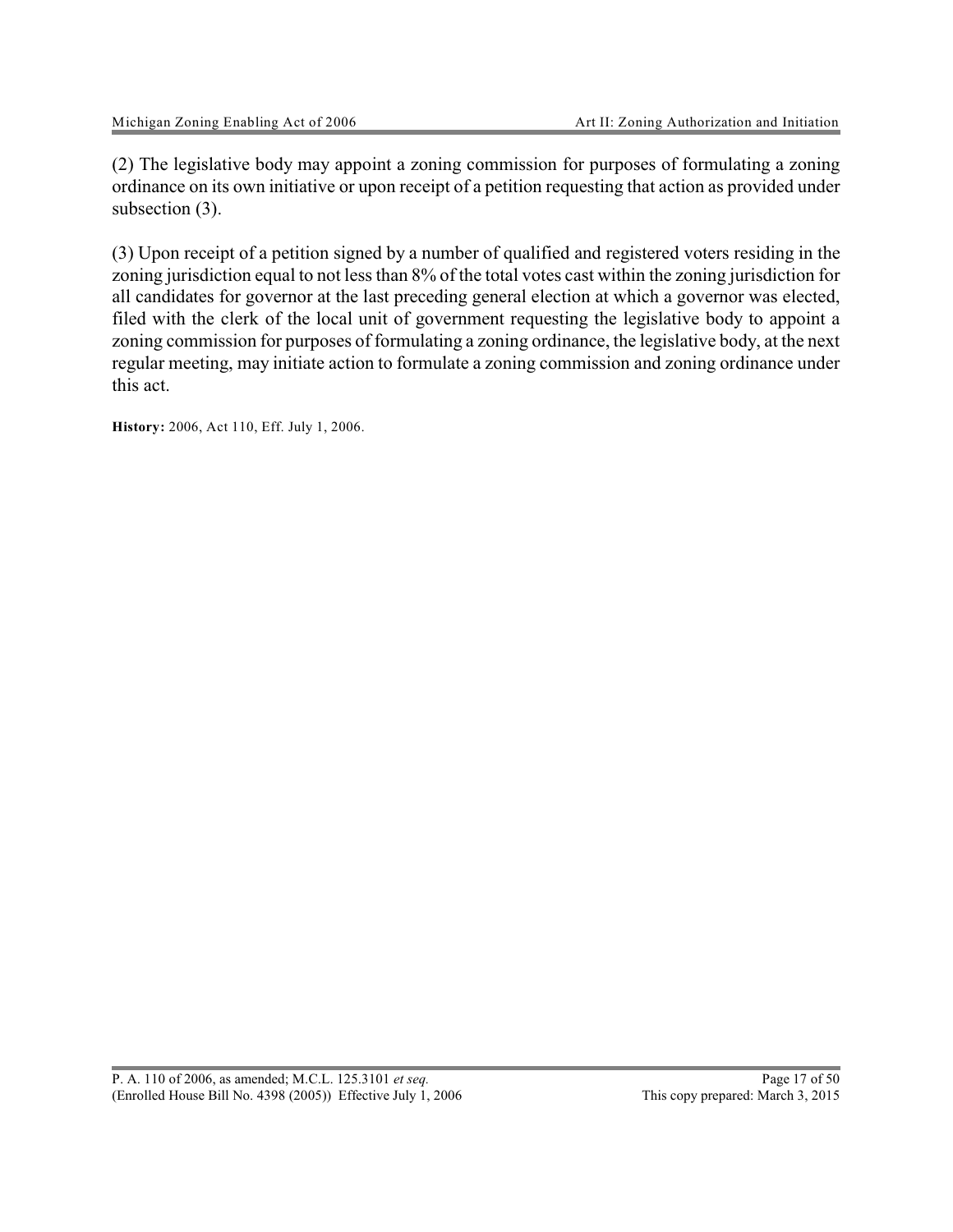(2) The legislative body may appoint a zoning commission for purposes of formulating a zoning ordinance on its own initiative or upon receipt of a petition requesting that action as provided under subsection (3).

(3) Upon receipt of a petition signed by a number of qualified and registered voters residing in the zoning jurisdiction equal to not less than 8% of the total votes cast within the zoning jurisdiction for all candidates for governor at the last preceding general election at which a governor was elected, filed with the clerk of the local unit of government requesting the legislative body to appoint a zoning commission for purposes of formulating a zoning ordinance, the legislative body, at the next regular meeting, may initiate action to formulate a zoning commission and zoning ordinance under this act.

**History:** 2006, Act 110, Eff. July 1, 2006.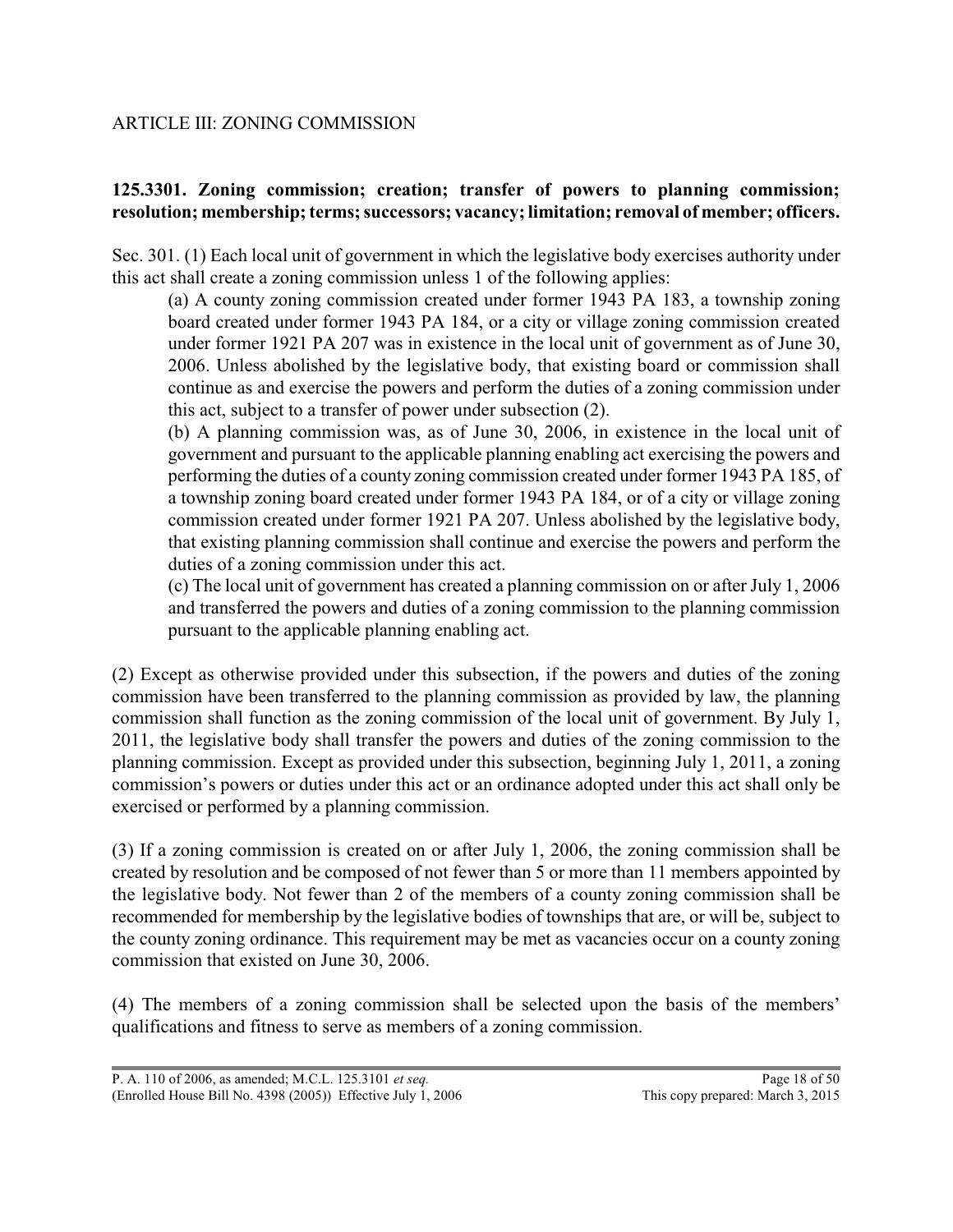## ARTICLE III: ZONING COMMISSION

**125.3301. Zoning commission; creation; transfer of powers to planning commission; resolution; membership; terms; successors; vacancy; limitation; removal of member; officers.**

Sec. 301. (1) Each local unit of government in which the legislative body exercises authority under this act shall create a zoning commission unless 1 of the following applies:

(a) A county zoning commission created under former 1943 PA 183, a township zoning board created under former 1943 PA 184, or a city or village zoning commission created under former 1921 PA 207 was in existence in the local unit of government as of June 30, 2006. Unless abolished by the legislative body, that existing board or commission shall continue as and exercise the powers and perform the duties of a zoning commission under this act, subject to a transfer of power under subsection (2).

(b) A planning commission was, as of June 30, 2006, in existence in the local unit of government and pursuant to the applicable planning enabling act exercising the powers and performing the duties of a county zoning commission created under former 1943 PA 185, of a township zoning board created under former 1943 PA 184, or of a city or village zoning commission created under former 1921 PA 207. Unless abolished by the legislative body, that existing planning commission shall continue and exercise the powers and perform the duties of a zoning commission under this act.

(c) The local unit of government has created a planning commission on or after July 1, 2006 and transferred the powers and duties of a zoning commission to the planning commission pursuant to the applicable planning enabling act.

(2) Except as otherwise provided under this subsection, if the powers and duties of the zoning commission have been transferred to the planning commission as provided by law, the planning commission shall function as the zoning commission of the local unit of government. By July 1, 2011, the legislative body shall transfer the powers and duties of the zoning commission to the planning commission. Except as provided under this subsection, beginning July 1, 2011, a zoning commission's powers or duties under this act or an ordinance adopted under this act shall only be exercised or performed by a planning commission.

(3) If a zoning commission is created on or after July 1, 2006, the zoning commission shall be created by resolution and be composed of not fewer than 5 or more than 11 members appointed by the legislative body. Not fewer than 2 of the members of a county zoning commission shall be recommended for membership by the legislative bodies of townships that are, or will be, subject to the county zoning ordinance. This requirement may be met as vacancies occur on a county zoning commission that existed on June 30, 2006.

(4) The members of a zoning commission shall be selected upon the basis of the members' qualifications and fitness to serve as members of a zoning commission.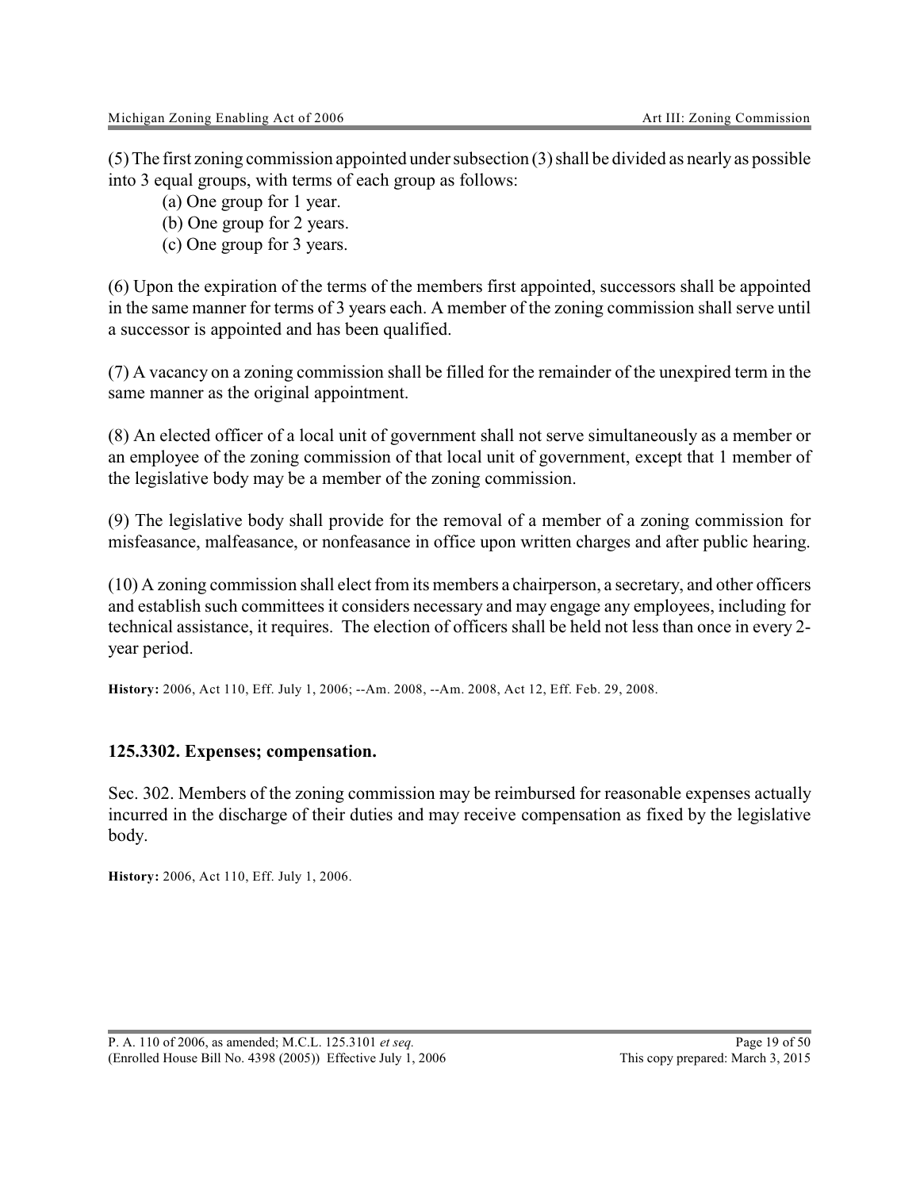(5) The first zoning commission appointed under subsection (3) shall be divided as nearly as possible into 3 equal groups, with terms of each group as follows:

(a) One group for 1 year.
(b) One group for 2 years.
(c) One group for 3 years.

(6) Upon the expiration of the terms of the members first appointed, successors shall be appointed in the same manner for terms of 3 years each. A member of the zoning commission shall serve until a successor is appointed and has been qualified.

(7) A vacancy on a zoning commission shall be filled for the remainder of the unexpired term in the same manner as the original appointment.

(8) An elected officer of a local unit of government shall not serve simultaneously as a member or an employee of the zoning commission of that local unit of government, except that 1 member of the legislative body may be a member of the zoning commission.

(9) The legislative body shall provide for the removal of a member of a zoning commission for misfeasance, malfeasance, or nonfeasance in office upon written charges and after public hearing.

(10) A zoning commission shall elect from its members a chairperson, a secretary, and other officers and establish such committees it considers necessary and may engage any employees, including for technical assistance, it requires. The election of officers shall be held not less than once in every 2-year period.

**History:** 2006, Act 110, Eff. July 1, 2006; --Am. 2008, --Am. 2008, Act 12, Eff. Feb. 29, 2008.

### 125.3302. Expenses; compensation.

Sec. 302. Members of the zoning commission may be reimbursed for reasonable expenses actually incurred in the discharge of their duties and may receive compensation as fixed by the legislative body.

**History:** 2006, Act 110, Eff. July 1, 2006.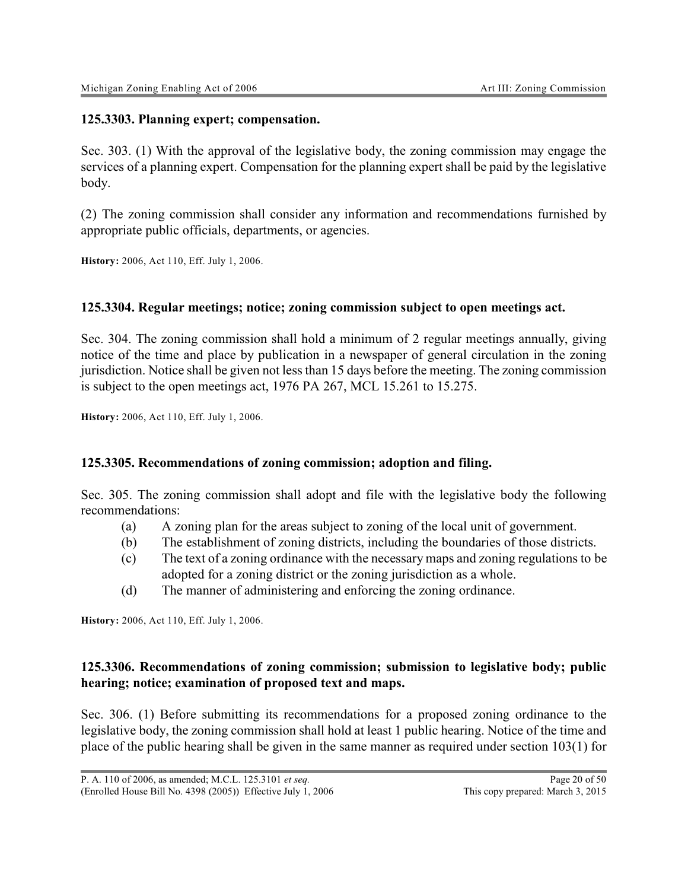### 125.3303. Planning expert; compensation.

Sec. 303. (1) With the approval of the legislative body, the zoning commission may engage the services of a planning expert. Compensation for the planning expert shall be paid by the legislative body.

(2) The zoning commission shall consider any information and recommendations furnished by appropriate public officials, departments, or agencies.

**History:** 2006, Act 110, Eff. July 1, 2006.

### 125.3304. Regular meetings; notice; zoning commission subject to open meetings act.

Sec. 304. The zoning commission shall hold a minimum of 2 regular meetings annually, giving notice of the time and place by publication in a newspaper of general circulation in the zoning jurisdiction. Notice shall be given not less than 15 days before the meeting. The zoning commission is subject to the open meetings act, 1976 PA 267, MCL 15.261 to 15.275.

**History:** 2006, Act 110, Eff. July 1, 2006.

### 125.3305. Recommendations of zoning commission; adoption and filing.

Sec. 305. The zoning commission shall adopt and file with the legislative body the following recommendations:

(a) A zoning plan for the areas subject to zoning of the local unit of government.

(b) The establishment of zoning districts, including the boundaries of those districts.

(c) The text of a zoning ordinance with the necessary maps and zoning regulations to be adopted for a zoning district or the zoning jurisdiction as a whole.

(d) The manner of administering and enforcing the zoning ordinance.

**History:** 2006, Act 110, Eff. July 1, 2006.

### 125.3306. Recommendations of zoning commission; submission to legislative body; public hearing; notice; examination of proposed text and maps.

Sec. 306. (1) Before submitting its recommendations for a proposed zoning ordinance to the legislative body, the zoning commission shall hold at least 1 public hearing. Notice of the time and place of the public hearing shall be given in the same manner as required under section 103(1) for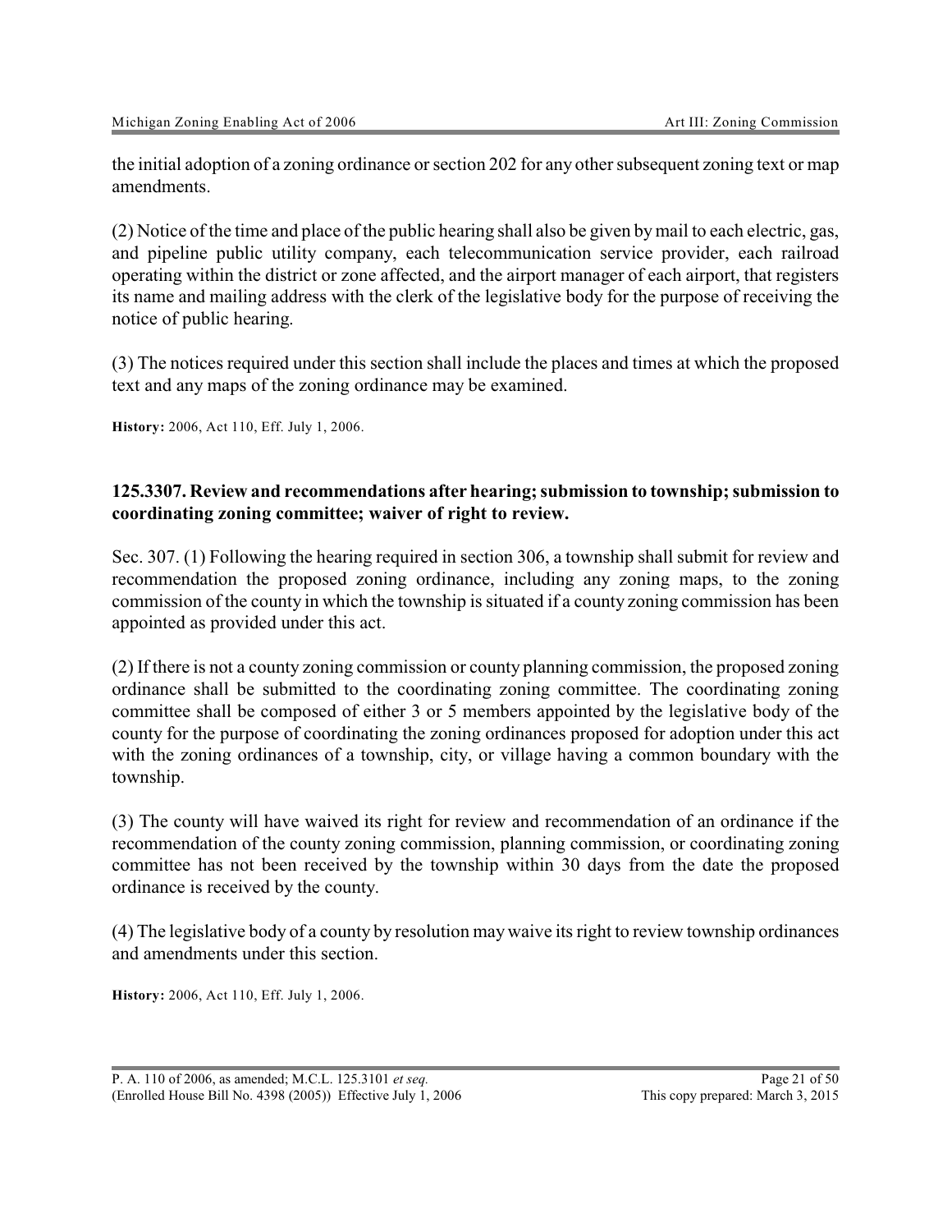the initial adoption of a zoning ordinance or section 202 for any other subsequent zoning text or map amendments.

(2) Notice of the time and place of the public hearing shall also be given by mail to each electric, gas, and pipeline public utility company, each telecommunication service provider, each railroad operating within the district or zone affected, and the airport manager of each airport, that registers its name and mailing address with the clerk of the legislative body for the purpose of receiving the notice of public hearing.

(3) The notices required under this section shall include the places and times at which the proposed text and any maps of the zoning ordinance may be examined.

**History:** 2006, Act 110, Eff. July 1, 2006.

### 125.3307. Review and recommendations after hearing; submission to township; submission to coordinating zoning committee; waiver of right to review.

Sec. 307. (1) Following the hearing required in section 306, a township shall submit for review and recommendation the proposed zoning ordinance, including any zoning maps, to the zoning commission of the county in which the township is situated if a county zoning commission has been appointed as provided under this act.

(2) If there is not a county zoning commission or county planning commission, the proposed zoning ordinance shall be submitted to the coordinating zoning committee. The coordinating zoning committee shall be composed of either 3 or 5 members appointed by the legislative body of the county for the purpose of coordinating the zoning ordinances proposed for adoption under this act with the zoning ordinances of a township, city, or village having a common boundary with the township.

(3) The county will have waived its right for review and recommendation of an ordinance if the recommendation of the county zoning commission, planning commission, or coordinating zoning committee has not been received by the township within 30 days from the date the proposed ordinance is received by the county.

(4) The legislative body of a county by resolution may waive its right to review township ordinances and amendments under this section.

**History:** 2006, Act 110, Eff. July 1, 2006.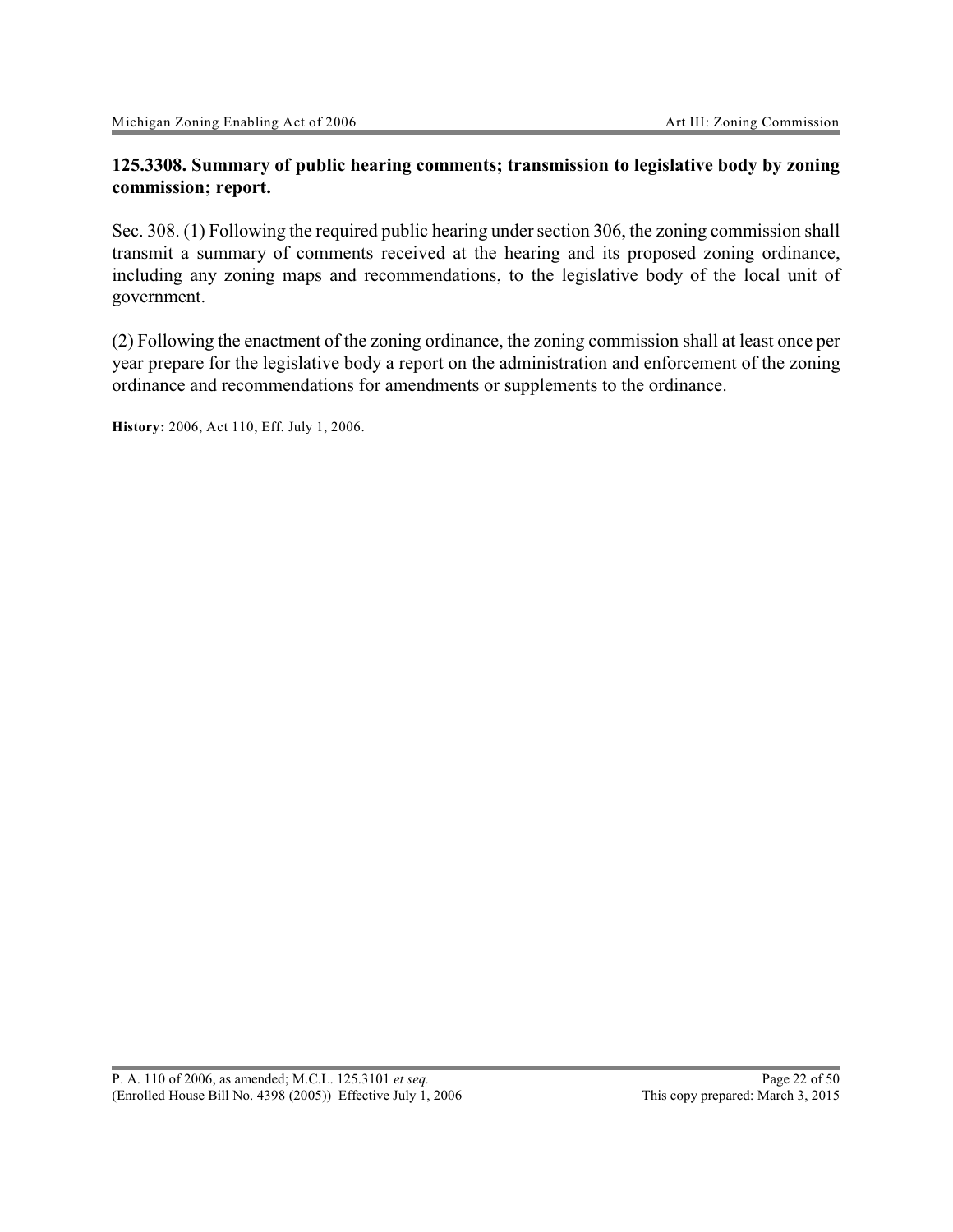**125.3308. Summary of public hearing comments; transmission to legislative body by zoning commission; report.**

Sec. 308. (1) Following the required public hearing under section 306, the zoning commission shall transmit a summary of comments received at the hearing and its proposed zoning ordinance, including any zoning maps and recommendations, to the legislative body of the local unit of government.

(2) Following the enactment of the zoning ordinance, the zoning commission shall at least once per year prepare for the legislative body a report on the administration and enforcement of the zoning ordinance and recommendations for amendments or supplements to the ordinance.

**History:** 2006, Act 110, Eff. July 1, 2006.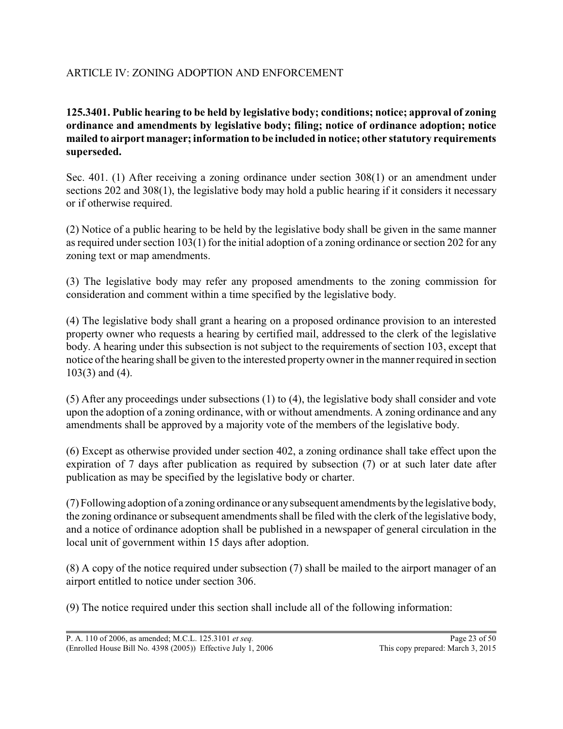## ARTICLE IV: ZONING ADOPTION AND ENFORCEMENT

**125.3401. Public hearing to be held by legislative body; conditions; notice; approval of zoning ordinance and amendments by legislative body; filing; notice of ordinance adoption; notice mailed to airport manager; information to be included in notice; other statutory requirements superseded.**

Sec. 401. (1) After receiving a zoning ordinance under section 308(1) or an amendment under sections 202 and 308(1), the legislative body may hold a public hearing if it considers it necessary or if otherwise required.

(2) Notice of a public hearing to be held by the legislative body shall be given in the same manner as required under section 103(1) for the initial adoption of a zoning ordinance or section 202 for any zoning text or map amendments.

(3) The legislative body may refer any proposed amendments to the zoning commission for consideration and comment within a time specified by the legislative body.

(4) The legislative body shall grant a hearing on a proposed ordinance provision to an interested property owner who requests a hearing by certified mail, addressed to the clerk of the legislative body. A hearing under this subsection is not subject to the requirements of section 103, except that notice of the hearing shall be given to the interested property owner in the manner required in section 103(3) and (4).

(5) After any proceedings under subsections (1) to (4), the legislative body shall consider and vote upon the adoption of a zoning ordinance, with or without amendments. A zoning ordinance and any amendments shall be approved by a majority vote of the members of the legislative body.

(6) Except as otherwise provided under section 402, a zoning ordinance shall take effect upon the expiration of 7 days after publication as required by subsection (7) or at such later date after publication as may be specified by the legislative body or charter.

(7) Following adoption of a zoning ordinance or any subsequent amendments by the legislative body, the zoning ordinance or subsequent amendments shall be filed with the clerk of the legislative body, and a notice of ordinance adoption shall be published in a newspaper of general circulation in the local unit of government within 15 days after adoption.

(8) A copy of the notice required under subsection (7) shall be mailed to the airport manager of an airport entitled to notice under section 306.

(9) The notice required under this section shall include all of the following information: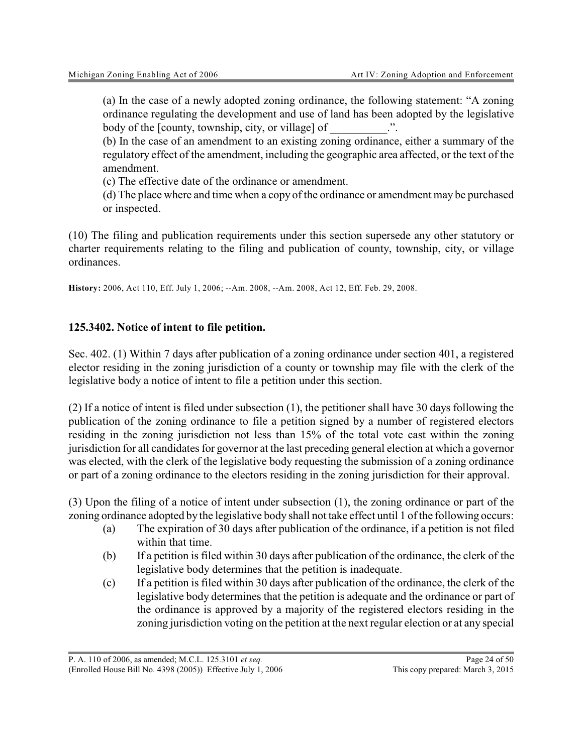(a) In the case of a newly adopted zoning ordinance, the following statement: "A zoning ordinance regulating the development and use of land has been adopted by the legislative body of the [county, township, city, or village] of __________.".

(b) In the case of an amendment to an existing zoning ordinance, either a summary of the regulatory effect of the amendment, including the geographic area affected, or the text of the amendment.

(c) The effective date of the ordinance or amendment.

(d) The place where and time when a copy of the ordinance or amendment may be purchased or inspected.

(10) The filing and publication requirements under this section supersede any other statutory or charter requirements relating to the filing and publication of county, township, city, or village ordinances.

**History:** 2006, Act 110, Eff. July 1, 2006; --Am. 2008, --Am. 2008, Act 12, Eff. Feb. 29, 2008.

### 125.3402. Notice of intent to file petition.

Sec. 402. (1) Within 7 days after publication of a zoning ordinance under section 401, a registered elector residing in the zoning jurisdiction of a county or township may file with the clerk of the legislative body a notice of intent to file a petition under this section.

(2) If a notice of intent is filed under subsection (1), the petitioner shall have 30 days following the publication of the zoning ordinance to file a petition signed by a number of registered electors residing in the zoning jurisdiction not less than 15% of the total vote cast within the zoning jurisdiction for all candidates for governor at the last preceding general election at which a governor was elected, with the clerk of the legislative body requesting the submission of a zoning ordinance or part of a zoning ordinance to the electors residing in the zoning jurisdiction for their approval.

(3) Upon the filing of a notice of intent under subsection (1), the zoning ordinance or part of the zoning ordinance adopted by the legislative body shall not take effect until 1 of the following occurs:

- (a) The expiration of 30 days after publication of the ordinance, if a petition is not filed within that time.
- (b) If a petition is filed within 30 days after publication of the ordinance, the clerk of the legislative body determines that the petition is inadequate.
- (c) If a petition is filed within 30 days after publication of the ordinance, the clerk of the legislative body determines that the petition is adequate and the ordinance or part of the ordinance is approved by a majority of the registered electors residing in the zoning jurisdiction voting on the petition at the next regular election or at any special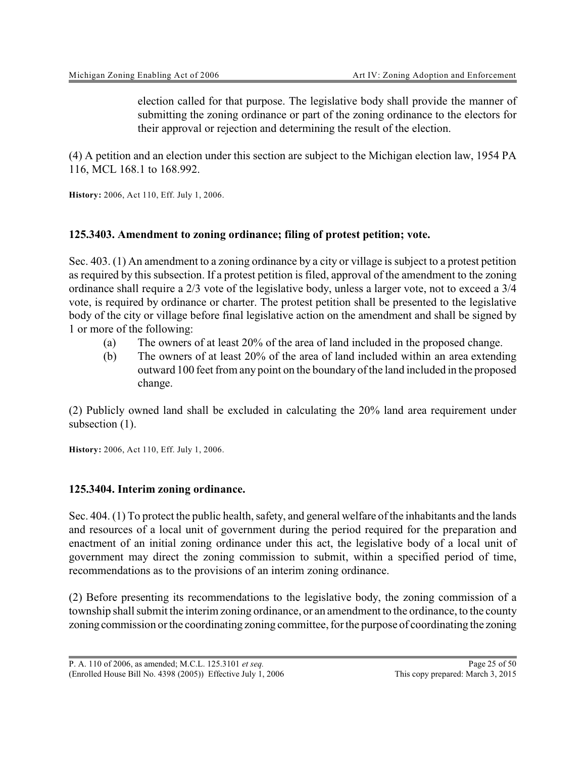election called for that purpose. The legislative body shall provide the manner of submitting the zoning ordinance or part of the zoning ordinance to the electors for their approval or rejection and determining the result of the election.

(4) A petition and an election under this section are subject to the Michigan election law, 1954 PA 116, MCL 168.1 to 168.992.

**History:** 2006, Act 110, Eff. July 1, 2006.

### 125.3403. Amendment to zoning ordinance; filing of protest petition; vote.

Sec. 403. (1) An amendment to a zoning ordinance by a city or village is subject to a protest petition as required by this subsection. If a protest petition is filed, approval of the amendment to the zoning ordinance shall require a 2/3 vote of the legislative body, unless a larger vote, not to exceed a 3/4 vote, is required by ordinance or charter. The protest petition shall be presented to the legislative body of the city or village before final legislative action on the amendment and shall be signed by 1 or more of the following:

(a) The owners of at least 20% of the area of land included in the proposed change.

(b) The owners of at least 20% of the area of land included within an area extending outward 100 feet from any point on the boundary of the land included in the proposed change.

(2) Publicly owned land shall be excluded in calculating the 20% land area requirement under subsection (1).

**History:** 2006, Act 110, Eff. July 1, 2006.

### 125.3404. Interim zoning ordinance.

Sec. 404. (1) To protect the public health, safety, and general welfare of the inhabitants and the lands and resources of a local unit of government during the period required for the preparation and enactment of an initial zoning ordinance under this act, the legislative body of a local unit of government may direct the zoning commission to submit, within a specified period of time, recommendations as to the provisions of an interim zoning ordinance.

(2) Before presenting its recommendations to the legislative body, the zoning commission of a township shall submit the interim zoning ordinance, or an amendment to the ordinance, to the county zoning commission or the coordinating zoning committee, for the purpose of coordinating the zoning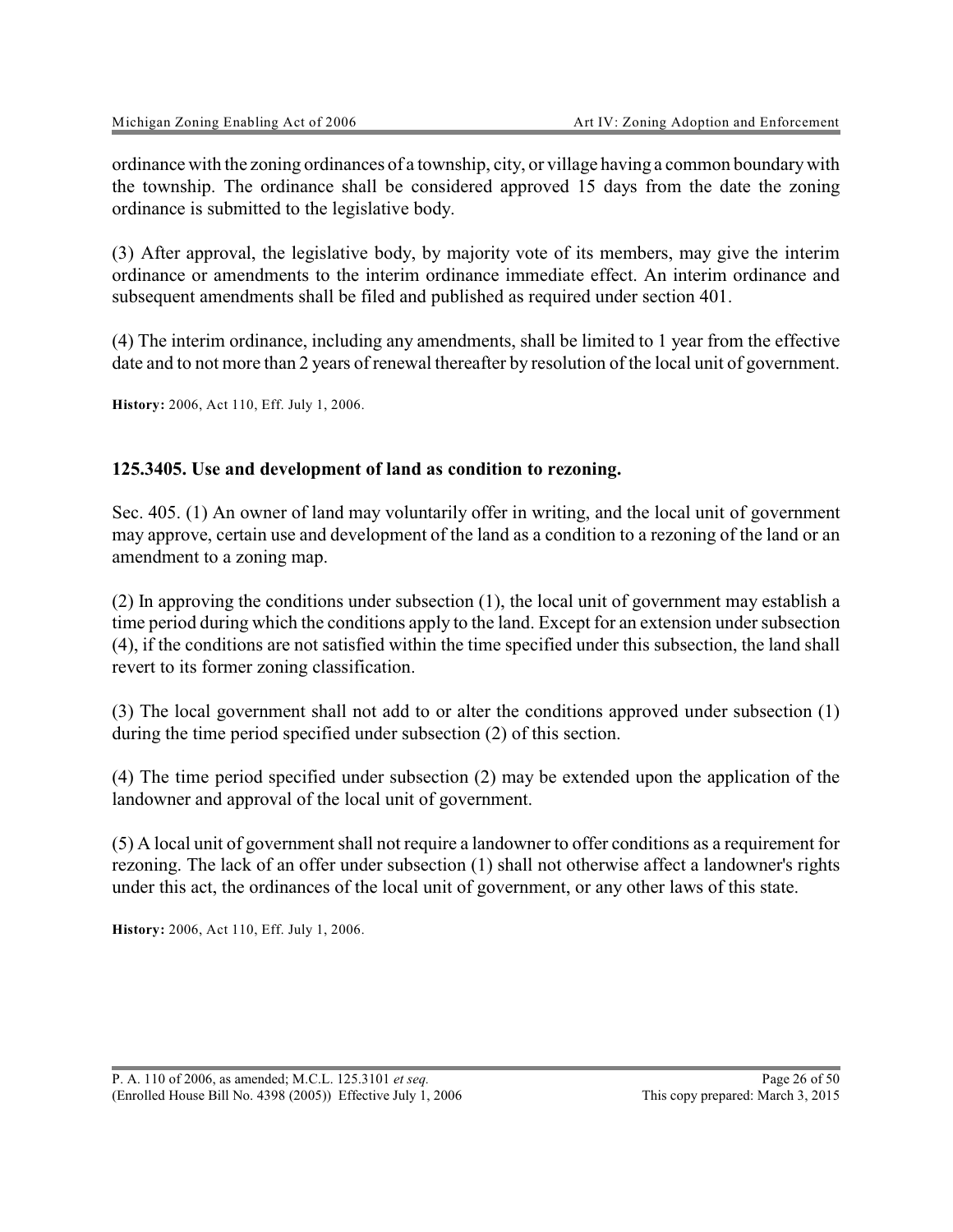ordinance with the zoning ordinances of a township, city, or village having a common boundary with the township. The ordinance shall be considered approved 15 days from the date the zoning ordinance is submitted to the legislative body.

(3) After approval, the legislative body, by majority vote of its members, may give the interim ordinance or amendments to the interim ordinance immediate effect. An interim ordinance and subsequent amendments shall be filed and published as required under section 401.

(4) The interim ordinance, including any amendments, shall be limited to 1 year from the effective date and to not more than 2 years of renewal thereafter by resolution of the local unit of government.

**History:** 2006, Act 110, Eff. July 1, 2006.

### 125.3405. Use and development of land as condition to rezoning.

Sec. 405. (1) An owner of land may voluntarily offer in writing, and the local unit of government may approve, certain use and development of the land as a condition to a rezoning of the land or an amendment to a zoning map.

(2) In approving the conditions under subsection (1), the local unit of government may establish a time period during which the conditions apply to the land. Except for an extension under subsection (4), if the conditions are not satisfied within the time specified under this subsection, the land shall revert to its former zoning classification.

(3) The local government shall not add to or alter the conditions approved under subsection (1) during the time period specified under subsection (2) of this section.

(4) The time period specified under subsection (2) may be extended upon the application of the landowner and approval of the local unit of government.

(5) A local unit of government shall not require a landowner to offer conditions as a requirement for rezoning. The lack of an offer under subsection (1) shall not otherwise affect a landowner's rights under this act, the ordinances of the local unit of government, or any other laws of this state.

**History:** 2006, Act 110, Eff. July 1, 2006.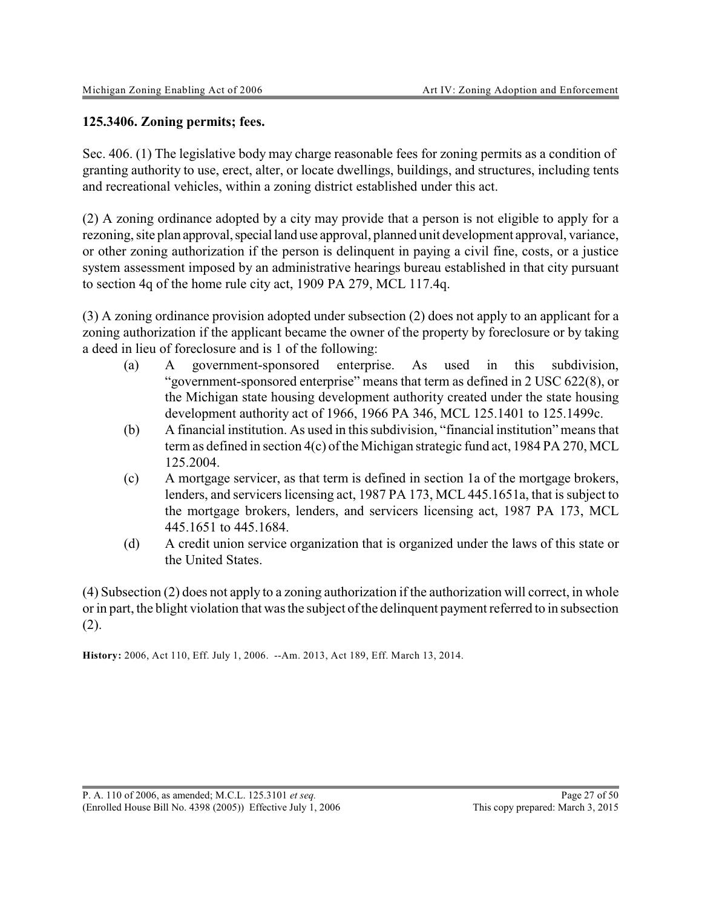**125.3406. Zoning permits; fees.**

Sec. 406. (1) The legislative body may charge reasonable fees for zoning permits as a condition of granting authority to use, erect, alter, or locate dwellings, buildings, and structures, including tents and recreational vehicles, within a zoning district established under this act.

(2) A zoning ordinance adopted by a city may provide that a person is not eligible to apply for a rezoning, site plan approval, special land use approval, planned unit development approval, variance, or other zoning authorization if the person is delinquent in paying a civil fine, costs, or a justice system assessment imposed by an administrative hearings bureau established in that city pursuant to section 4q of the home rule city act, 1909 PA 279, MCL 117.4q.

(3) A zoning ordinance provision adopted under subsection (2) does not apply to an applicant for a zoning authorization if the applicant became the owner of the property by foreclosure or by taking a deed in lieu of foreclosure and is 1 of the following:

- (a) A government-sponsored enterprise. As used in this subdivision, "government-sponsored enterprise" means that term as defined in 2 USC 622(8), or the Michigan state housing development authority created under the state housing development authority act of 1966, 1966 PA 346, MCL 125.1401 to 125.1499c.
- (b) A financial institution. As used in this subdivision, "financial institution" means that term as defined in section 4(c) of the Michigan strategic fund act, 1984 PA 270, MCL 125.2004.
- (c) A mortgage servicer, as that term is defined in section 1a of the mortgage brokers, lenders, and servicers licensing act, 1987 PA 173, MCL 445.1651a, that is subject to the mortgage brokers, lenders, and servicers licensing act, 1987 PA 173, MCL 445.1651 to 445.1684.
- (d) A credit union service organization that is organized under the laws of this state or the United States.

(4) Subsection (2) does not apply to a zoning authorization if the authorization will correct, in whole or in part, the blight violation that was the subject of the delinquent payment referred to in subsection (2).

**History:** 2006, Act 110, Eff. July 1, 2006. --Am. 2013, Act 189, Eff. March 13, 2014.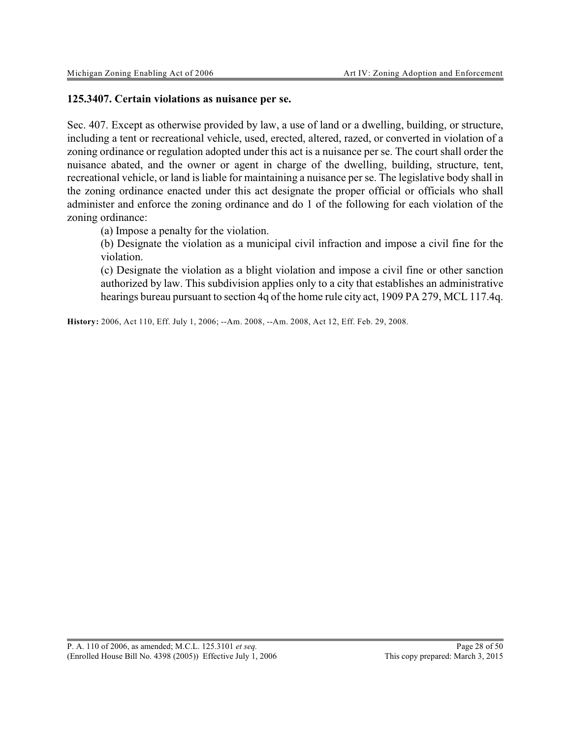### 125.3407. Certain violations as nuisance per se.

Sec. 407. Except as otherwise provided by law, a use of land or a dwelling, building, or structure, including a tent or recreational vehicle, used, erected, altered, razed, or converted in violation of a zoning ordinance or regulation adopted under this act is a nuisance per se. The court shall order the nuisance abated, and the owner or agent in charge of the dwelling, building, structure, tent, recreational vehicle, or land is liable for maintaining a nuisance per se. The legislative body shall in the zoning ordinance enacted under this act designate the proper official or officials who shall administer and enforce the zoning ordinance and do 1 of the following for each violation of the zoning ordinance:

(a) Impose a penalty for the violation.

(b) Designate the violation as a municipal civil infraction and impose a civil fine for the violation.

(c) Designate the violation as a blight violation and impose a civil fine or other sanction authorized by law. This subdivision applies only to a city that establishes an administrative hearings bureau pursuant to section 4q of the home rule city act, 1909 PA 279, MCL 117.4q.

**History:** 2006, Act 110, Eff. July 1, 2006; --Am. 2008, --Am. 2008, Act 12, Eff. Feb. 29, 2008.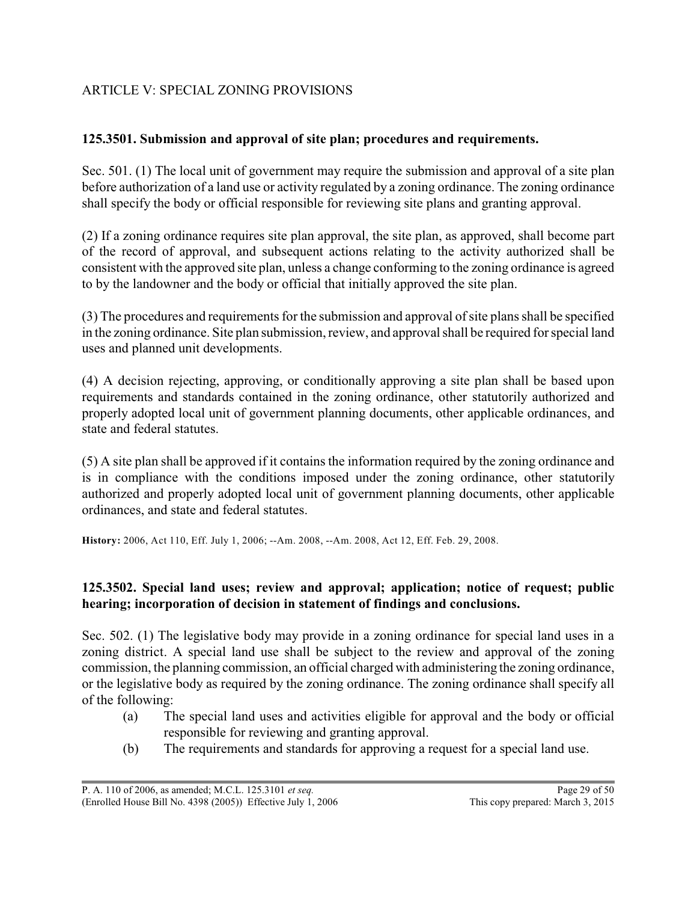## ARTICLE V: SPECIAL ZONING PROVISIONS

### 125.3501. Submission and approval of site plan; procedures and requirements.

Sec. 501. (1) The local unit of government may require the submission and approval of a site plan before authorization of a land use or activity regulated by a zoning ordinance. The zoning ordinance shall specify the body or official responsible for reviewing site plans and granting approval.

(2) If a zoning ordinance requires site plan approval, the site plan, as approved, shall become part of the record of approval, and subsequent actions relating to the activity authorized shall be consistent with the approved site plan, unless a change conforming to the zoning ordinance is agreed to by the landowner and the body or official that initially approved the site plan.

(3) The procedures and requirements for the submission and approval of site plans shall be specified in the zoning ordinance. Site plan submission, review, and approval shall be required for special land uses and planned unit developments.

(4) A decision rejecting, approving, or conditionally approving a site plan shall be based upon requirements and standards contained in the zoning ordinance, other statutorily authorized and properly adopted local unit of government planning documents, other applicable ordinances, and state and federal statutes.

(5) A site plan shall be approved if it contains the information required by the zoning ordinance and is in compliance with the conditions imposed under the zoning ordinance, other statutorily authorized and properly adopted local unit of government planning documents, other applicable ordinances, and state and federal statutes.

**History:** 2006, Act 110, Eff. July 1, 2006; --Am. 2008, --Am. 2008, Act 12, Eff. Feb. 29, 2008.

### 125.3502. Special land uses; review and approval; application; notice of request; public hearing; incorporation of decision in statement of findings and conclusions.

Sec. 502. (1) The legislative body may provide in a zoning ordinance for special land uses in a zoning district. A special land use shall be subject to the review and approval of the zoning commission, the planning commission, an official charged with administering the zoning ordinance, or the legislative body as required by the zoning ordinance. The zoning ordinance shall specify all of the following:

- (a) The special land uses and activities eligible for approval and the body or official responsible for reviewing and granting approval.
- (b) The requirements and standards for approving a request for a special land use.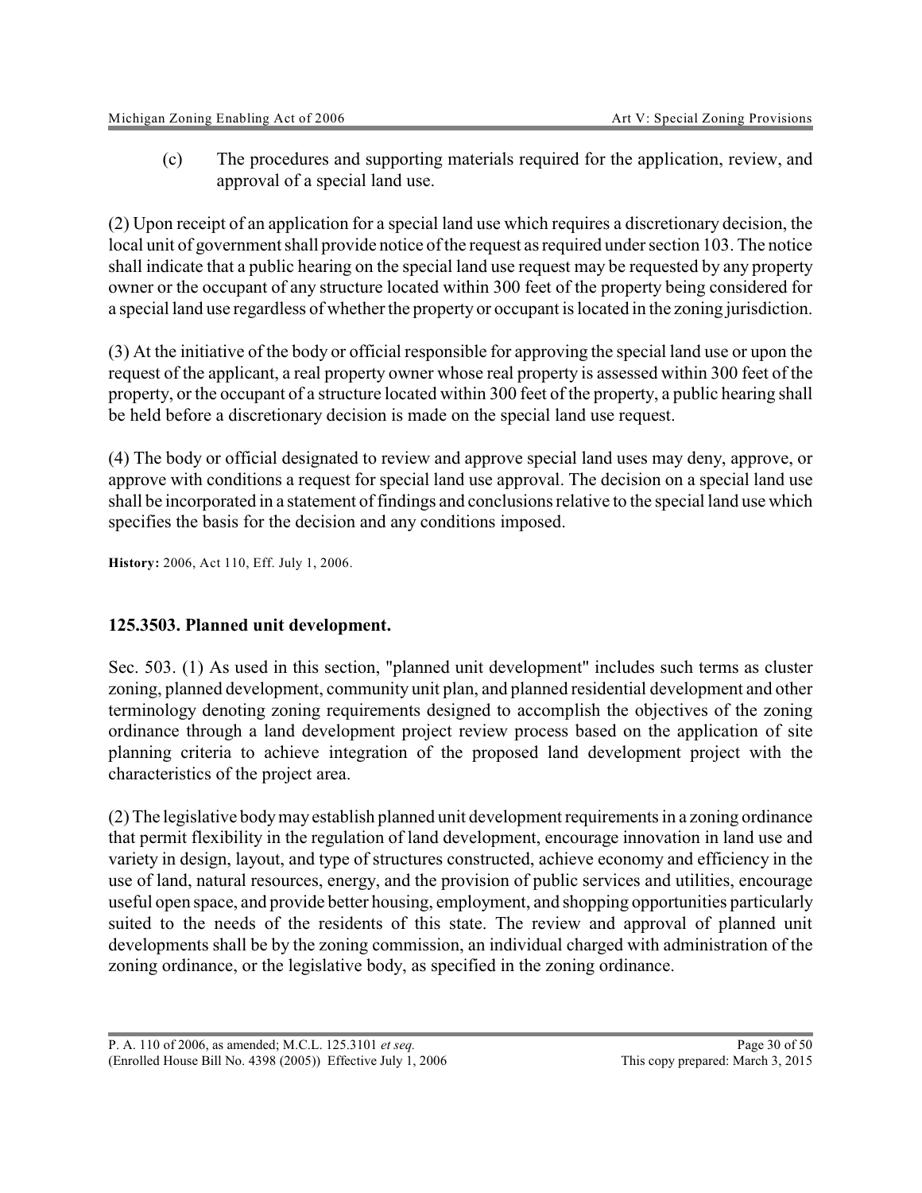(c) The procedures and supporting materials required for the application, review, and approval of a special land use.

(2) Upon receipt of an application for a special land use which requires a discretionary decision, the local unit of government shall provide notice of the request as required under section 103. The notice shall indicate that a public hearing on the special land use request may be requested by any property owner or the occupant of any structure located within 300 feet of the property being considered for a special land use regardless of whether the property or occupant is located in the zoning jurisdiction.

(3) At the initiative of the body or official responsible for approving the special land use or upon the request of the applicant, a real property owner whose real property is assessed within 300 feet of the property, or the occupant of a structure located within 300 feet of the property, a public hearing shall be held before a discretionary decision is made on the special land use request.

(4) The body or official designated to review and approve special land uses may deny, approve, or approve with conditions a request for special land use approval. The decision on a special land use shall be incorporated in a statement of findings and conclusions relative to the special land use which specifies the basis for the decision and any conditions imposed.

**History:** 2006, Act 110, Eff. July 1, 2006.

### 125.3503. Planned unit development.

Sec. 503. (1) As used in this section, "planned unit development" includes such terms as cluster zoning, planned development, community unit plan, and planned residential development and other terminology denoting zoning requirements designed to accomplish the objectives of the zoning ordinance through a land development project review process based on the application of site planning criteria to achieve integration of the proposed land development project with the characteristics of the project area.

(2) The legislative body may establish planned unit development requirements in a zoning ordinance that permit flexibility in the regulation of land development, encourage innovation in land use and variety in design, layout, and type of structures constructed, achieve economy and efficiency in the use of land, natural resources, energy, and the provision of public services and utilities, encourage useful open space, and provide better housing, employment, and shopping opportunities particularly suited to the needs of the residents of this state. The review and approval of planned unit developments shall be by the zoning commission, an individual charged with administration of the zoning ordinance, or the legislative body, as specified in the zoning ordinance.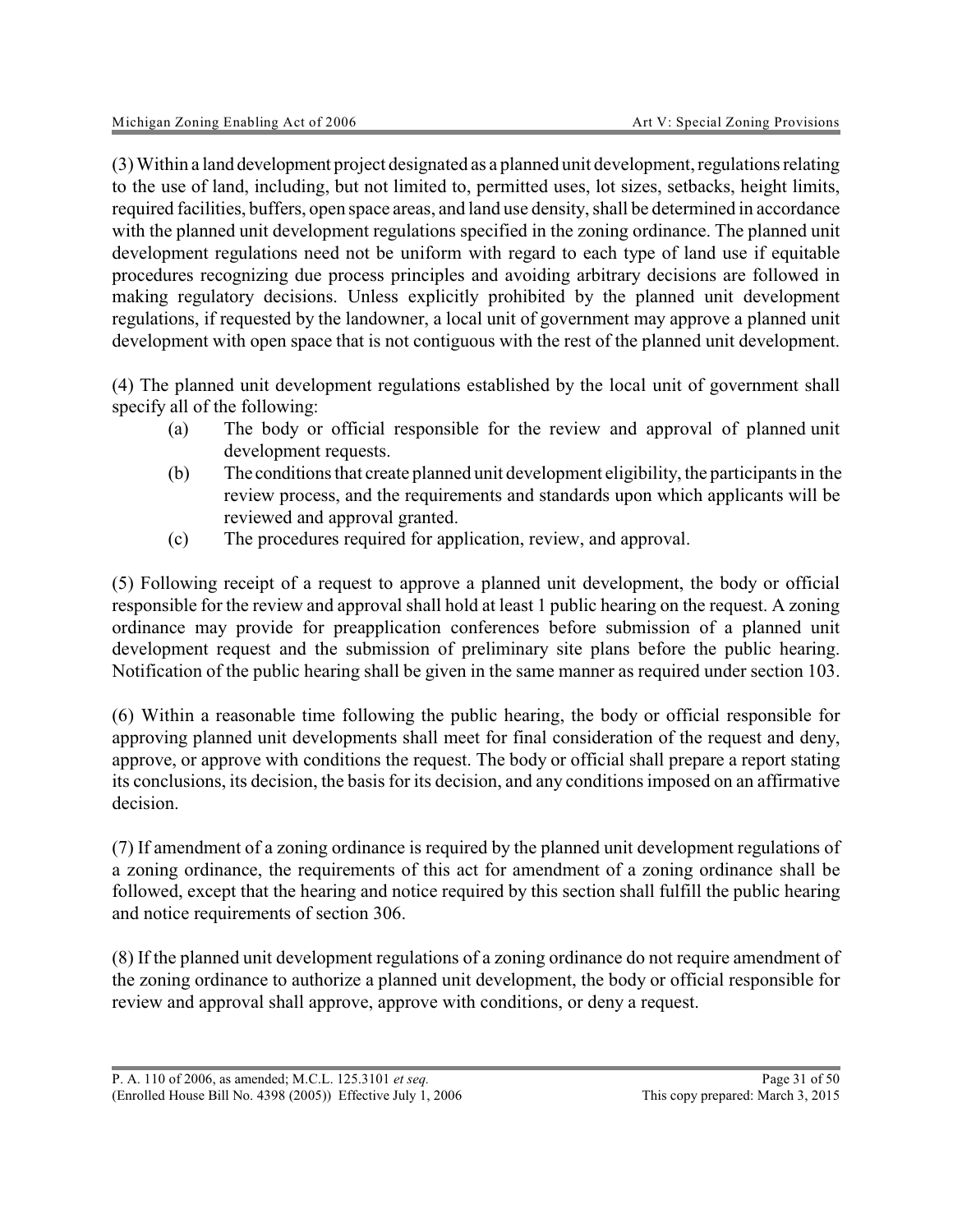(3) Within a land development project designated as a planned unit development, regulations relating to the use of land, including, but not limited to, permitted uses, lot sizes, setbacks, height limits, required facilities, buffers, open space areas, and land use density, shall be determined in accordance with the planned unit development regulations specified in the zoning ordinance. The planned unit development regulations need not be uniform with regard to each type of land use if equitable procedures recognizing due process principles and avoiding arbitrary decisions are followed in making regulatory decisions. Unless explicitly prohibited by the planned unit development regulations, if requested by the landowner, a local unit of government may approve a planned unit development with open space that is not contiguous with the rest of the planned unit development.

(4) The planned unit development regulations established by the local unit of government shall specify all of the following:

- (a) The body or official responsible for the review and approval of planned unit development requests.
- (b) The conditions that create planned unit development eligibility, the participants in the review process, and the requirements and standards upon which applicants will be reviewed and approval granted.
- (c) The procedures required for application, review, and approval.

(5) Following receipt of a request to approve a planned unit development, the body or official responsible for the review and approval shall hold at least 1 public hearing on the request. A zoning ordinance may provide for preapplication conferences before submission of a planned unit development request and the submission of preliminary site plans before the public hearing. Notification of the public hearing shall be given in the same manner as required under section 103.

(6) Within a reasonable time following the public hearing, the body or official responsible for approving planned unit developments shall meet for final consideration of the request and deny, approve, or approve with conditions the request. The body or official shall prepare a report stating its conclusions, its decision, the basis for its decision, and any conditions imposed on an affirmative decision.

(7) If amendment of a zoning ordinance is required by the planned unit development regulations of a zoning ordinance, the requirements of this act for amendment of a zoning ordinance shall be followed, except that the hearing and notice required by this section shall fulfill the public hearing and notice requirements of section 306.

(8) If the planned unit development regulations of a zoning ordinance do not require amendment of the zoning ordinance to authorize a planned unit development, the body or official responsible for review and approval shall approve, approve with conditions, or deny a request.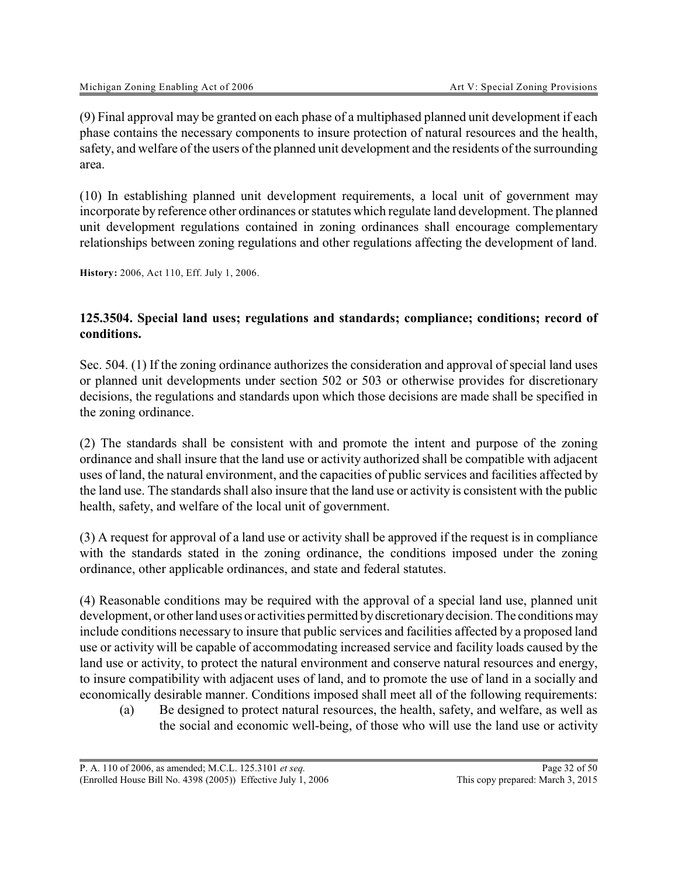(9) Final approval may be granted on each phase of a multiphased planned unit development if each phase contains the necessary components to insure protection of natural resources and the health, safety, and welfare of the users of the planned unit development and the residents of the surrounding area.

(10) In establishing planned unit development requirements, a local unit of government may incorporate by reference other ordinances or statutes which regulate land development. The planned unit development regulations contained in zoning ordinances shall encourage complementary relationships between zoning regulations and other regulations affecting the development of land.

**History:** 2006, Act 110, Eff. July 1, 2006.

### 125.3504. Special land uses; regulations and standards; compliance; conditions; record of conditions.

Sec. 504. (1) If the zoning ordinance authorizes the consideration and approval of special land uses or planned unit developments under section 502 or 503 or otherwise provides for discretionary decisions, the regulations and standards upon which those decisions are made shall be specified in the zoning ordinance.

(2) The standards shall be consistent with and promote the intent and purpose of the zoning ordinance and shall insure that the land use or activity authorized shall be compatible with adjacent uses of land, the natural environment, and the capacities of public services and facilities affected by the land use. The standards shall also insure that the land use or activity is consistent with the public health, safety, and welfare of the local unit of government.

(3) A request for approval of a land use or activity shall be approved if the request is in compliance with the standards stated in the zoning ordinance, the conditions imposed under the zoning ordinance, other applicable ordinances, and state and federal statutes.

(4) Reasonable conditions may be required with the approval of a special land use, planned unit development, or other land uses or activities permitted by discretionary decision. The conditions may include conditions necessary to insure that public services and facilities affected by a proposed land use or activity will be capable of accommodating increased service and facility loads caused by the land use or activity, to protect the natural environment and conserve natural resources and energy, to insure compatibility with adjacent uses of land, and to promote the use of land in a socially and economically desirable manner. Conditions imposed shall meet all of the following requirements:

(a) Be designed to protect natural resources, the health, safety, and welfare, as well as the social and economic well-being, of those who will use the land use or activity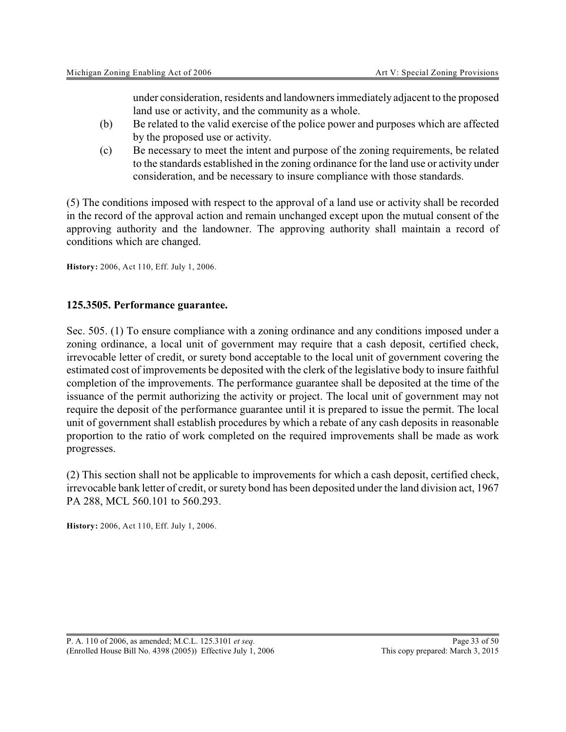under consideration, residents and landowners immediately adjacent to the proposed land use or activity, and the community as a whole.

(b) Be related to the valid exercise of the police power and purposes which are affected by the proposed use or activity.

(c) Be necessary to meet the intent and purpose of the zoning requirements, be related to the standards established in the zoning ordinance for the land use or activity under consideration, and be necessary to insure compliance with those standards.

(5) The conditions imposed with respect to the approval of a land use or activity shall be recorded in the record of the approval action and remain unchanged except upon the mutual consent of the approving authority and the landowner. The approving authority shall maintain a record of conditions which are changed.

**History:** 2006, Act 110, Eff. July 1, 2006.

### 125.3505. Performance guarantee.

Sec. 505. (1) To ensure compliance with a zoning ordinance and any conditions imposed under a zoning ordinance, a local unit of government may require that a cash deposit, certified check, irrevocable letter of credit, or surety bond acceptable to the local unit of government covering the estimated cost of improvements be deposited with the clerk of the legislative body to insure faithful completion of the improvements. The performance guarantee shall be deposited at the time of the issuance of the permit authorizing the activity or project. The local unit of government may not require the deposit of the performance guarantee until it is prepared to issue the permit. The local unit of government shall establish procedures by which a rebate of any cash deposits in reasonable proportion to the ratio of work completed on the required improvements shall be made as work progresses.

(2) This section shall not be applicable to improvements for which a cash deposit, certified check, irrevocable bank letter of credit, or surety bond has been deposited under the land division act, 1967 PA 288, MCL 560.101 to 560.293.

**History:** 2006, Act 110, Eff. July 1, 2006.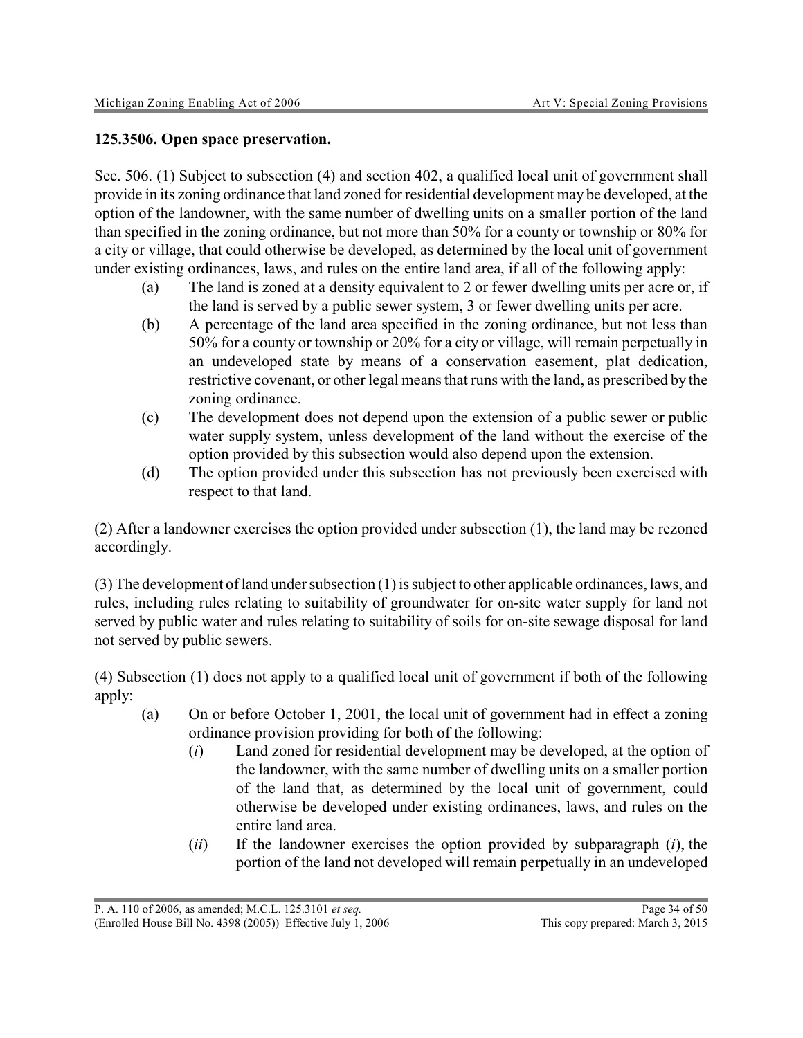### 125.3506. Open space preservation.

Sec. 506. (1) Subject to subsection (4) and section 402, a qualified local unit of government shall provide in its zoning ordinance that land zoned for residential development may be developed, at the option of the landowner, with the same number of dwelling units on a smaller portion of the land than specified in the zoning ordinance, but not more than 50% for a county or township or 80% for a city or village, that could otherwise be developed, as determined by the local unit of government under existing ordinances, laws, and rules on the entire land area, if all of the following apply:

- (a) The land is zoned at a density equivalent to 2 or fewer dwelling units per acre or, if the land is served by a public sewer system, 3 or fewer dwelling units per acre.
- (b) A percentage of the land area specified in the zoning ordinance, but not less than 50% for a county or township or 20% for a city or village, will remain perpetually in an undeveloped state by means of a conservation easement, plat dedication, restrictive covenant, or other legal means that runs with the land, as prescribed by the zoning ordinance.
- (c) The development does not depend upon the extension of a public sewer or public water supply system, unless development of the land without the exercise of the option provided by this subsection would also depend upon the extension.
- (d) The option provided under this subsection has not previously been exercised with respect to that land.

(2) After a landowner exercises the option provided under subsection (1), the land may be rezoned accordingly.

(3) The development of land under subsection (1) is subject to other applicable ordinances, laws, and rules, including rules relating to suitability of groundwater for on-site water supply for land not served by public water and rules relating to suitability of soils for on-site sewage disposal for land not served by public sewers.

(4) Subsection (1) does not apply to a qualified local unit of government if both of the following apply:

- (a) On or before October 1, 2001, the local unit of government had in effect a zoning ordinance provision providing for both of the following:
  - (*i*) Land zoned for residential development may be developed, at the option of the landowner, with the same number of dwelling units on a smaller portion of the land that, as determined by the local unit of government, could otherwise be developed under existing ordinances, laws, and rules on the entire land area.
  - (*ii*) If the landowner exercises the option provided by subparagraph (*i*), the portion of the land not developed will remain perpetually in an undeveloped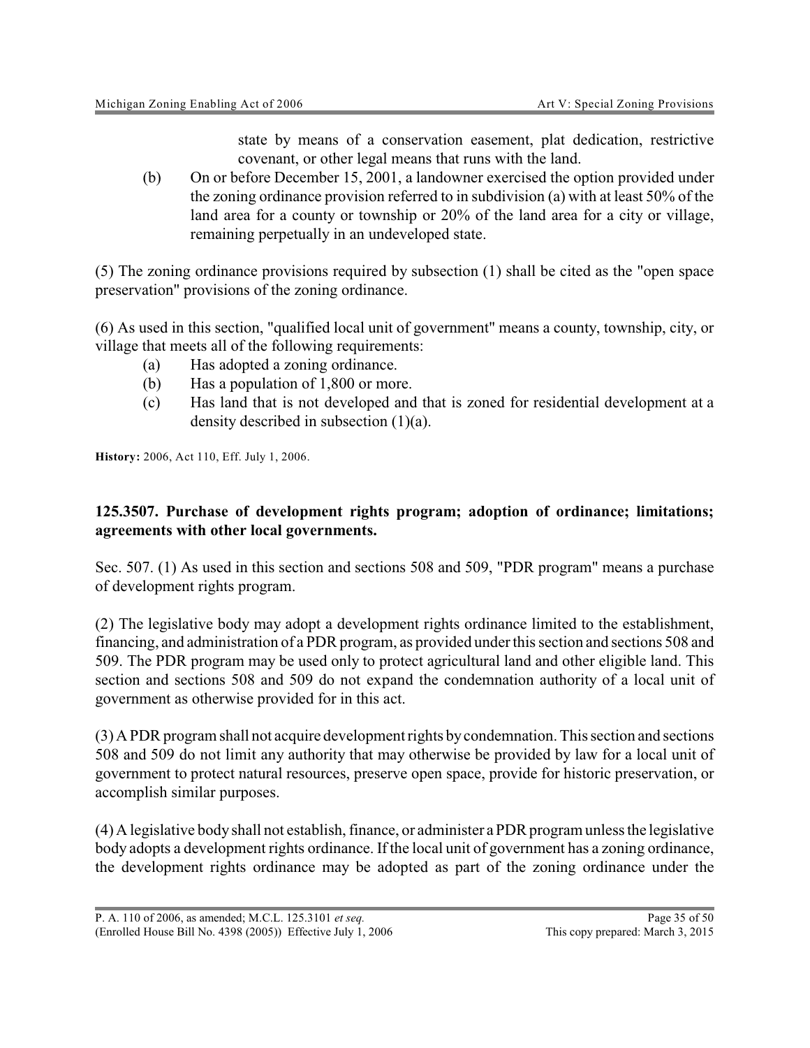state by means of a conservation easement, plat dedication, restrictive covenant, or other legal means that runs with the land.

(b) On or before December 15, 2001, a landowner exercised the option provided under the zoning ordinance provision referred to in subdivision (a) with at least 50% of the land area for a county or township or 20% of the land area for a city or village, remaining perpetually in an undeveloped state.

(5) The zoning ordinance provisions required by subsection (1) shall be cited as the "open space preservation" provisions of the zoning ordinance.

(6) As used in this section, "qualified local unit of government" means a county, township, city, or village that meets all of the following requirements:

(a) Has adopted a zoning ordinance.

(b) Has a population of 1,800 or more.

(c) Has land that is not developed and that is zoned for residential development at a density described in subsection (1)(a).

**History:** 2006, Act 110, Eff. July 1, 2006.

**125.3507. Purchase of development rights program; adoption of ordinance; limitations; agreements with other local governments.**

Sec. 507. (1) As used in this section and sections 508 and 509, "PDR program" means a purchase of development rights program.

(2) The legislative body may adopt a development rights ordinance limited to the establishment, financing, and administration of a PDR program, as provided under this section and sections 508 and 509. The PDR program may be used only to protect agricultural land and other eligible land. This section and sections 508 and 509 do not expand the condemnation authority of a local unit of government as otherwise provided for in this act.

(3) A PDR program shall not acquire development rights by condemnation. This section and sections 508 and 509 do not limit any authority that may otherwise be provided by law for a local unit of government to protect natural resources, preserve open space, provide for historic preservation, or accomplish similar purposes.

(4) A legislative body shall not establish, finance, or administer a PDR program unless the legislative body adopts a development rights ordinance. If the local unit of government has a zoning ordinance, the development rights ordinance may be adopted as part of the zoning ordinance under the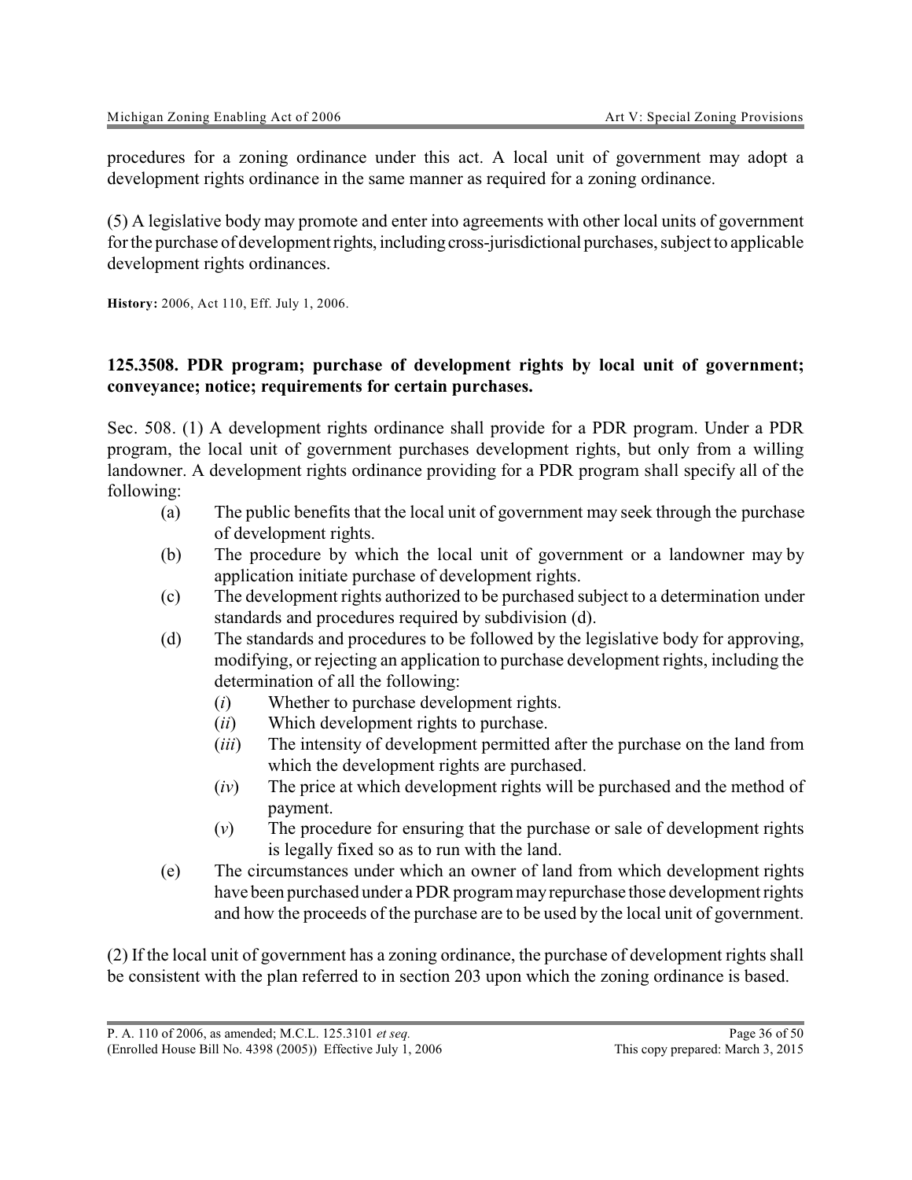procedures for a zoning ordinance under this act. A local unit of government may adopt a development rights ordinance in the same manner as required for a zoning ordinance.

(5) A legislative body may promote and enter into agreements with other local units of government for the purchase of development rights, including cross-jurisdictional purchases, subject to applicable development rights ordinances.

**History:** 2006, Act 110, Eff. July 1, 2006.

### 125.3508. PDR program; purchase of development rights by local unit of government; conveyance; notice; requirements for certain purchases.

Sec. 508. (1) A development rights ordinance shall provide for a PDR program. Under a PDR program, the local unit of government purchases development rights, but only from a willing landowner. A development rights ordinance providing for a PDR program shall specify all of the following:

- (a) The public benefits that the local unit of government may seek through the purchase of development rights.
- (b) The procedure by which the local unit of government or a landowner may by application initiate purchase of development rights.
- (c) The development rights authorized to be purchased subject to a determination under standards and procedures required by subdivision (d).
- (d) The standards and procedures to be followed by the legislative body for approving, modifying, or rejecting an application to purchase development rights, including the determination of all the following:
  - (*i*) Whether to purchase development rights.
  - (*ii*) Which development rights to purchase.
  - (*iii*) The intensity of development permitted after the purchase on the land from which the development rights are purchased.
  - (*iv*) The price at which development rights will be purchased and the method of payment.
  - (*v*) The procedure for ensuring that the purchase or sale of development rights is legally fixed so as to run with the land.
- (e) The circumstances under which an owner of land from which development rights have been purchased under a PDR program may repurchase those development rights and how the proceeds of the purchase are to be used by the local unit of government.

(2) If the local unit of government has a zoning ordinance, the purchase of development rights shall be consistent with the plan referred to in section 203 upon which the zoning ordinance is based.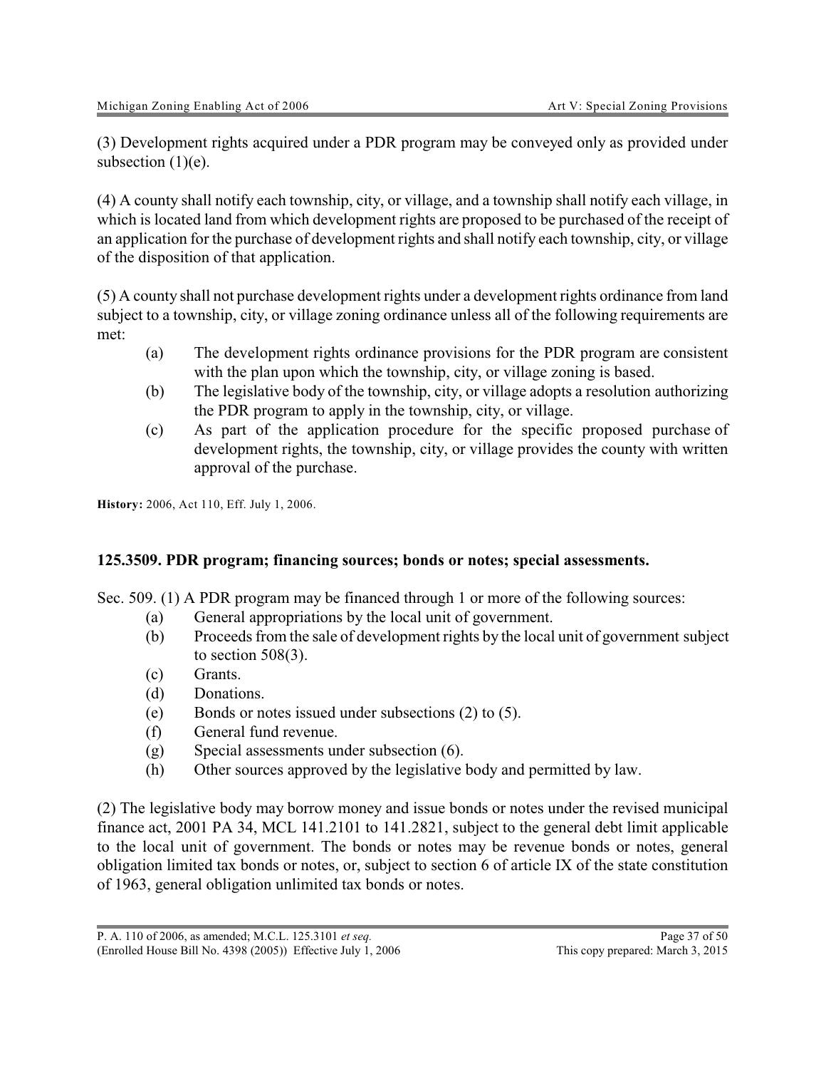(3) Development rights acquired under a PDR program may be conveyed only as provided under subsection (1)(e).

(4) A county shall notify each township, city, or village, and a township shall notify each village, in which is located land from which development rights are proposed to be purchased of the receipt of an application for the purchase of development rights and shall notify each township, city, or village of the disposition of that application.

(5) A county shall not purchase development rights under a development rights ordinance from land subject to a township, city, or village zoning ordinance unless all of the following requirements are met:

- (a) The development rights ordinance provisions for the PDR program are consistent with the plan upon which the township, city, or village zoning is based.
- (b) The legislative body of the township, city, or village adopts a resolution authorizing the PDR program to apply in the township, city, or village.
- (c) As part of the application procedure for the specific proposed purchase of development rights, the township, city, or village provides the county with written approval of the purchase.

**History:** 2006, Act 110, Eff. July 1, 2006.

### 125.3509. PDR program; financing sources; bonds or notes; special assessments.

Sec. 509. (1) A PDR program may be financed through 1 or more of the following sources:

- (a) General appropriations by the local unit of government.
- (b) Proceeds from the sale of development rights by the local unit of government subject to section 508(3).
- (c) Grants.
- (d) Donations.
- (e) Bonds or notes issued under subsections (2) to (5).
- (f) General fund revenue.
- (g) Special assessments under subsection (6).
- (h) Other sources approved by the legislative body and permitted by law.

(2) The legislative body may borrow money and issue bonds or notes under the revised municipal finance act, 2001 PA 34, MCL 141.2101 to 141.2821, subject to the general debt limit applicable to the local unit of government. The bonds or notes may be revenue bonds or notes, general obligation limited tax bonds or notes, or, subject to section 6 of article IX of the state constitution of 1963, general obligation unlimited tax bonds or notes.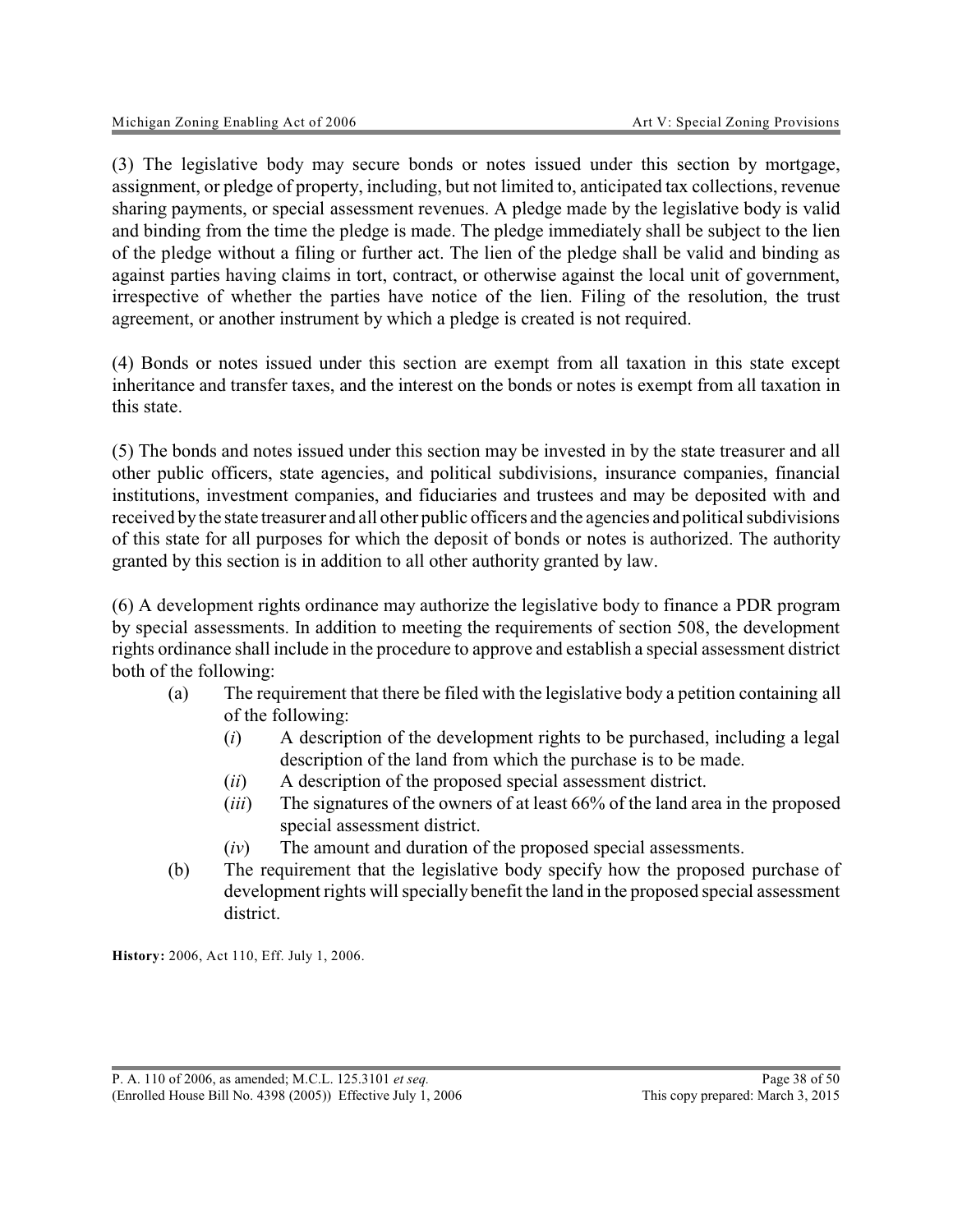(3) The legislative body may secure bonds or notes issued under this section by mortgage, assignment, or pledge of property, including, but not limited to, anticipated tax collections, revenue sharing payments, or special assessment revenues. A pledge made by the legislative body is valid and binding from the time the pledge is made. The pledge immediately shall be subject to the lien of the pledge without a filing or further act. The lien of the pledge shall be valid and binding as against parties having claims in tort, contract, or otherwise against the local unit of government, irrespective of whether the parties have notice of the lien. Filing of the resolution, the trust agreement, or another instrument by which a pledge is created is not required.

(4) Bonds or notes issued under this section are exempt from all taxation in this state except inheritance and transfer taxes, and the interest on the bonds or notes is exempt from all taxation in this state.

(5) The bonds and notes issued under this section may be invested in by the state treasurer and all other public officers, state agencies, and political subdivisions, insurance companies, financial institutions, investment companies, and fiduciaries and trustees and may be deposited with and received by the state treasurer and all other public officers and the agencies and political subdivisions of this state for all purposes for which the deposit of bonds or notes is authorized. The authority granted by this section is in addition to all other authority granted by law.

(6) A development rights ordinance may authorize the legislative body to finance a PDR program by special assessments. In addition to meeting the requirements of section 508, the development rights ordinance shall include in the procedure to approve and establish a special assessment district both of the following:

- (a) The requirement that there be filed with the legislative body a petition containing all of the following:
  - (*i*) A description of the development rights to be purchased, including a legal description of the land from which the purchase is to be made.
  - (*ii*) A description of the proposed special assessment district.
  - (*iii*) The signatures of the owners of at least 66% of the land area in the proposed special assessment district.
  - (*iv*) The amount and duration of the proposed special assessments.
- (b) The requirement that the legislative body specify how the proposed purchase of development rights will specially benefit the land in the proposed special assessment district.

**History:** 2006, Act 110, Eff. July 1, 2006.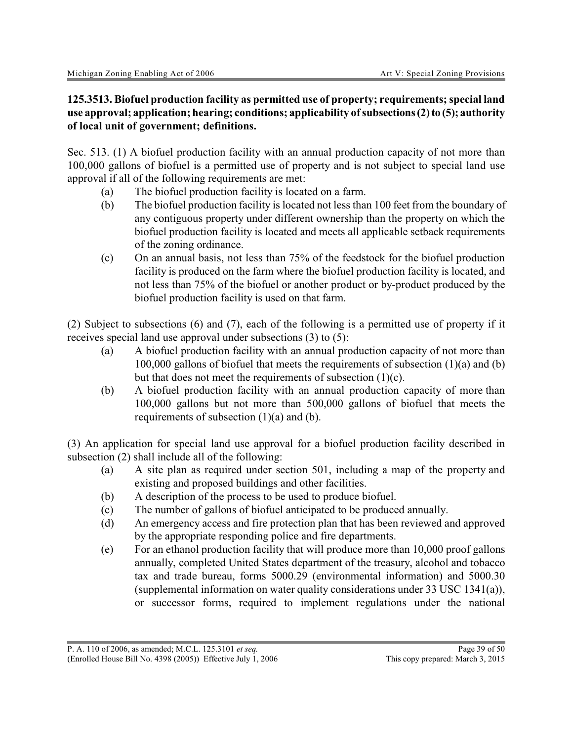**125.3513. Biofuel production facility as permitted use of property; requirements; special land use approval; application; hearing; conditions; applicability of subsections (2) to (5); authority of local unit of government; definitions.**

Sec. 513. (1) A biofuel production facility with an annual production capacity of not more than 100,000 gallons of biofuel is a permitted use of property and is not subject to special land use approval if all of the following requirements are met:

- (a) The biofuel production facility is located on a farm.
- (b) The biofuel production facility is located not less than 100 feet from the boundary of any contiguous property under different ownership than the property on which the biofuel production facility is located and meets all applicable setback requirements of the zoning ordinance.
- (c) On an annual basis, not less than 75% of the feedstock for the biofuel production facility is produced on the farm where the biofuel production facility is located, and not less than 75% of the biofuel or another product or by-product produced by the biofuel production facility is used on that farm.

(2) Subject to subsections (6) and (7), each of the following is a permitted use of property if it receives special land use approval under subsections (3) to (5):

- (a) A biofuel production facility with an annual production capacity of not more than 100,000 gallons of biofuel that meets the requirements of subsection (1)(a) and (b) but that does not meet the requirements of subsection (1)(c).
- (b) A biofuel production facility with an annual production capacity of more than 100,000 gallons but not more than 500,000 gallons of biofuel that meets the requirements of subsection (1)(a) and (b).

(3) An application for special land use approval for a biofuel production facility described in subsection (2) shall include all of the following:

- (a) A site plan as required under section 501, including a map of the property and existing and proposed buildings and other facilities.
- (b) A description of the process to be used to produce biofuel.
- (c) The number of gallons of biofuel anticipated to be produced annually.
- (d) An emergency access and fire protection plan that has been reviewed and approved by the appropriate responding police and fire departments.
- (e) For an ethanol production facility that will produce more than 10,000 proof gallons annually, completed United States department of the treasury, alcohol and tobacco tax and trade bureau, forms 5000.29 (environmental information) and 5000.30 (supplemental information on water quality considerations under 33 USC 1341(a)), or successor forms, required to implement regulations under the national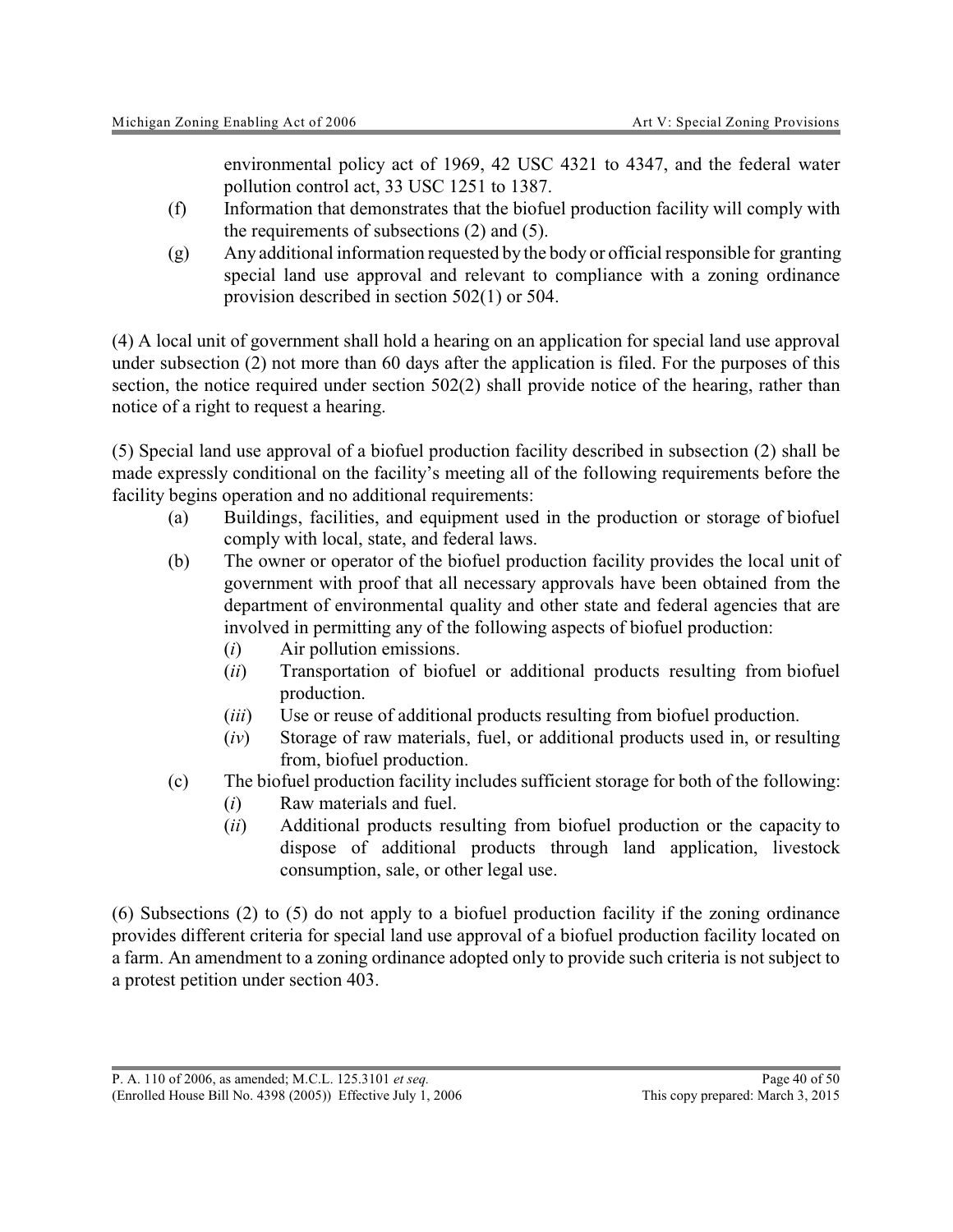environmental policy act of 1969, 42 USC 4321 to 4347, and the federal water pollution control act, 33 USC 1251 to 1387.

(f) Information that demonstrates that the biofuel production facility will comply with the requirements of subsections (2) and (5).

(g) Any additional information requested by the body or official responsible for granting special land use approval and relevant to compliance with a zoning ordinance provision described in section 502(1) or 504.

(4) A local unit of government shall hold a hearing on an application for special land use approval under subsection (2) not more than 60 days after the application is filed. For the purposes of this section, the notice required under section 502(2) shall provide notice of the hearing, rather than notice of a right to request a hearing.

(5) Special land use approval of a biofuel production facility described in subsection (2) shall be made expressly conditional on the facility's meeting all of the following requirements before the facility begins operation and no additional requirements:

(a) Buildings, facilities, and equipment used in the production or storage of biofuel comply with local, state, and federal laws.

(b) The owner or operator of the biofuel production facility provides the local unit of government with proof that all necessary approvals have been obtained from the department of environmental quality and other state and federal agencies that are involved in permitting any of the following aspects of biofuel production:

(*i*) Air pollution emissions.

(*ii*) Transportation of biofuel or additional products resulting from biofuel production.

(*iii*) Use or reuse of additional products resulting from biofuel production.

(*iv*) Storage of raw materials, fuel, or additional products used in, or resulting from, biofuel production.

(c) The biofuel production facility includes sufficient storage for both of the following:

(*i*) Raw materials and fuel.

(*ii*) Additional products resulting from biofuel production or the capacity to dispose of additional products through land application, livestock consumption, sale, or other legal use.

(6) Subsections (2) to (5) do not apply to a biofuel production facility if the zoning ordinance provides different criteria for special land use approval of a biofuel production facility located on a farm. An amendment to a zoning ordinance adopted only to provide such criteria is not subject to a protest petition under section 403.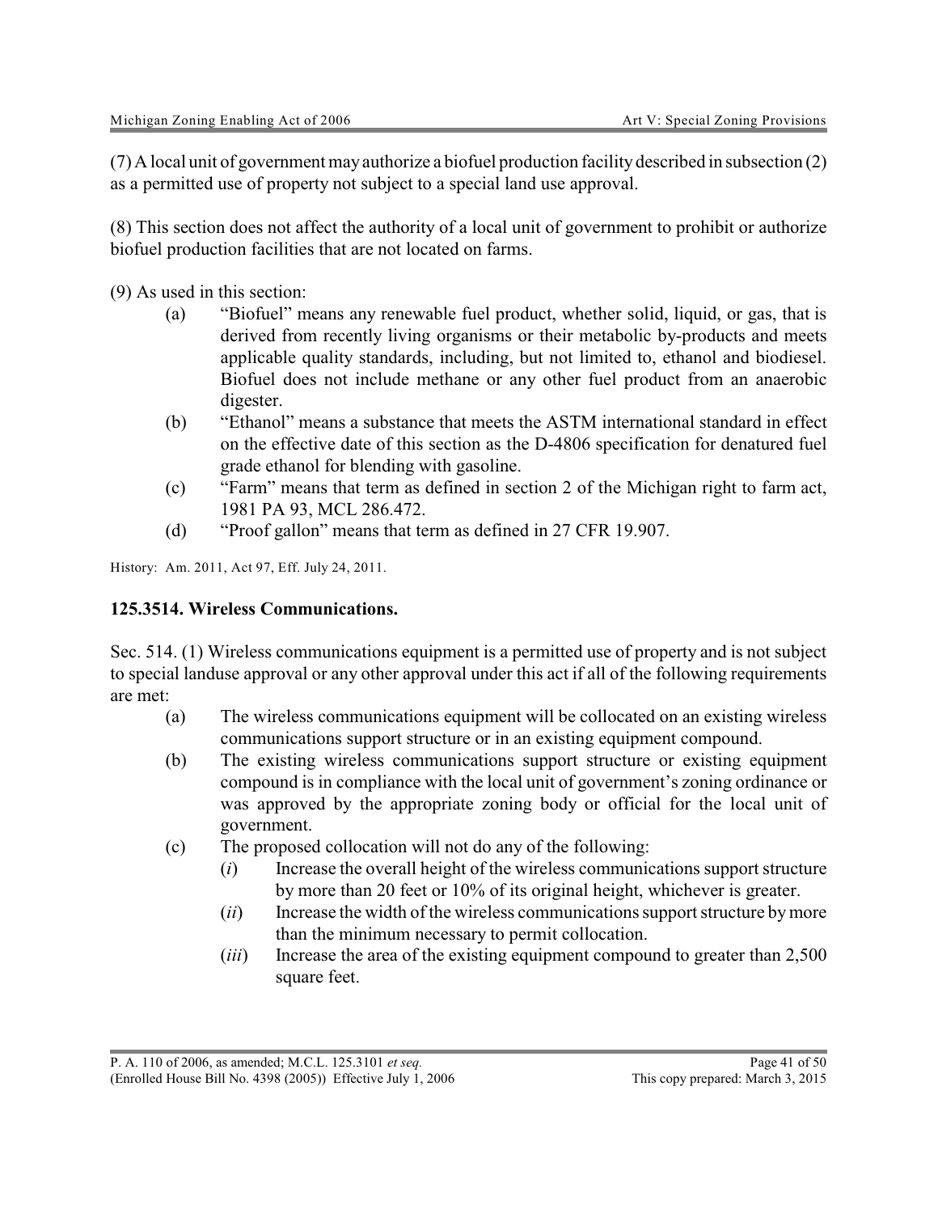(7) A local unit of government may authorize a biofuel production facility described in subsection (2) as a permitted use of property not subject to a special land use approval.

(8) This section does not affect the authority of a local unit of government to prohibit or authorize biofuel production facilities that are not located on farms.

(9) As used in this section:

- (a) "Biofuel" means any renewable fuel product, whether solid, liquid, or gas, that is derived from recently living organisms or their metabolic by-products and meets applicable quality standards, including, but not limited to, ethanol and biodiesel. Biofuel does not include methane or any other fuel product from an anaerobic digester.
- (b) "Ethanol" means a substance that meets the ASTM international standard in effect on the effective date of this section as the D-4806 specification for denatured fuel grade ethanol for blending with gasoline.
- (c) "Farm" means that term as defined in section 2 of the Michigan right to farm act, 1981 PA 93, MCL 286.472.
- (d) "Proof gallon" means that term as defined in 27 CFR 19.907.

History: Am. 2011, Act 97, Eff. July 24, 2011.

### 125.3514. Wireless Communications.

Sec. 514. (1) Wireless communications equipment is a permitted use of property and is not subject to special landuse approval or any other approval under this act if all of the following requirements are met:

- (a) The wireless communications equipment will be collocated on an existing wireless communications support structure or in an existing equipment compound.
- (b) The existing wireless communications support structure or existing equipment compound is in compliance with the local unit of government's zoning ordinance or was approved by the appropriate zoning body or official for the local unit of government.
- (c) The proposed collocation will not do any of the following:
  - (*i*) Increase the overall height of the wireless communications support structure by more than 20 feet or 10% of its original height, whichever is greater.
  - (*ii*) Increase the width of the wireless communications support structure by more than the minimum necessary to permit collocation.
  - (*iii*) Increase the area of the existing equipment compound to greater than 2,500 square feet.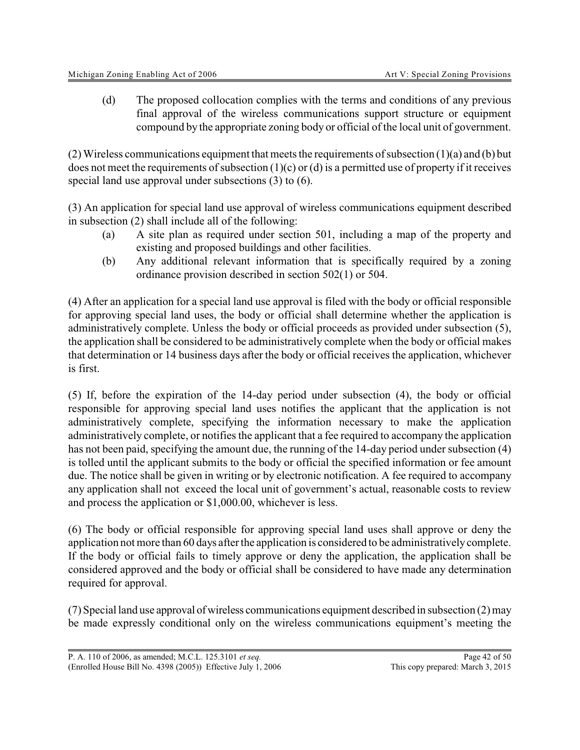(d) The proposed collocation complies with the terms and conditions of any previous final approval of the wireless communications support structure or equipment compound by the appropriate zoning body or official of the local unit of government.

(2) Wireless communications equipment that meets the requirements of subsection (1)(a) and (b) but does not meet the requirements of subsection (1)(c) or (d) is a permitted use of property if it receives special land use approval under subsections (3) to (6).

(3) An application for special land use approval of wireless communications equipment described in subsection (2) shall include all of the following:

(a) A site plan as required under section 501, including a map of the property and existing and proposed buildings and other facilities.

(b) Any additional relevant information that is specifically required by a zoning ordinance provision described in section 502(1) or 504.

(4) After an application for a special land use approval is filed with the body or official responsible for approving special land uses, the body or official shall determine whether the application is administratively complete. Unless the body or official proceeds as provided under subsection (5), the application shall be considered to be administratively complete when the body or official makes that determination or 14 business days after the body or official receives the application, whichever is first.

(5) If, before the expiration of the 14-day period under subsection (4), the body or official responsible for approving special land uses notifies the applicant that the application is not administratively complete, specifying the information necessary to make the application administratively complete, or notifies the applicant that a fee required to accompany the application has not been paid, specifying the amount due, the running of the 14-day period under subsection (4) is tolled until the applicant submits to the body or official the specified information or fee amount due. The notice shall be given in writing or by electronic notification. A fee required to accompany any application shall not exceed the local unit of government's actual, reasonable costs to review and process the application or $1,000.00, whichever is less.

(6) The body or official responsible for approving special land uses shall approve or deny the application not more than 60 days after the application is considered to be administratively complete. If the body or official fails to timely approve or deny the application, the application shall be considered approved and the body or official shall be considered to have made any determination required for approval.

(7) Special land use approval of wireless communications equipment described in subsection (2) may be made expressly conditional only on the wireless communications equipment's meeting the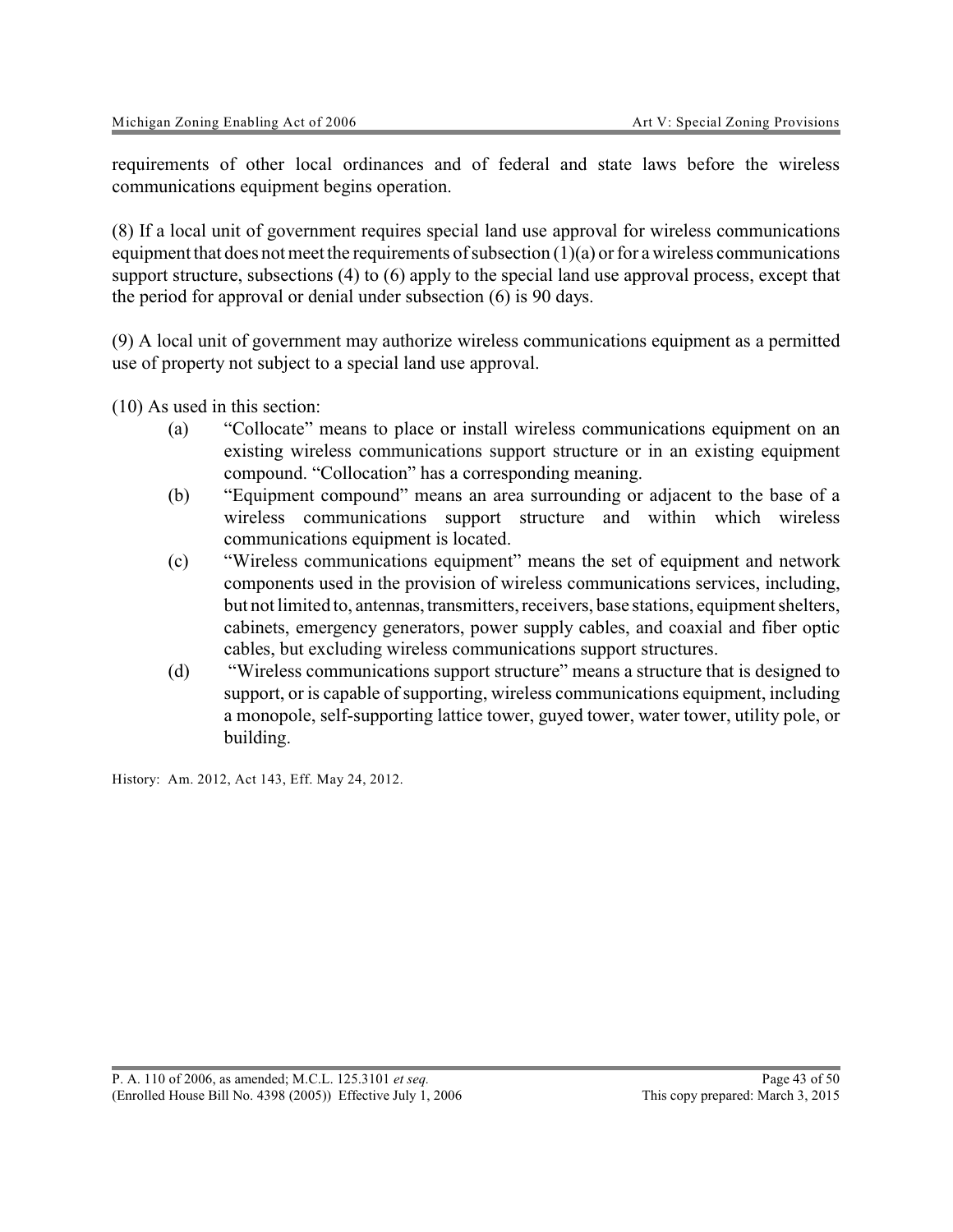requirements of other local ordinances and of federal and state laws before the wireless communications equipment begins operation.

(8) If a local unit of government requires special land use approval for wireless communications equipment that does not meet the requirements of subsection (1)(a) or for a wireless communications support structure, subsections (4) to (6) apply to the special land use approval process, except that the period for approval or denial under subsection (6) is 90 days.

(9) A local unit of government may authorize wireless communications equipment as a permitted use of property not subject to a special land use approval.

(10) As used in this section:

- (a) "Collocate" means to place or install wireless communications equipment on an existing wireless communications support structure or in an existing equipment compound. "Collocation" has a corresponding meaning.
- (b) "Equipment compound" means an area surrounding or adjacent to the base of a wireless communications support structure and within which wireless communications equipment is located.
- (c) "Wireless communications equipment" means the set of equipment and network components used in the provision of wireless communications services, including, but not limited to, antennas, transmitters, receivers, base stations, equipment shelters, cabinets, emergency generators, power supply cables, and coaxial and fiber optic cables, but excluding wireless communications support structures.
- (d) "Wireless communications support structure" means a structure that is designed to support, or is capable of supporting, wireless communications equipment, including a monopole, self-supporting lattice tower, guyed tower, water tower, utility pole, or building.

History: Am. 2012, Act 143, Eff. May 24, 2012.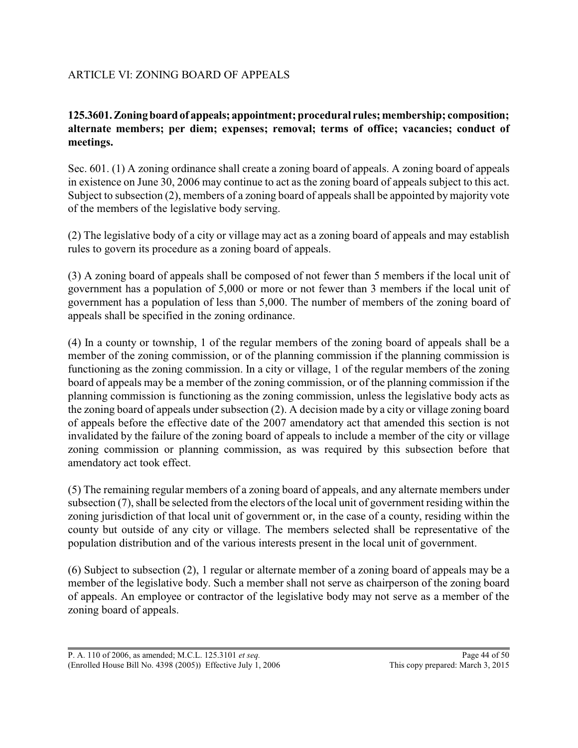## ARTICLE VI: ZONING BOARD OF APPEALS

**125.3601. Zoning board of appeals; appointment; procedural rules; membership; composition; alternate members; per diem; expenses; removal; terms of office; vacancies; conduct of meetings.**

Sec. 601. (1) A zoning ordinance shall create a zoning board of appeals. A zoning board of appeals in existence on June 30, 2006 may continue to act as the zoning board of appeals subject to this act. Subject to subsection (2), members of a zoning board of appeals shall be appointed by majority vote of the members of the legislative body serving.

(2) The legislative body of a city or village may act as a zoning board of appeals and may establish rules to govern its procedure as a zoning board of appeals.

(3) A zoning board of appeals shall be composed of not fewer than 5 members if the local unit of government has a population of 5,000 or more or not fewer than 3 members if the local unit of government has a population of less than 5,000. The number of members of the zoning board of appeals shall be specified in the zoning ordinance.

(4) In a county or township, 1 of the regular members of the zoning board of appeals shall be a member of the zoning commission, or of the planning commission if the planning commission is functioning as the zoning commission. In a city or village, 1 of the regular members of the zoning board of appeals may be a member of the zoning commission, or of the planning commission if the planning commission is functioning as the zoning commission, unless the legislative body acts as the zoning board of appeals under subsection (2). A decision made by a city or village zoning board of appeals before the effective date of the 2007 amendatory act that amended this section is not invalidated by the failure of the zoning board of appeals to include a member of the city or village zoning commission or planning commission, as was required by this subsection before that amendatory act took effect.

(5) The remaining regular members of a zoning board of appeals, and any alternate members under subsection (7), shall be selected from the electors of the local unit of government residing within the zoning jurisdiction of that local unit of government or, in the case of a county, residing within the county but outside of any city or village. The members selected shall be representative of the population distribution and of the various interests present in the local unit of government.

(6) Subject to subsection (2), 1 regular or alternate member of a zoning board of appeals may be a member of the legislative body. Such a member shall not serve as chairperson of the zoning board of appeals. An employee or contractor of the legislative body may not serve as a member of the zoning board of appeals.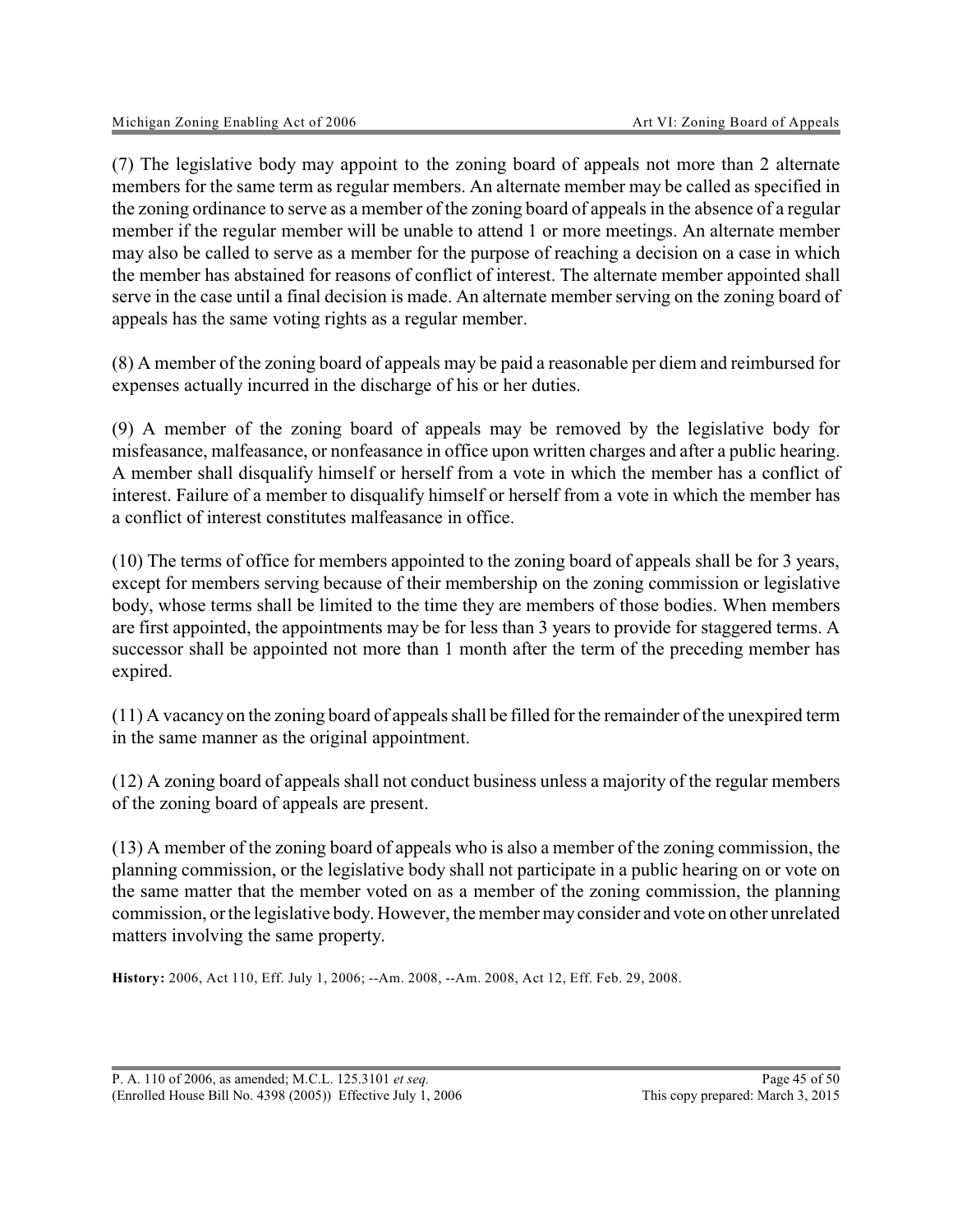(7) The legislative body may appoint to the zoning board of appeals not more than 2 alternate members for the same term as regular members. An alternate member may be called as specified in the zoning ordinance to serve as a member of the zoning board of appeals in the absence of a regular member if the regular member will be unable to attend 1 or more meetings. An alternate member may also be called to serve as a member for the purpose of reaching a decision on a case in which the member has abstained for reasons of conflict of interest. The alternate member appointed shall serve in the case until a final decision is made. An alternate member serving on the zoning board of appeals has the same voting rights as a regular member.

(8) A member of the zoning board of appeals may be paid a reasonable per diem and reimbursed for expenses actually incurred in the discharge of his or her duties.

(9) A member of the zoning board of appeals may be removed by the legislative body for misfeasance, malfeasance, or nonfeasance in office upon written charges and after a public hearing. A member shall disqualify himself or herself from a vote in which the member has a conflict of interest. Failure of a member to disqualify himself or herself from a vote in which the member has a conflict of interest constitutes malfeasance in office.

(10) The terms of office for members appointed to the zoning board of appeals shall be for 3 years, except for members serving because of their membership on the zoning commission or legislative body, whose terms shall be limited to the time they are members of those bodies. When members are first appointed, the appointments may be for less than 3 years to provide for staggered terms. A successor shall be appointed not more than 1 month after the term of the preceding member has expired.

(11) A vacancy on the zoning board of appeals shall be filled for the remainder of the unexpired term in the same manner as the original appointment.

(12) A zoning board of appeals shall not conduct business unless a majority of the regular members of the zoning board of appeals are present.

(13) A member of the zoning board of appeals who is also a member of the zoning commission, the planning commission, or the legislative body shall not participate in a public hearing on or vote on the same matter that the member voted on as a member of the zoning commission, the planning commission, or the legislative body. However, the member may consider and vote on other unrelated matters involving the same property.

**History:** 2006, Act 110, Eff. July 1, 2006; --Am. 2008, --Am. 2008, Act 12, Eff. Feb. 29, 2008.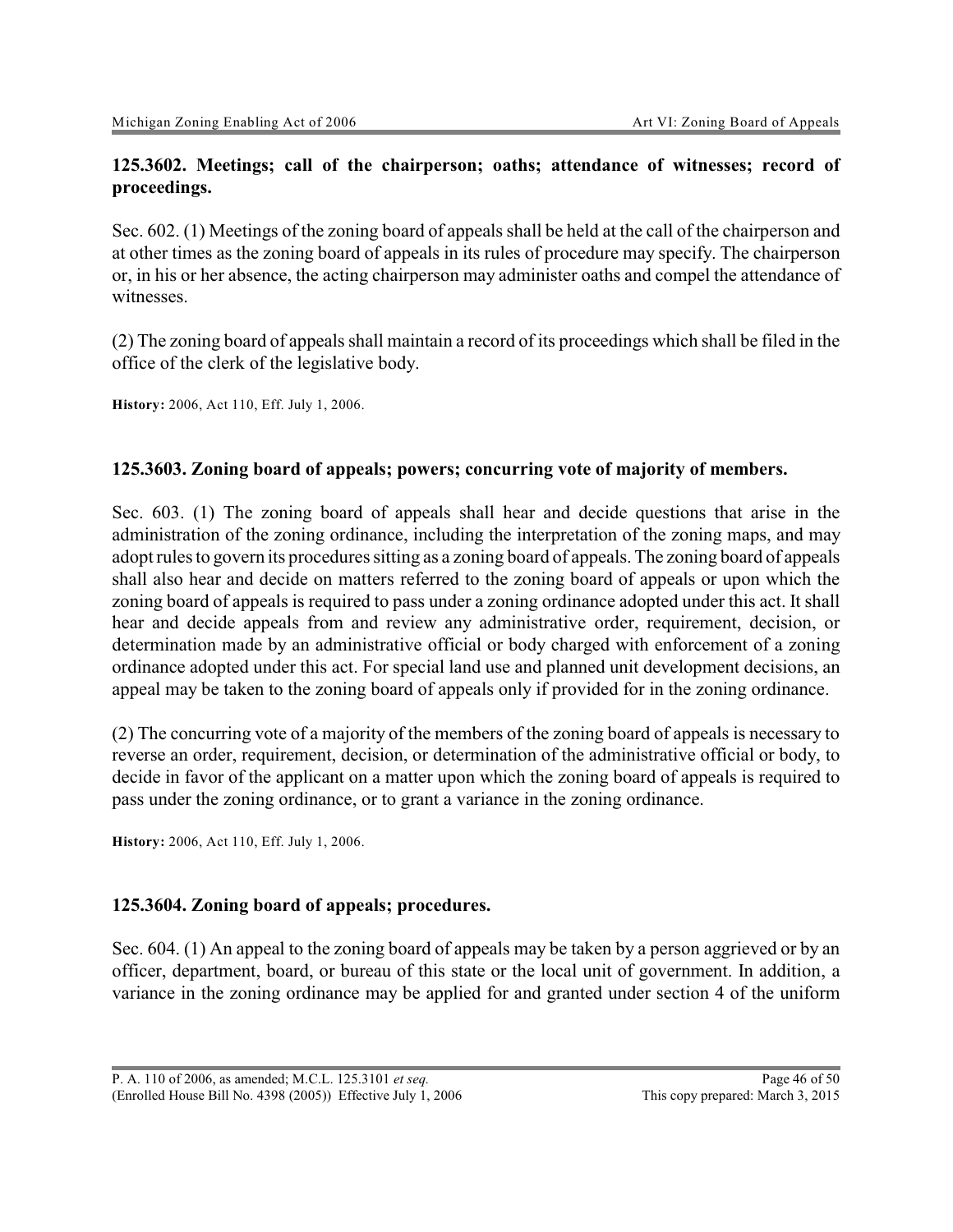### 125.3602. Meetings; call of the chairperson; oaths; attendance of witnesses; record of proceedings.

Sec. 602. (1) Meetings of the zoning board of appeals shall be held at the call of the chairperson and at other times as the zoning board of appeals in its rules of procedure may specify. The chairperson or, in his or her absence, the acting chairperson may administer oaths and compel the attendance of witnesses.

(2) The zoning board of appeals shall maintain a record of its proceedings which shall be filed in the office of the clerk of the legislative body.

**History:** 2006, Act 110, Eff. July 1, 2006.

### 125.3603. Zoning board of appeals; powers; concurring vote of majority of members.

Sec. 603. (1) The zoning board of appeals shall hear and decide questions that arise in the administration of the zoning ordinance, including the interpretation of the zoning maps, and may adopt rules to govern its procedures sitting as a zoning board of appeals. The zoning board of appeals shall also hear and decide on matters referred to the zoning board of appeals or upon which the zoning board of appeals is required to pass under a zoning ordinance adopted under this act. It shall hear and decide appeals from and review any administrative order, requirement, decision, or determination made by an administrative official or body charged with enforcement of a zoning ordinance adopted under this act. For special land use and planned unit development decisions, an appeal may be taken to the zoning board of appeals only if provided for in the zoning ordinance.

(2) The concurring vote of a majority of the members of the zoning board of appeals is necessary to reverse an order, requirement, decision, or determination of the administrative official or body, to decide in favor of the applicant on a matter upon which the zoning board of appeals is required to pass under the zoning ordinance, or to grant a variance in the zoning ordinance.

**History:** 2006, Act 110, Eff. July 1, 2006.

### 125.3604. Zoning board of appeals; procedures.

Sec. 604. (1) An appeal to the zoning board of appeals may be taken by a person aggrieved or by an officer, department, board, or bureau of this state or the local unit of government. In addition, a variance in the zoning ordinance may be applied for and granted under section 4 of the uniform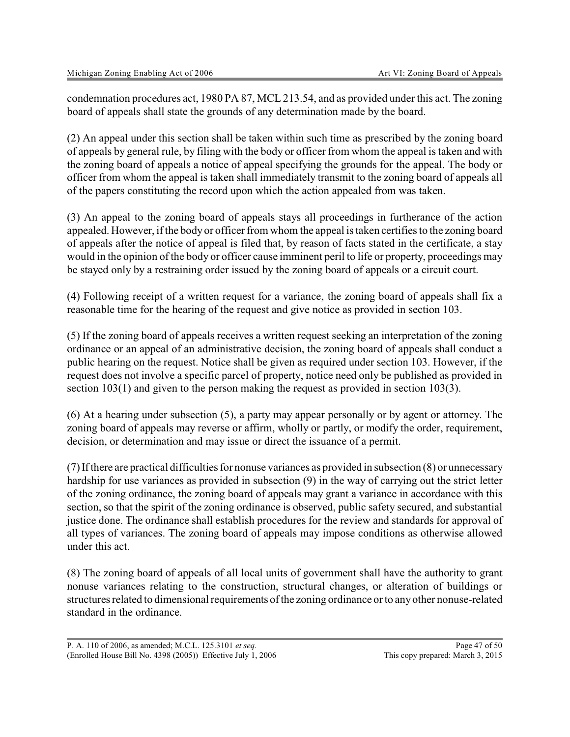condemnation procedures act, 1980 PA 87, MCL 213.54, and as provided under this act. The zoning board of appeals shall state the grounds of any determination made by the board.

(2) An appeal under this section shall be taken within such time as prescribed by the zoning board of appeals by general rule, by filing with the body or officer from whom the appeal is taken and with the zoning board of appeals a notice of appeal specifying the grounds for the appeal. The body or officer from whom the appeal is taken shall immediately transmit to the zoning board of appeals all of the papers constituting the record upon which the action appealed from was taken.

(3) An appeal to the zoning board of appeals stays all proceedings in furtherance of the action appealed. However, if the body or officer from whom the appeal is taken certifies to the zoning board of appeals after the notice of appeal is filed that, by reason of facts stated in the certificate, a stay would in the opinion of the body or officer cause imminent peril to life or property, proceedings may be stayed only by a restraining order issued by the zoning board of appeals or a circuit court.

(4) Following receipt of a written request for a variance, the zoning board of appeals shall fix a reasonable time for the hearing of the request and give notice as provided in section 103.

(5) If the zoning board of appeals receives a written request seeking an interpretation of the zoning ordinance or an appeal of an administrative decision, the zoning board of appeals shall conduct a public hearing on the request. Notice shall be given as required under section 103. However, if the request does not involve a specific parcel of property, notice need only be published as provided in section 103(1) and given to the person making the request as provided in section 103(3).

(6) At a hearing under subsection (5), a party may appear personally or by agent or attorney. The zoning board of appeals may reverse or affirm, wholly or partly, or modify the order, requirement, decision, or determination and may issue or direct the issuance of a permit.

(7) If there are practical difficulties for nonuse variances as provided in subsection (8) or unnecessary hardship for use variances as provided in subsection (9) in the way of carrying out the strict letter of the zoning ordinance, the zoning board of appeals may grant a variance in accordance with this section, so that the spirit of the zoning ordinance is observed, public safety secured, and substantial justice done. The ordinance shall establish procedures for the review and standards for approval of all types of variances. The zoning board of appeals may impose conditions as otherwise allowed under this act.

(8) The zoning board of appeals of all local units of government shall have the authority to grant nonuse variances relating to the construction, structural changes, or alteration of buildings or structures related to dimensional requirements of the zoning ordinance or to any other nonuse-related standard in the ordinance.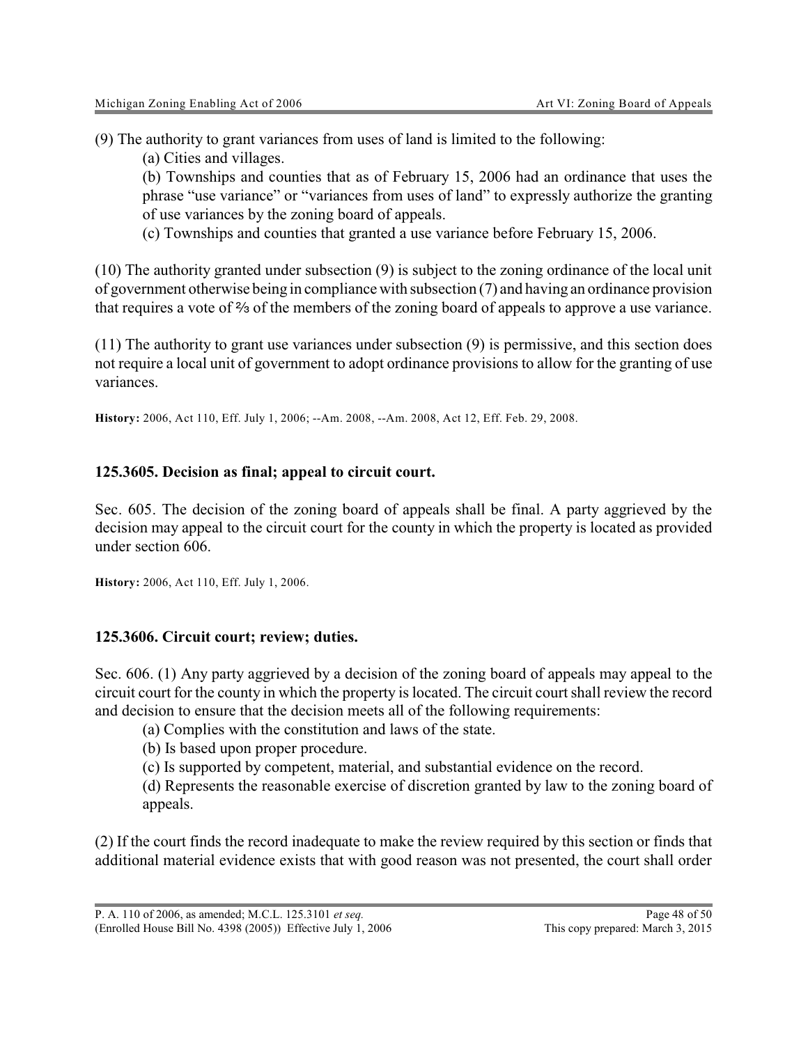(9) The authority to grant variances from uses of land is limited to the following:

(a) Cities and villages.

(b) Townships and counties that as of February 15, 2006 had an ordinance that uses the phrase "use variance" or "variances from uses of land" to expressly authorize the granting of use variances by the zoning board of appeals.

(c) Townships and counties that granted a use variance before February 15, 2006.

(10) The authority granted under subsection (9) is subject to the zoning ordinance of the local unit of government otherwise being in compliance with subsection (7) and having an ordinance provision that requires a vote of ⅔ of the members of the zoning board of appeals to approve a use variance.

(11) The authority to grant use variances under subsection (9) is permissive, and this section does not require a local unit of government to adopt ordinance provisions to allow for the granting of use variances.

**History:** 2006, Act 110, Eff. July 1, 2006; --Am. 2008, --Am. 2008, Act 12, Eff. Feb. 29, 2008.

### 125.3605. Decision as final; appeal to circuit court.

Sec. 605. The decision of the zoning board of appeals shall be final. A party aggrieved by the decision may appeal to the circuit court for the county in which the property is located as provided under section 606.

**History:** 2006, Act 110, Eff. July 1, 2006.

### 125.3606. Circuit court; review; duties.

Sec. 606. (1) Any party aggrieved by a decision of the zoning board of appeals may appeal to the circuit court for the county in which the property is located. The circuit court shall review the record and decision to ensure that the decision meets all of the following requirements:

(a) Complies with the constitution and laws of the state.

(b) Is based upon proper procedure.

(c) Is supported by competent, material, and substantial evidence on the record.

(d) Represents the reasonable exercise of discretion granted by law to the zoning board of appeals.

(2) If the court finds the record inadequate to make the review required by this section or finds that additional material evidence exists that with good reason was not presented, the court shall order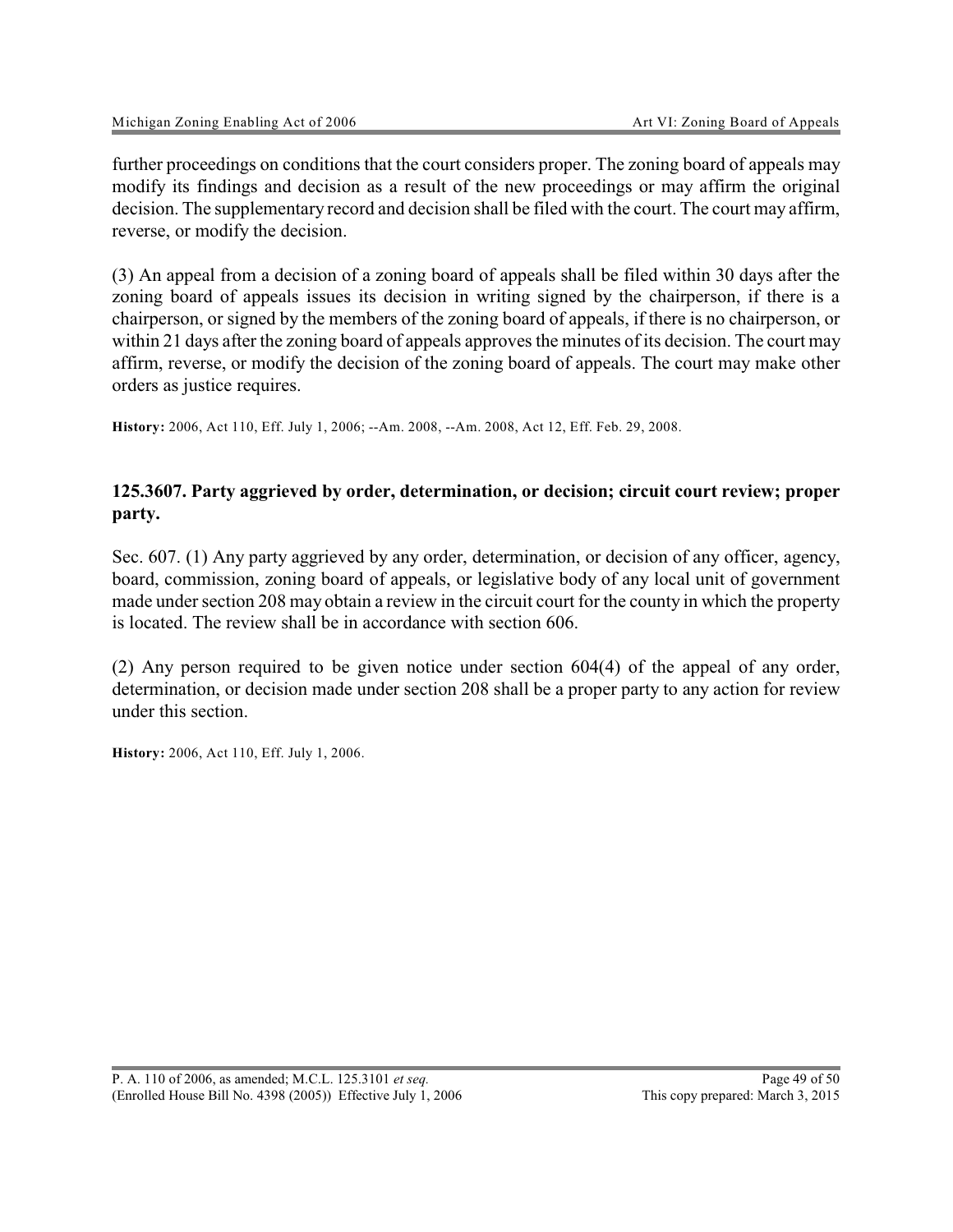further proceedings on conditions that the court considers proper. The zoning board of appeals may modify its findings and decision as a result of the new proceedings or may affirm the original decision. The supplementary record and decision shall be filed with the court. The court may affirm, reverse, or modify the decision.

(3) An appeal from a decision of a zoning board of appeals shall be filed within 30 days after the zoning board of appeals issues its decision in writing signed by the chairperson, if there is a chairperson, or signed by the members of the zoning board of appeals, if there is no chairperson, or within 21 days after the zoning board of appeals approves the minutes of its decision. The court may affirm, reverse, or modify the decision of the zoning board of appeals. The court may make other orders as justice requires.

**History:** 2006, Act 110, Eff. July 1, 2006; --Am. 2008, --Am. 2008, Act 12, Eff. Feb. 29, 2008.

### 125.3607. Party aggrieved by order, determination, or decision; circuit court review; proper party.

Sec. 607. (1) Any party aggrieved by any order, determination, or decision of any officer, agency, board, commission, zoning board of appeals, or legislative body of any local unit of government made under section 208 may obtain a review in the circuit court for the county in which the property is located. The review shall be in accordance with section 606.

(2) Any person required to be given notice under section 604(4) of the appeal of any order, determination, or decision made under section 208 shall be a proper party to any action for review under this section.

**History:** 2006, Act 110, Eff. July 1, 2006.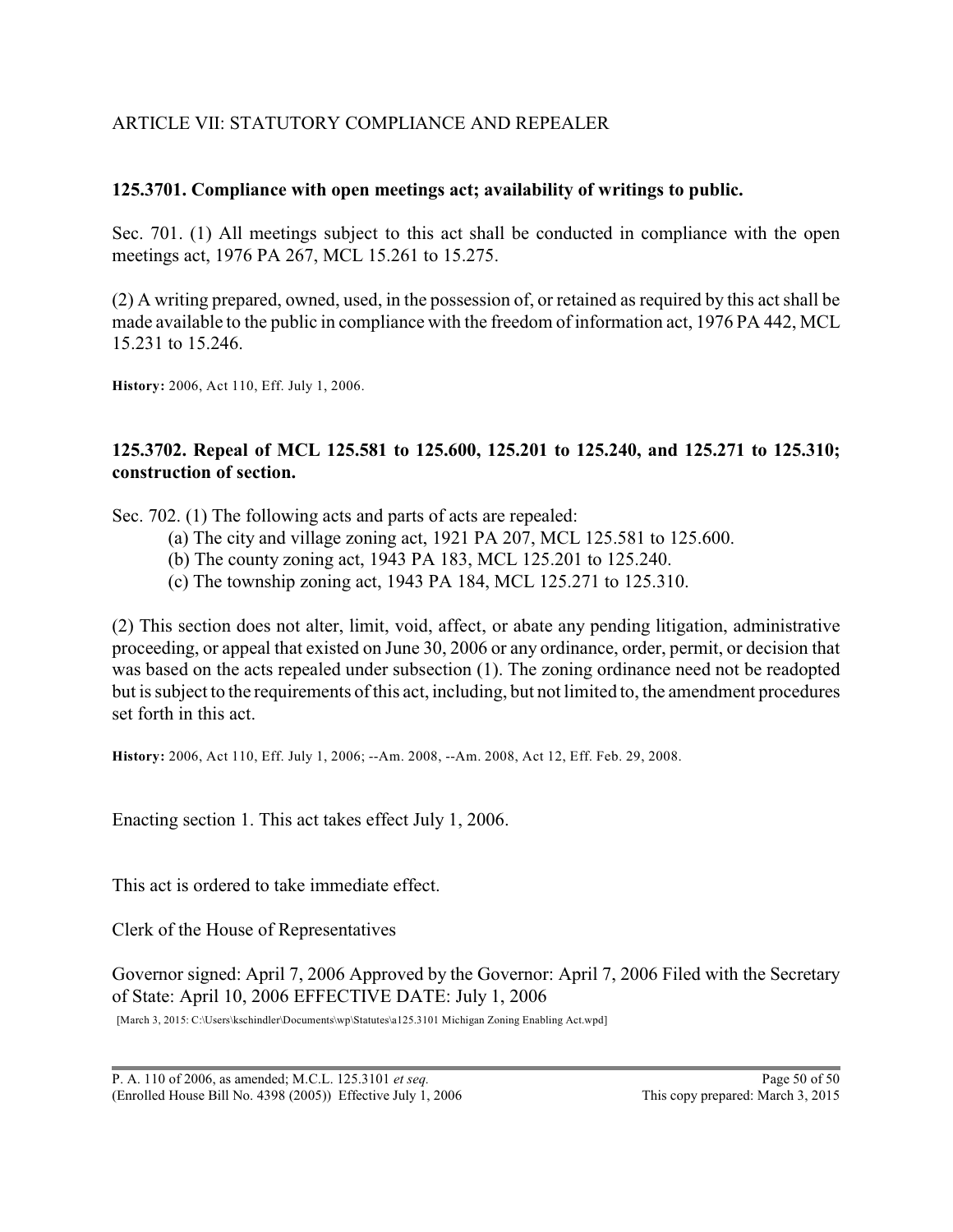ARTICLE VII: STATUTORY COMPLIANCE AND REPEALER

**125.3701. Compliance with open meetings act; availability of writings to public.**

Sec. 701. (1) All meetings subject to this act shall be conducted in compliance with the open meetings act, 1976 PA 267, MCL 15.261 to 15.275.

(2) A writing prepared, owned, used, in the possession of, or retained as required by this act shall be made available to the public in compliance with the freedom of information act, 1976 PA 442, MCL 15.231 to 15.246.

**History:** 2006, Act 110, Eff. July 1, 2006.

**125.3702. Repeal of MCL 125.581 to 125.600, 125.201 to 125.240, and 125.271 to 125.310; construction of section.**

Sec. 702. (1) The following acts and parts of acts are repealed:

(a) The city and village zoning act, 1921 PA 207, MCL 125.581 to 125.600.

(b) The county zoning act, 1943 PA 183, MCL 125.201 to 125.240.

(c) The township zoning act, 1943 PA 184, MCL 125.271 to 125.310.

(2) This section does not alter, limit, void, affect, or abate any pending litigation, administrative proceeding, or appeal that existed on June 30, 2006 or any ordinance, order, permit, or decision that was based on the acts repealed under subsection (1). The zoning ordinance need not be readopted but is subject to the requirements of this act, including, but not limited to, the amendment procedures set forth in this act.

**History:** 2006, Act 110, Eff. July 1, 2006; --Am. 2008, --Am. 2008, Act 12, Eff. Feb. 29, 2008.

Enacting section 1. This act takes effect July 1, 2006.

This act is ordered to take immediate effect.

Clerk of the House of Representatives

Governor signed: April 7, 2006 Approved by the Governor: April 7, 2006 Filed with the Secretary of State: April 10, 2006 EFFECTIVE DATE: July 1, 2006

[March 3, 2015: C:\Users\kschindler\Documents\wp\Statutes\a125.3101 Michigan Zoning Enabling Act.wpd]